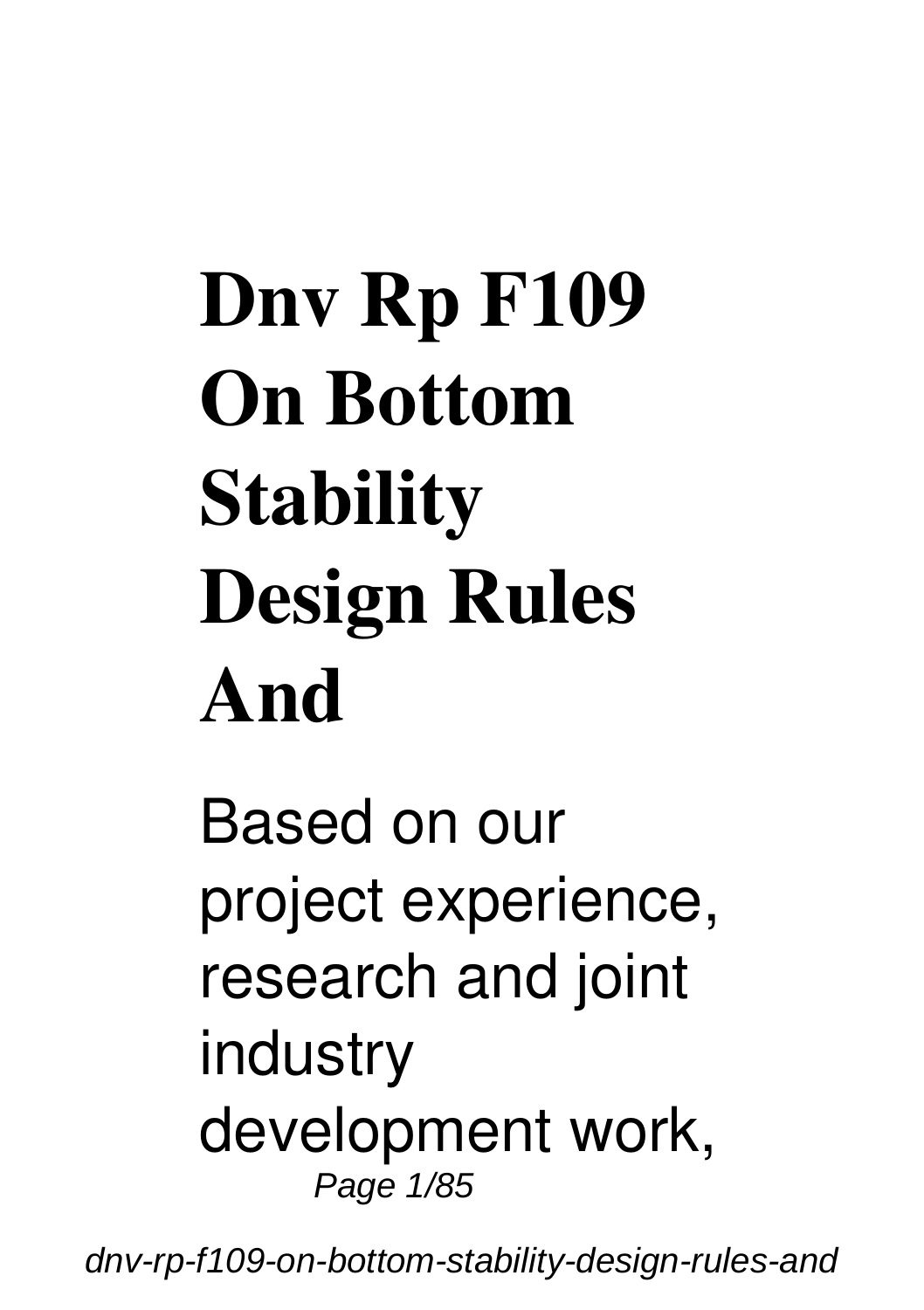# Dnv Rp F109 On Bottom Stability Design Rules And

Based on our project experience, research and joint industry development work,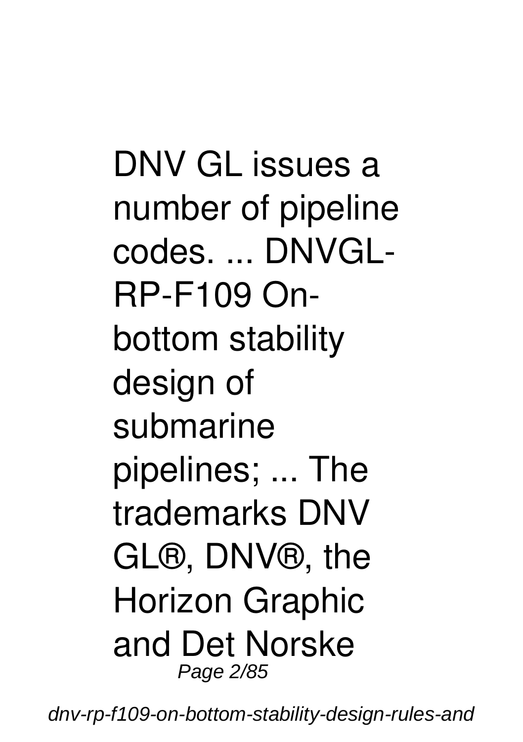DNV GL issues a number of pipeline codes. ... DNVGL-RP-F109 On-bottom stability design of submarine pipelines; ... The trademarks DNV GL®, DNV®, the Horizon Graphic and Det Norske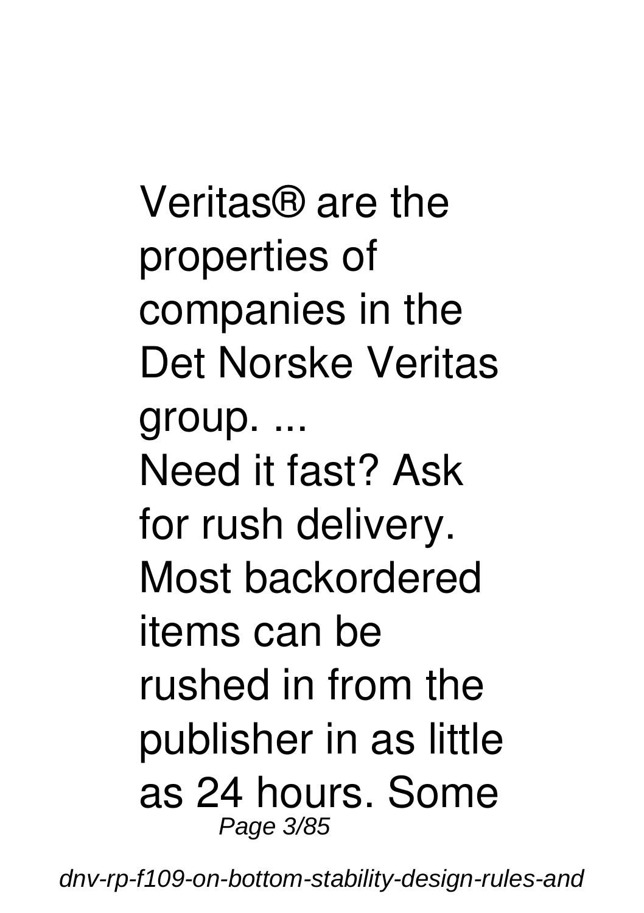Veritas® are the properties of companies in the Det Norske Veritas group. ...
Need it fast? Ask for rush delivery. Most backordered items can be rushed in from the publisher in as little as 24 hours. Some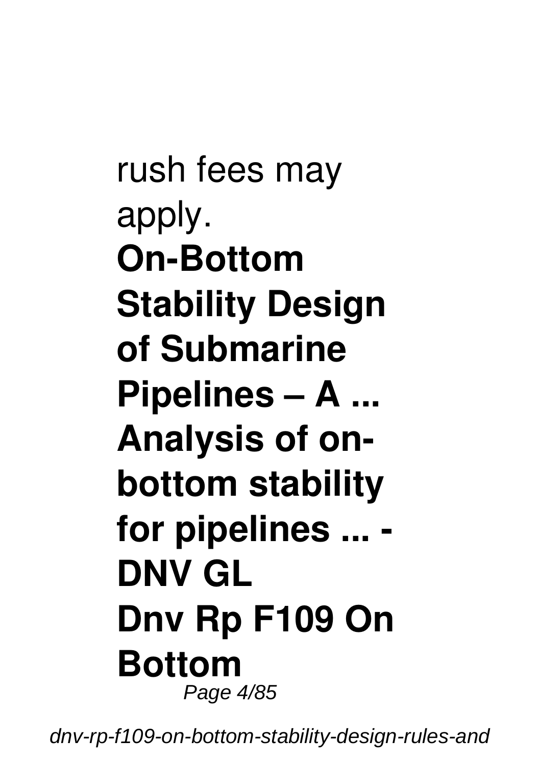rush fees may apply.

**On-Bottom Stability Design of Submarine Pipelines – A ...**

**Analysis of on-bottom stability for pipelines ... - DNV GL**

**Dnv Rp F109 On Bottom**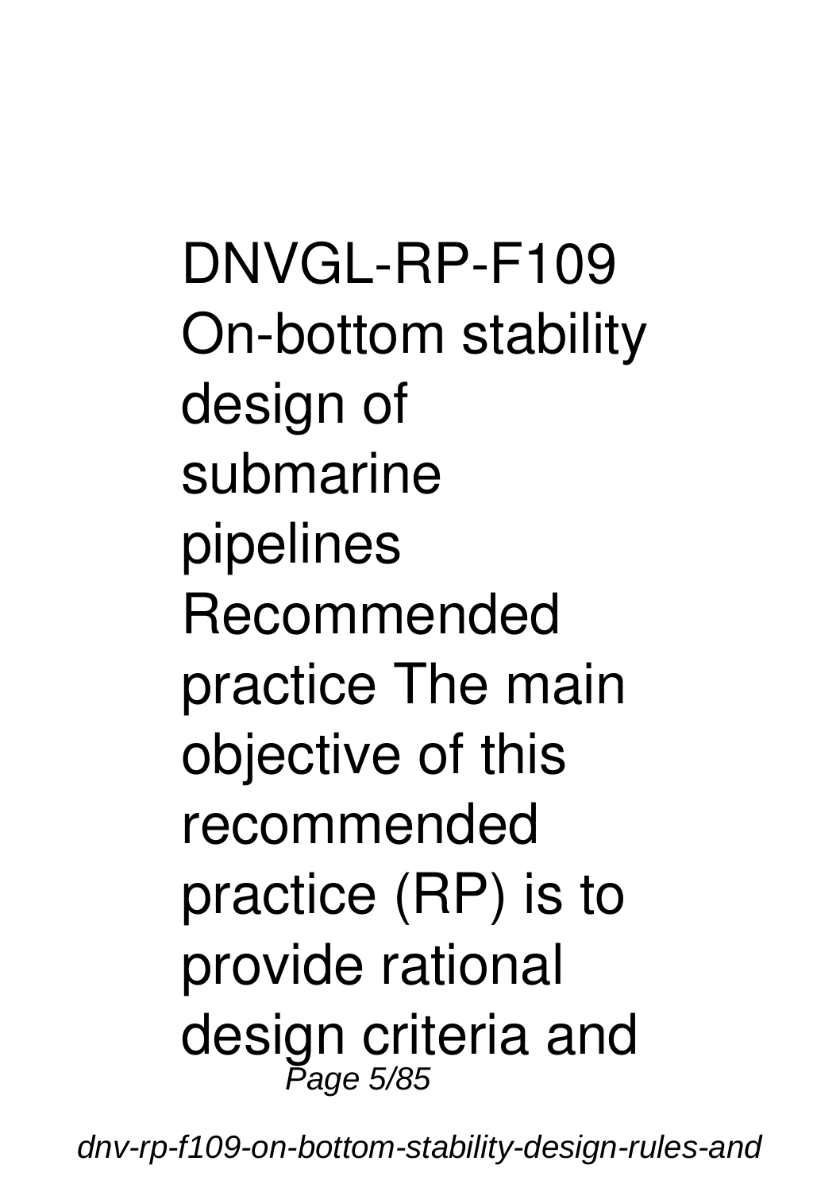DNVGL-RP-F109 On-bottom stability design of submarine pipelines Recommended practice The main objective of this recommended practice (RP) is to provide rational design criteria and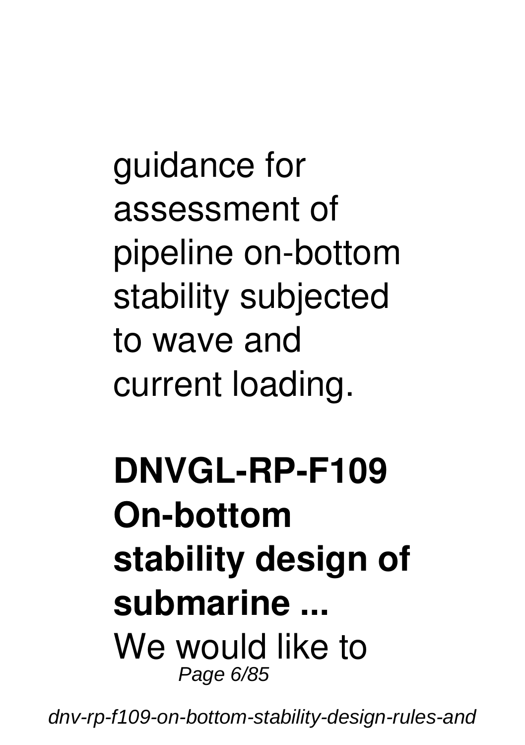guidance for assessment of pipeline on-bottom stability subjected to wave and current loading.

**DNVGL-RP-F109 On-bottom stability design of submarine ...**

We would like to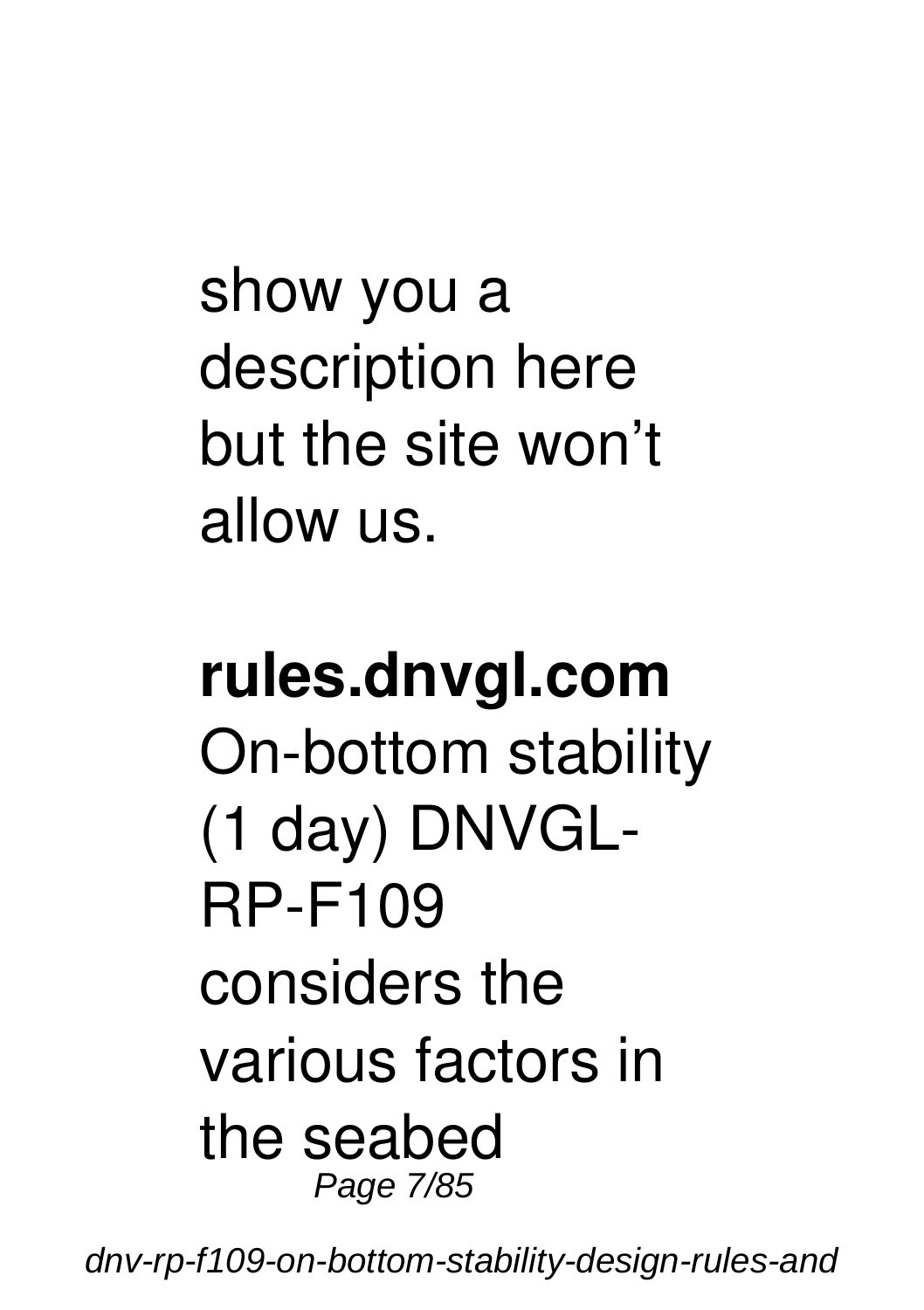show you a description here but the site won't allow us.

**rules.dnvgl.com**

On-bottom stability (1 day) DNVGL-RP-F109 considers the various factors in the seabed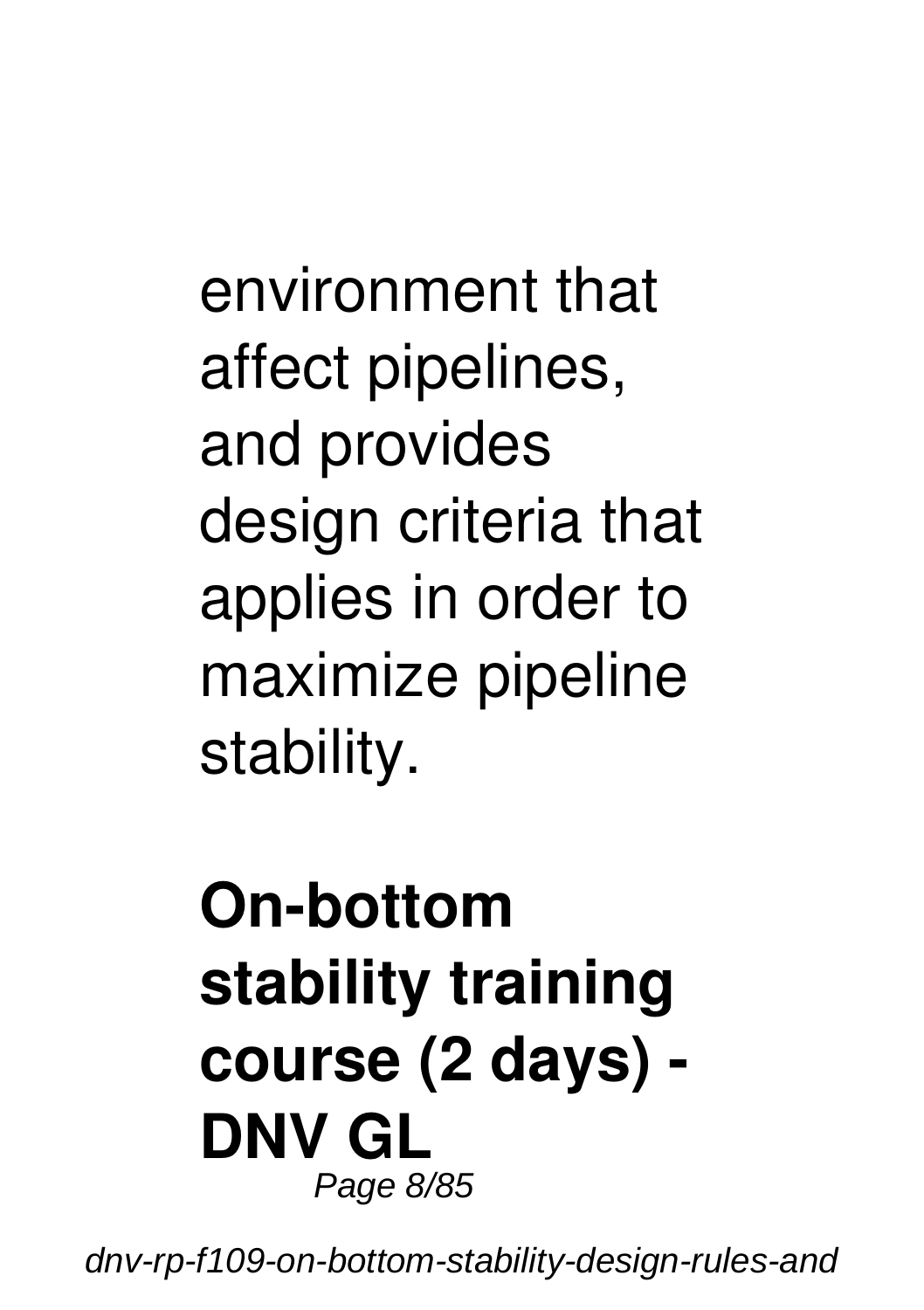environment that affect pipelines, and provides design criteria that applies in order to maximize pipeline stability.

**On-bottom stability training course (2 days) - DNV GL**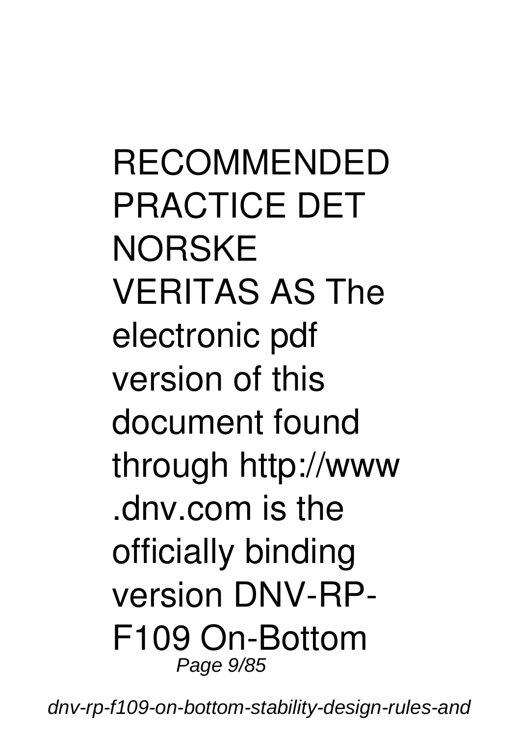RECOMMENDED PRACTICE DET NORSKE VERITAS AS The electronic pdf version of this document found through http://www.dnv.com is the officially binding version DNV-RP-F109 On-Bottom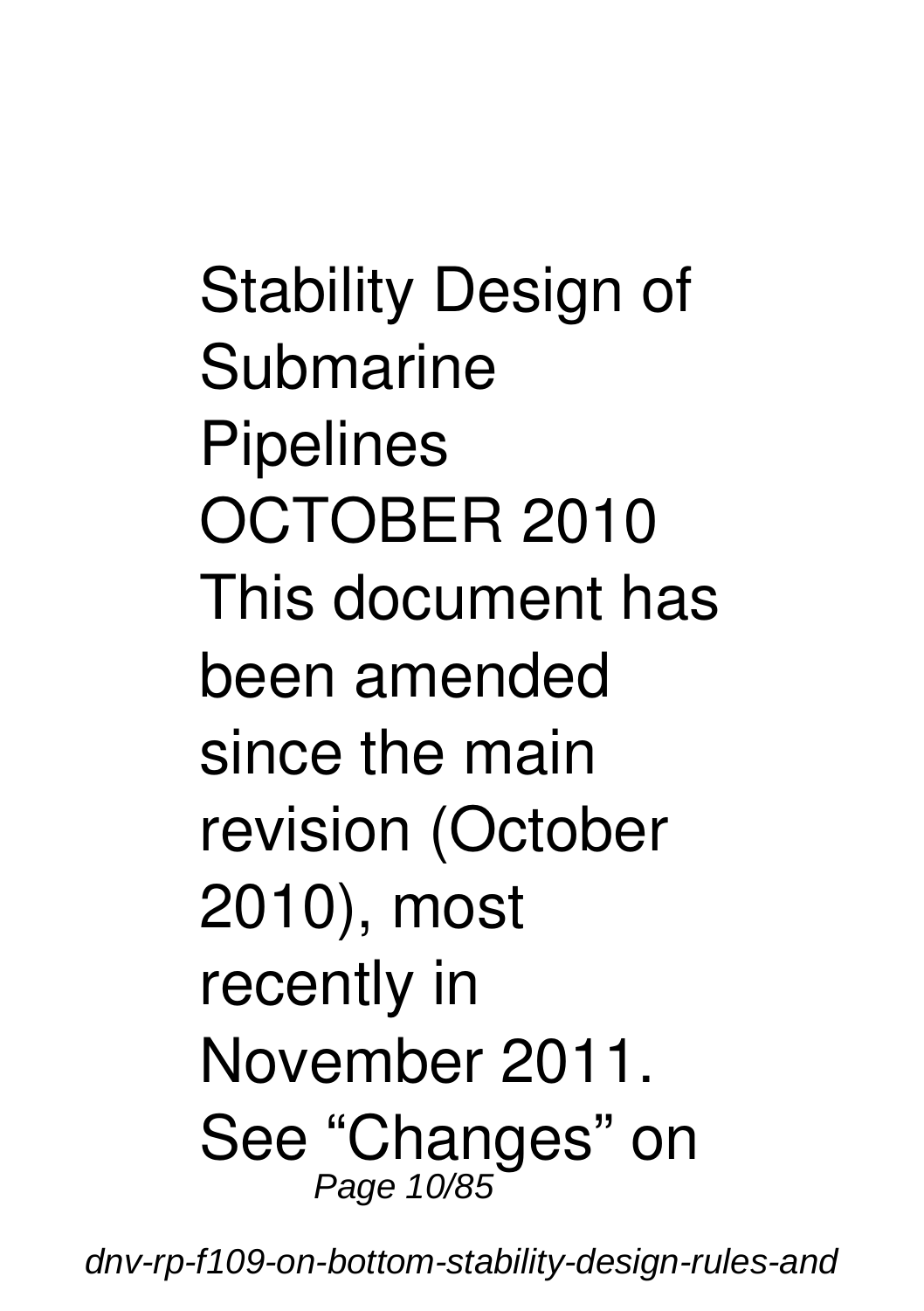Stability Design of Submarine Pipelines OCTOBER 2010 This document has been amended since the main revision (October 2010), most recently in November 2011. See “Changes” on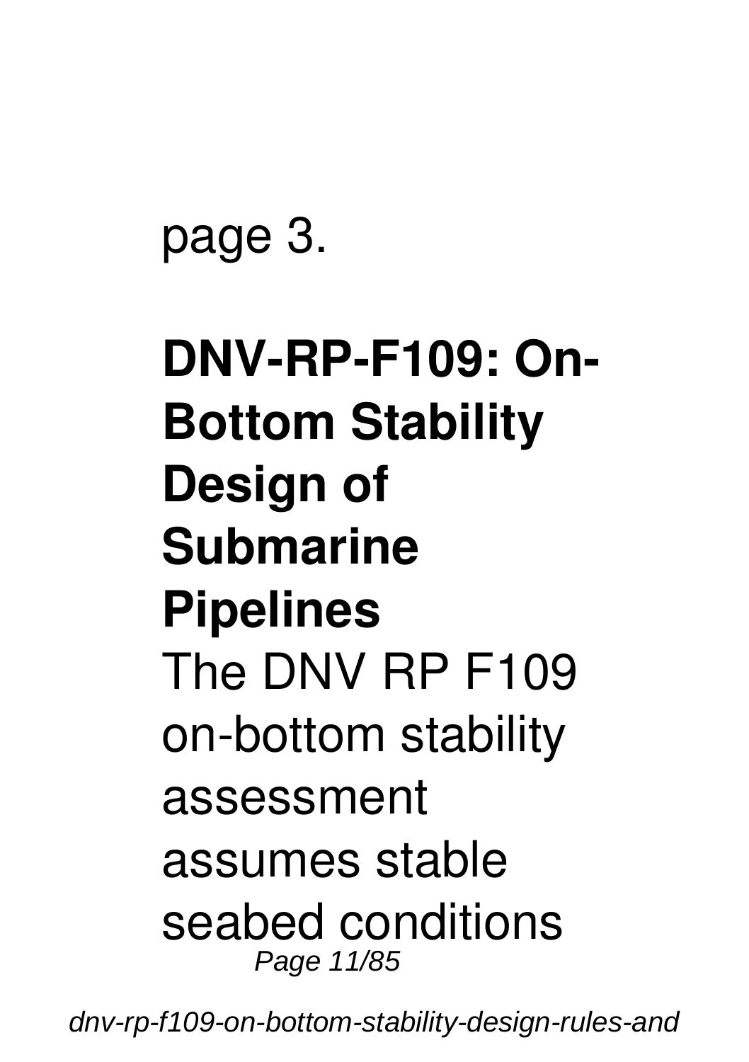page 3.

## DNV-RP-F109: On-Bottom Stability Design of Submarine Pipelines

The DNV RP F109 on-bottom stability assessment assumes stable seabed conditions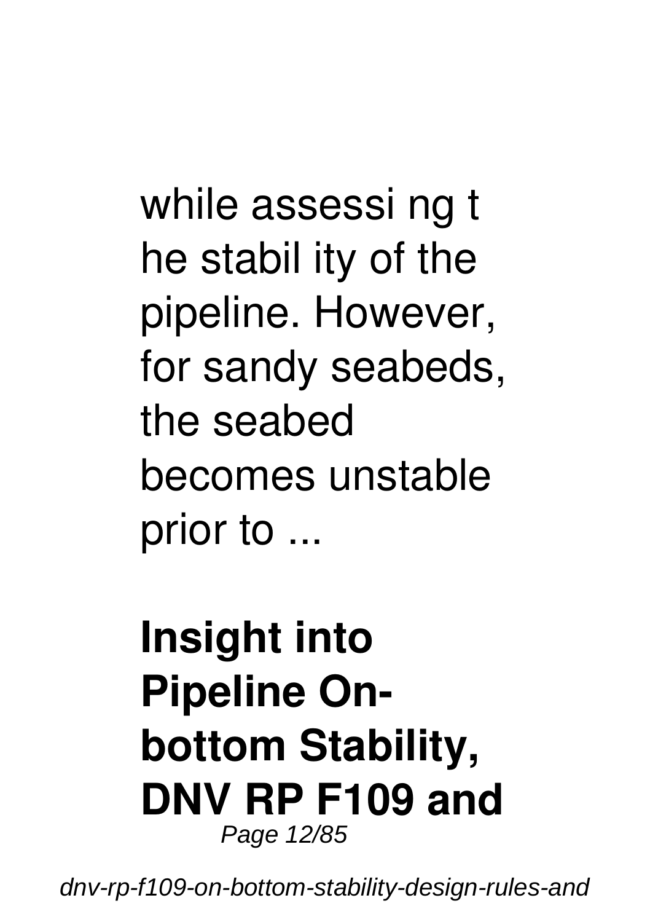while assessi ng t he stabil ity of the pipeline. However, for sandy seabeds, the seabed becomes unstable prior to ...

**Insight into Pipeline On-bottom Stability, DNV RP F109 and**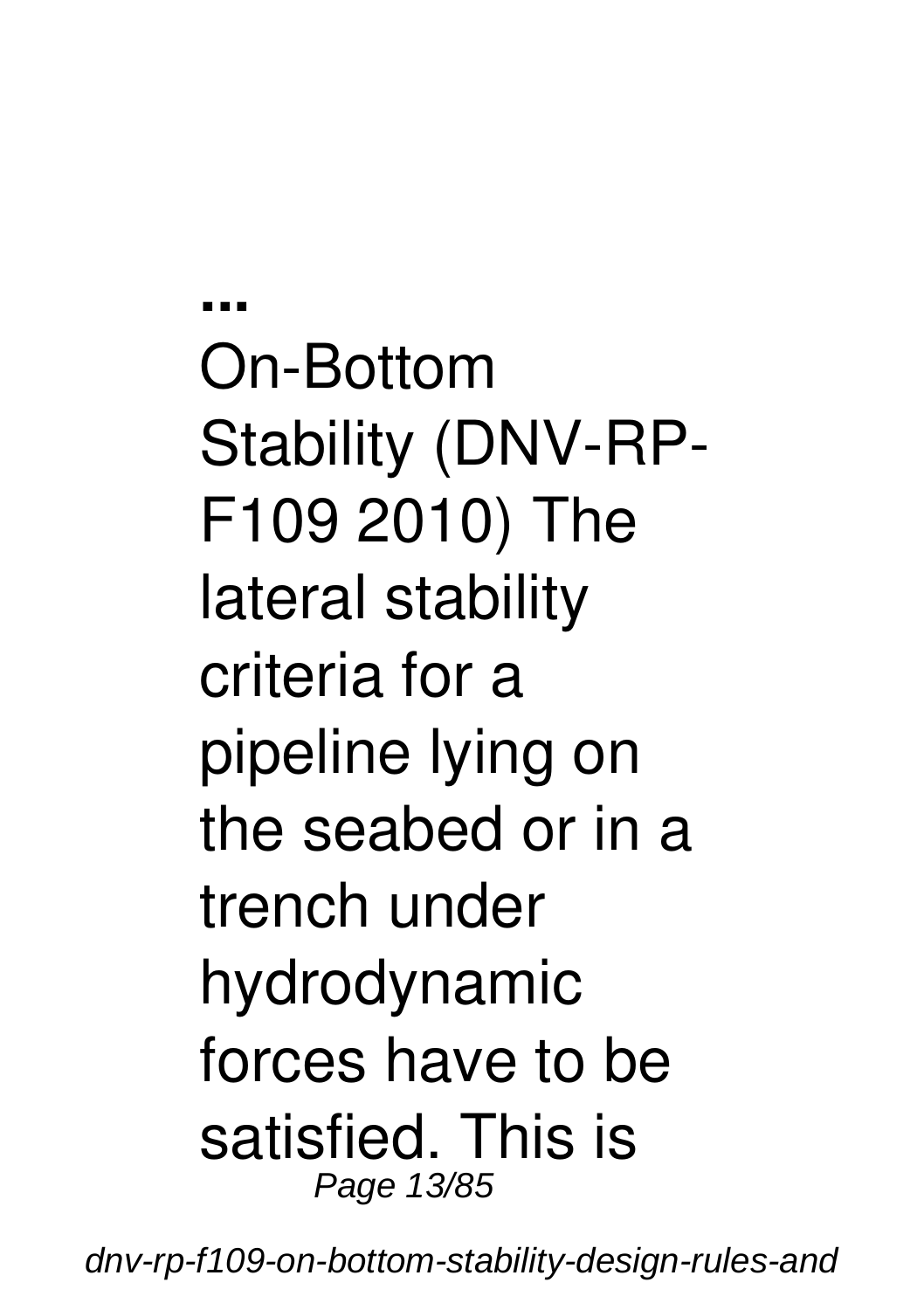**...**

On-Bottom Stability (DNV-RP-F109 2010) The lateral stability criteria for a pipeline lying on the seabed or in a trench under hydrodynamic forces have to be satisfied. This is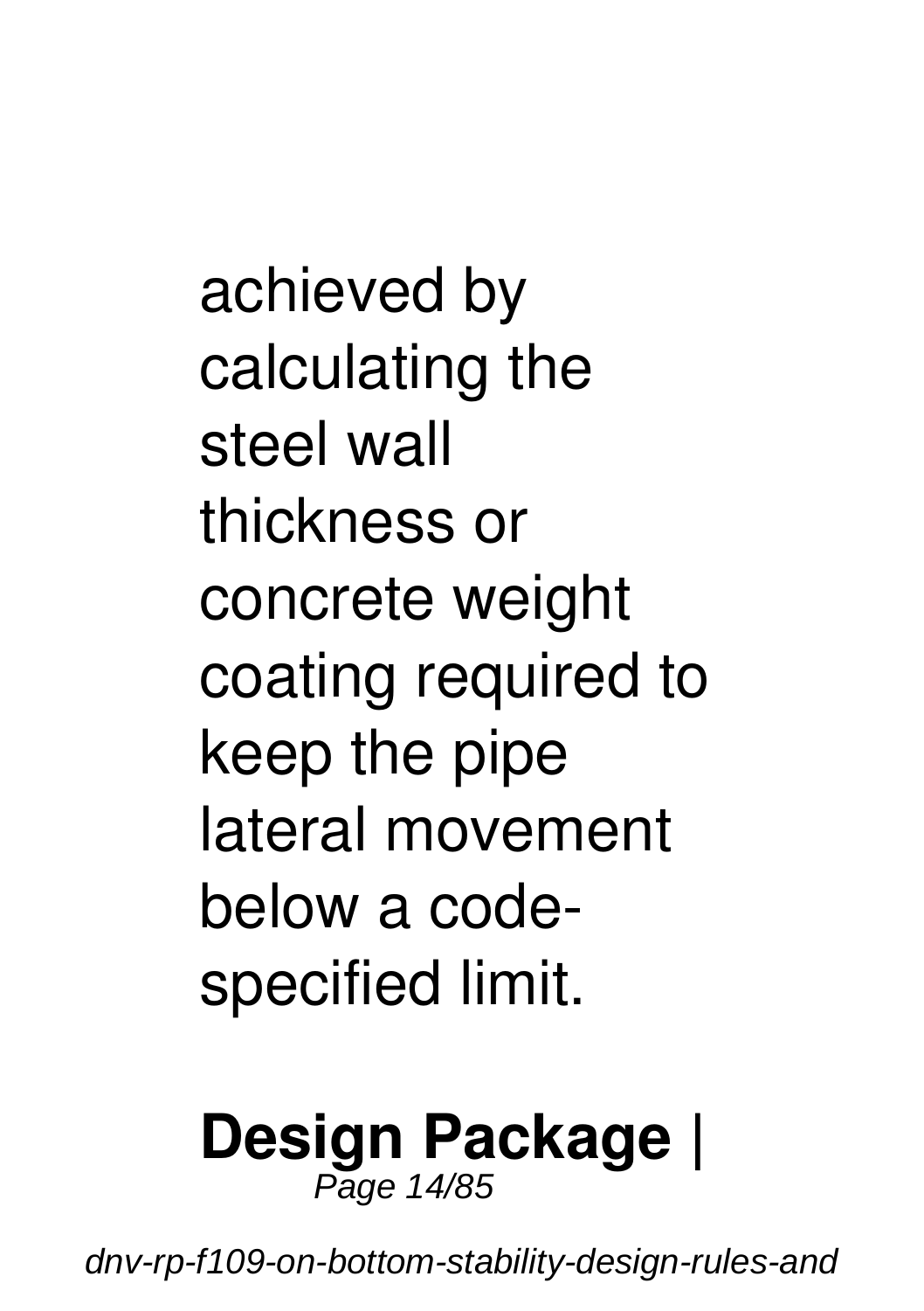achieved by calculating the steel wall thickness or concrete weight coating required to keep the pipe lateral movement below a code-specified limit.

## Design Package |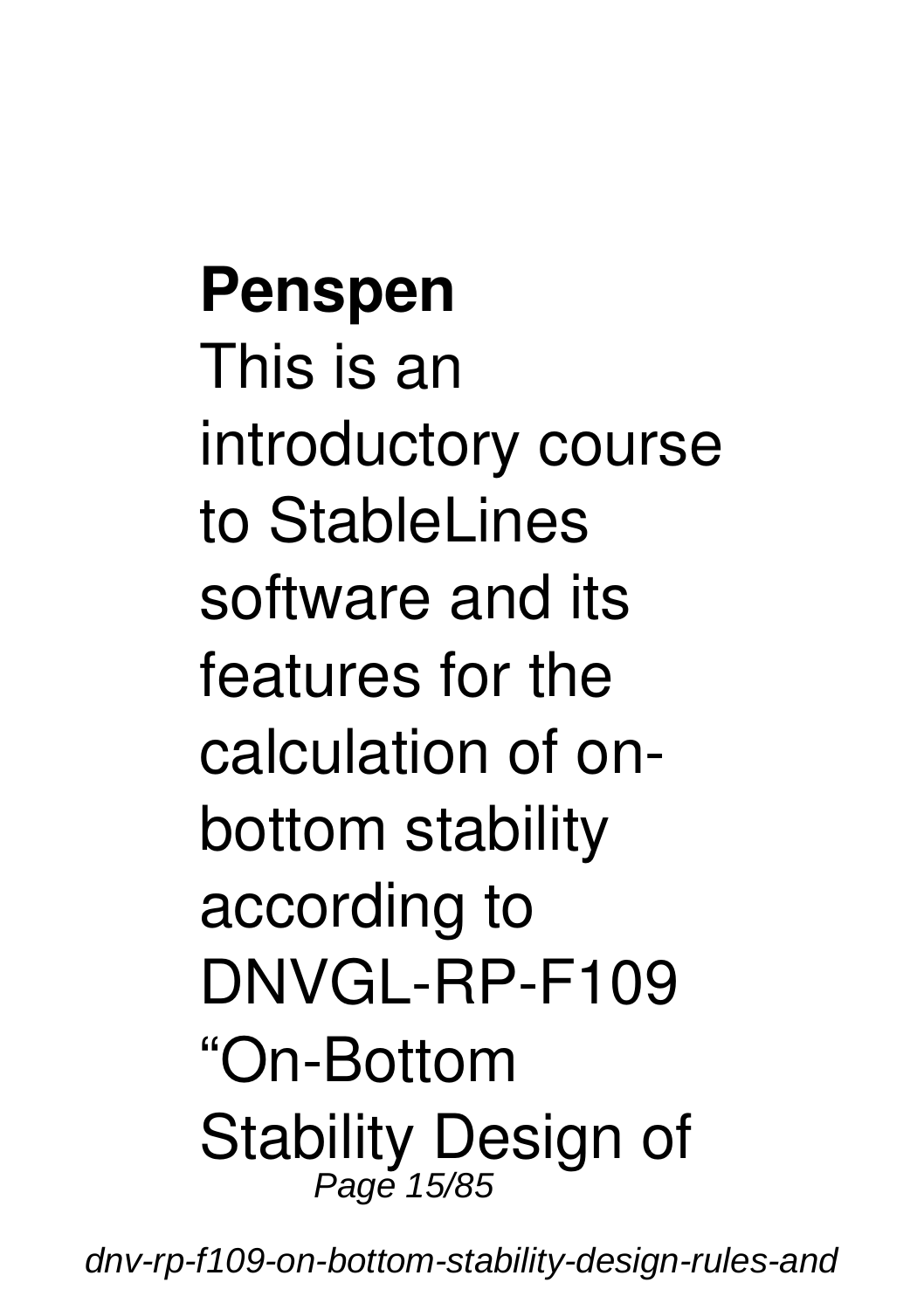**Penspen**

This is an introductory course to StableLines software and its features for the calculation of on-bottom stability according to DNVGL-RP-F109 “On-Bottom Stability Design of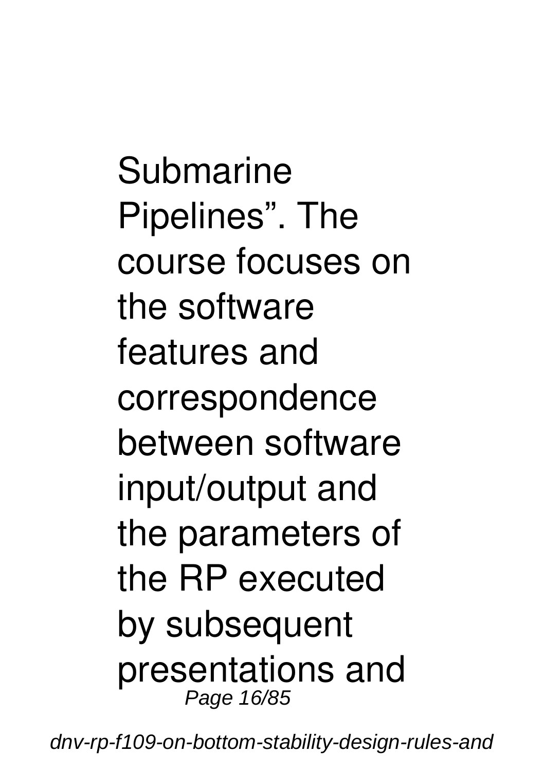Submarine Pipelines". The course focuses on the software features and correspondence between software input/output and the parameters of the RP executed by subsequent presentations and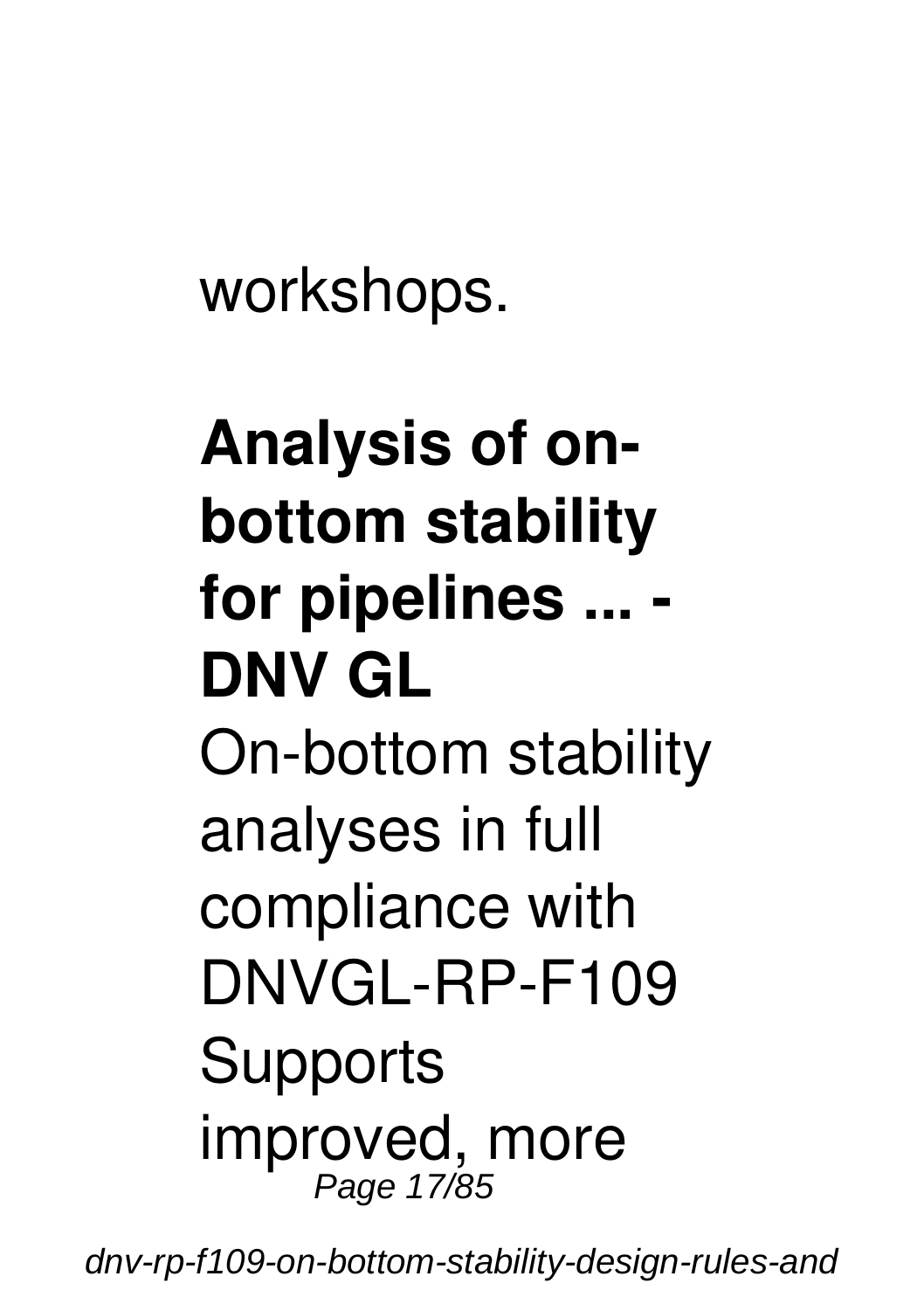workshops.

**Analysis of on-bottom stability for pipelines ... - DNV GL**

On-bottom stability analyses in full compliance with DNVGL-RP-F109 Supports improved, more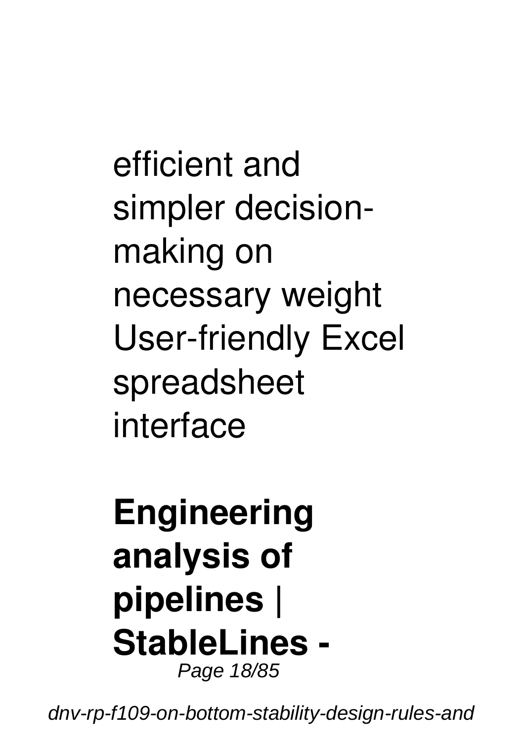efficient and simpler decision-making on necessary weight User-friendly Excel spreadsheet interface

**Engineering analysis of pipelines | StableLines -**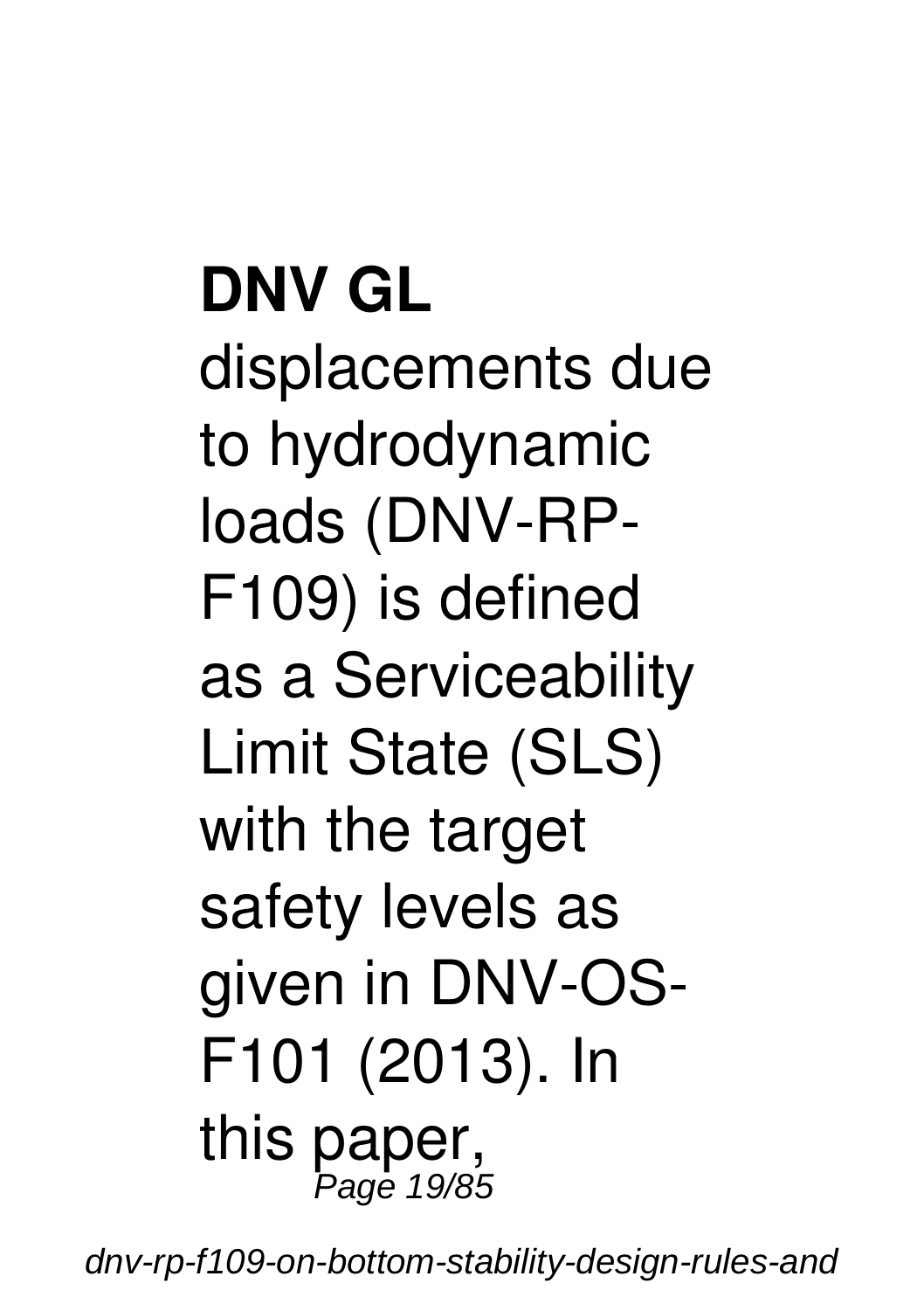**DNV GL**

displacements due to hydrodynamic loads (DNV-RP-F109) is defined as a Serviceability Limit State (SLS) with the target safety levels as given in DNV-OS-F101 (2013). In this paper,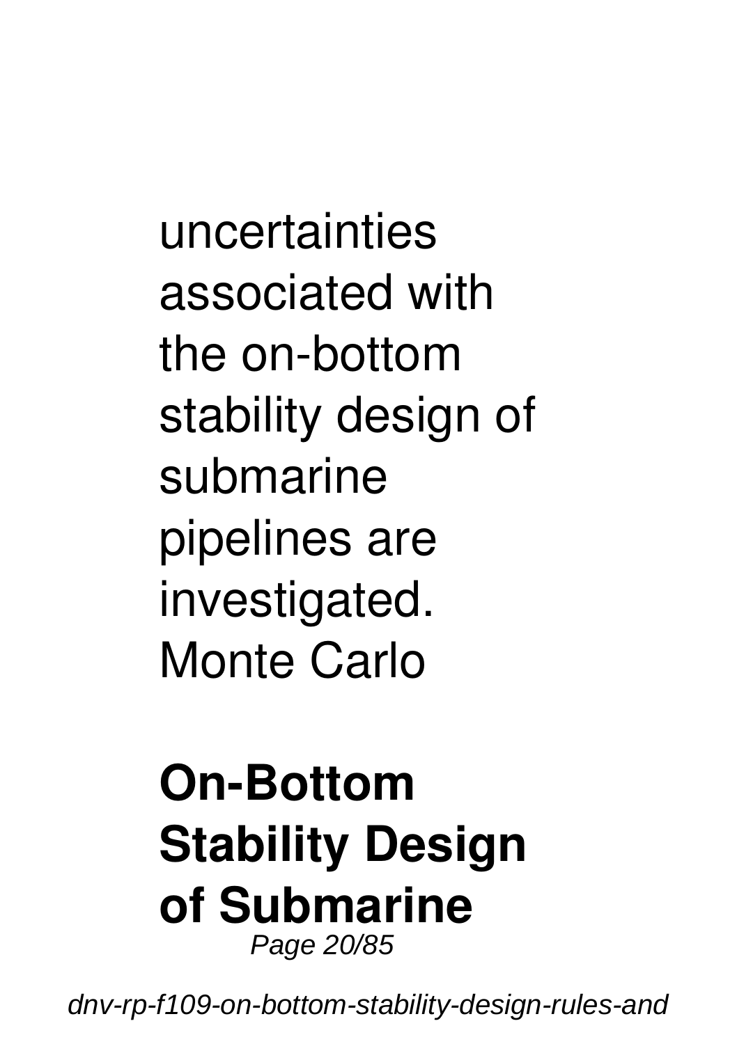uncertainties associated with the on-bottom stability design of submarine pipelines are investigated. Monte Carlo

**On-Bottom Stability Design of Submarine**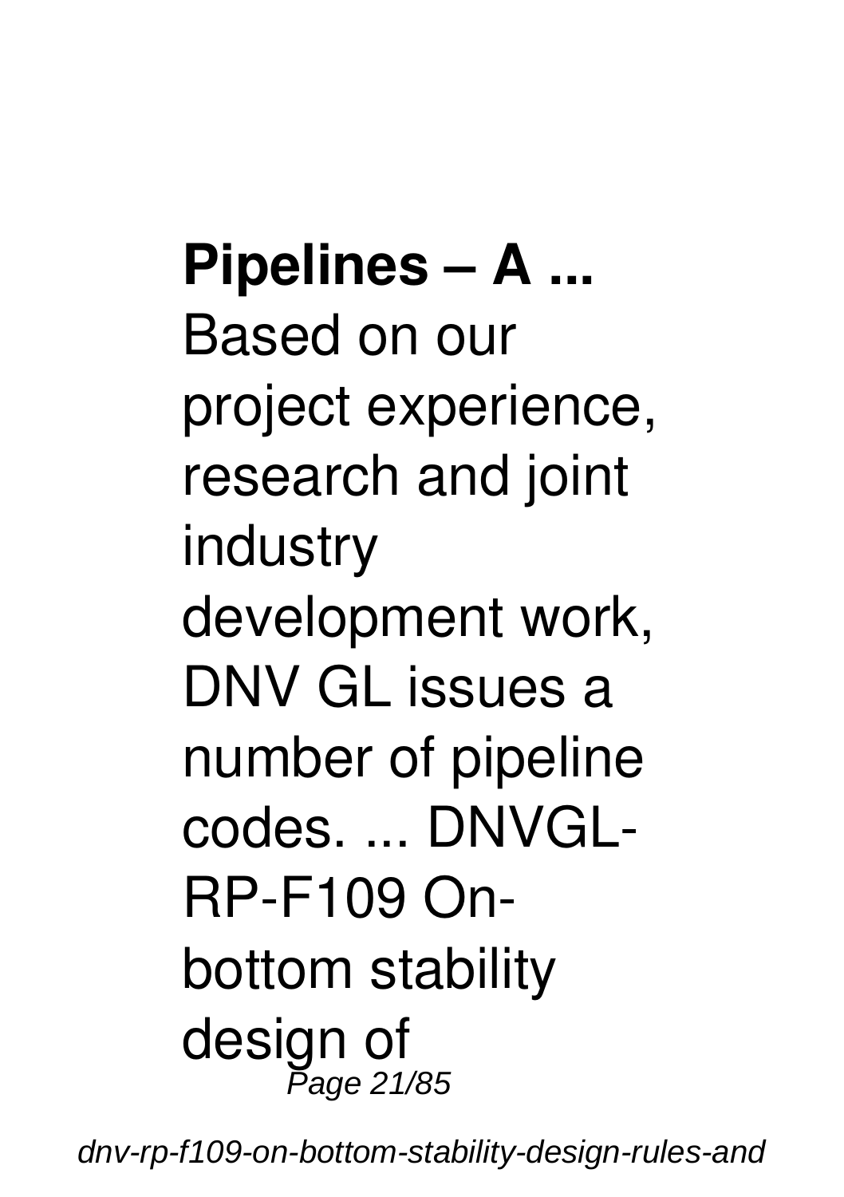**Pipelines – A ...**
Based on our project experience, research and joint industry development work, DNV GL issues a number of pipeline codes. ... DNVGL-RP-F109 On-bottom stability design of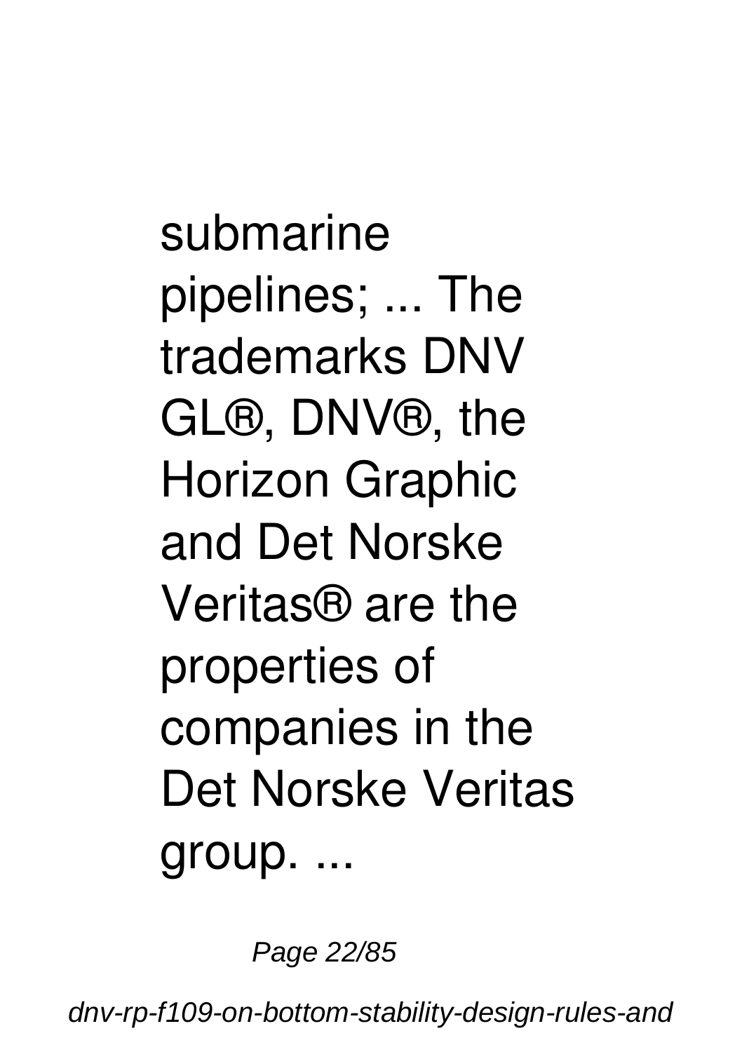submarine pipelines; ... The trademarks DNV GL®, DNV®, the Horizon Graphic and Det Norske Veritas® are the properties of companies in the Det Norske Veritas group. ...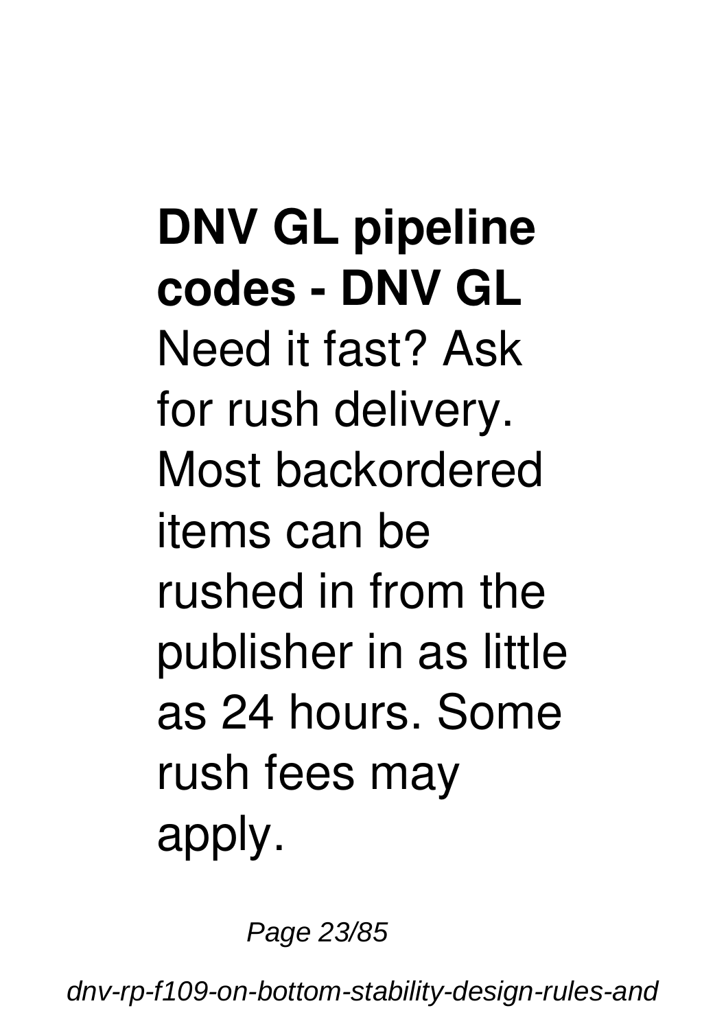**DNV GL pipeline codes - DNV GL**

Need it fast? Ask for rush delivery. Most backordered items can be rushed in from the publisher in as little as 24 hours. Some rush fees may apply.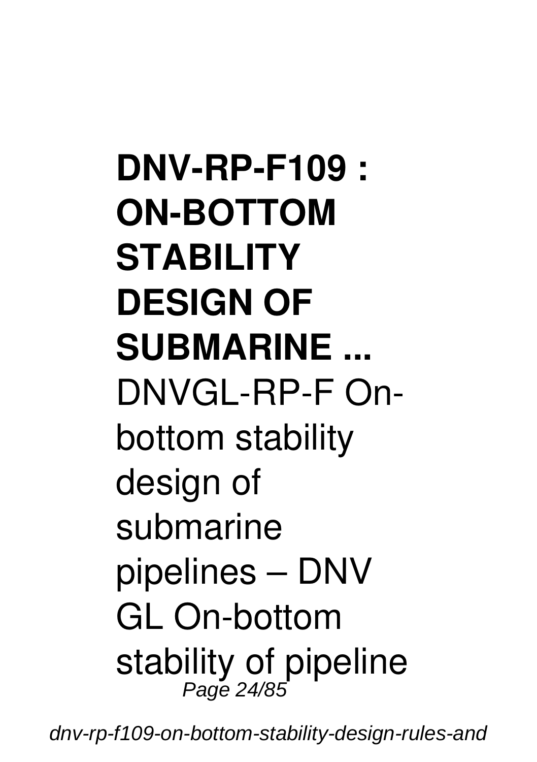**DNV-RP-F109 : ON-BOTTOM STABILITY DESIGN OF SUBMARINE ...**

DNVGL-RP-F On-bottom stability design of submarine pipelines – DNV GL On-bottom stability of pipeline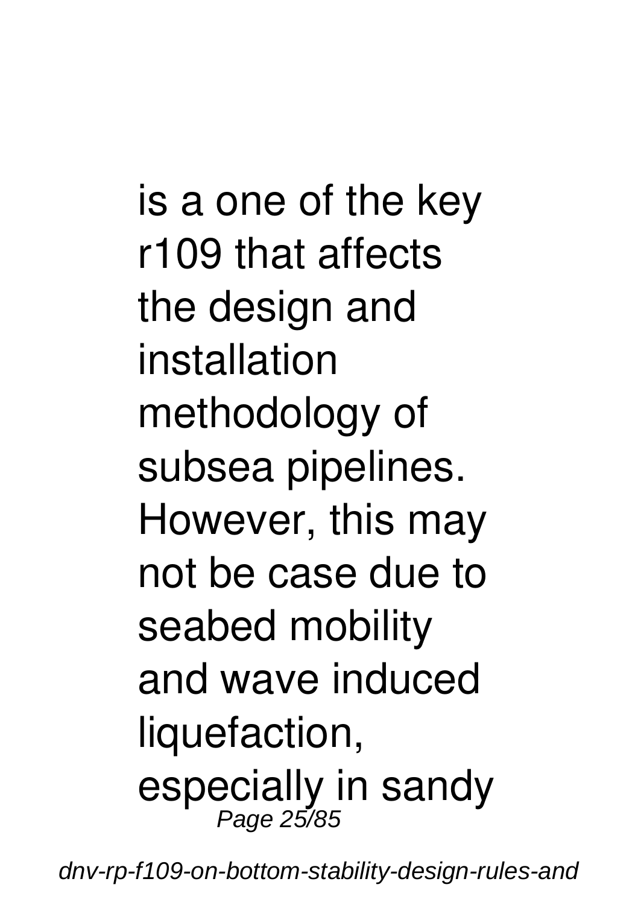is a one of the key r109 that affects the design and installation methodology of subsea pipelines. However, this may not be case due to seabed mobility and wave induced liquefaction, especially in sandy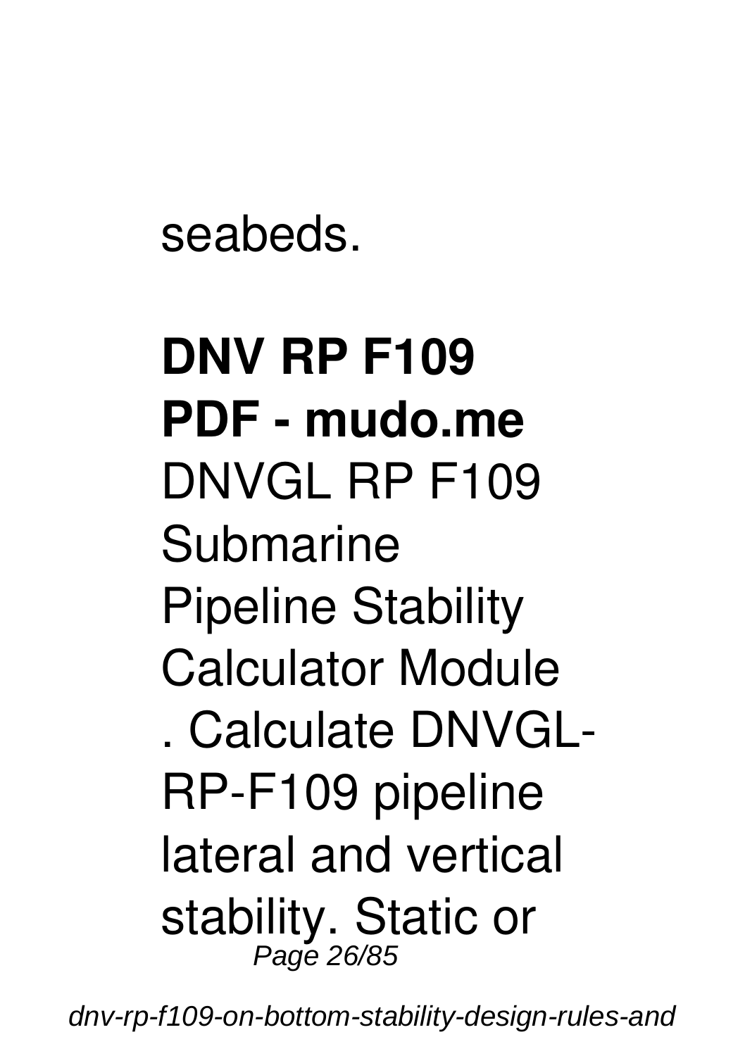seabeds.

**DNV RP F109 PDF - mudo.me**
DNVGL RP F109 Submarine Pipeline Stability Calculator Module . Calculate DNVGL-RP-F109 pipeline lateral and vertical stability. Static or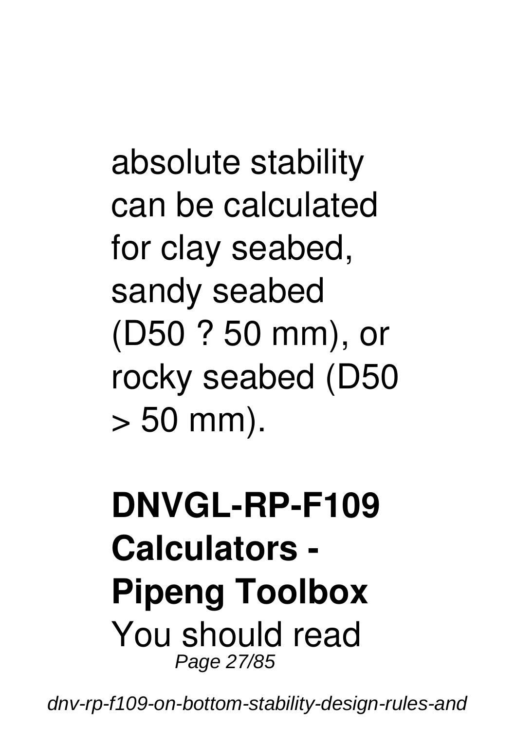absolute stability can be calculated for clay seabed, sandy seabed (D50 ? 50 mm), or rocky seabed (D50 > 50 mm).

**DNVGL-RP-F109 Calculators - Pipeng Toolbox**

You should read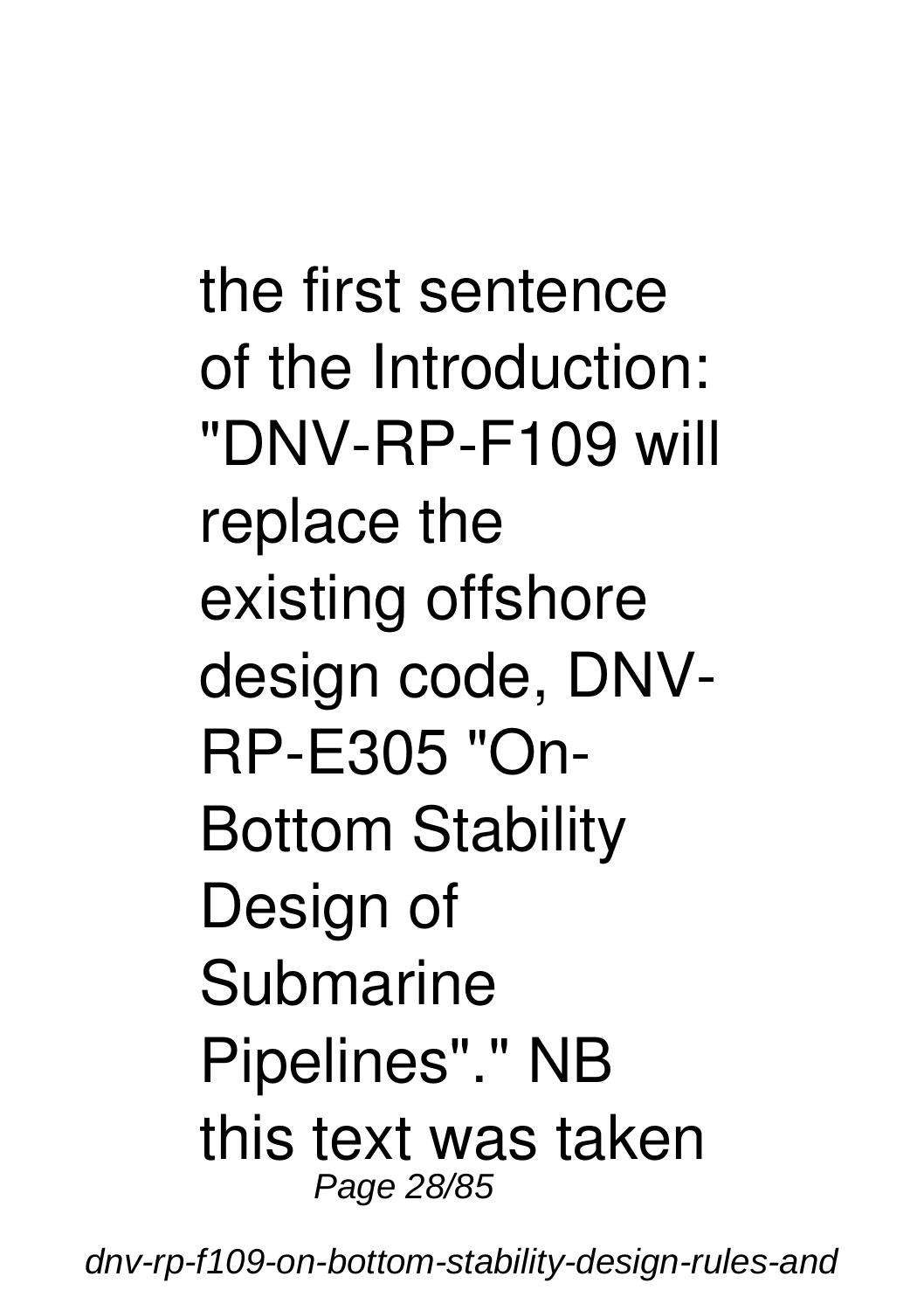the first sentence of the Introduction: "DNV-RP-F109 will replace the existing offshore design code, DNV-RP-E305 "On-Bottom Stability Design of Submarine Pipelines"." NB this text was taken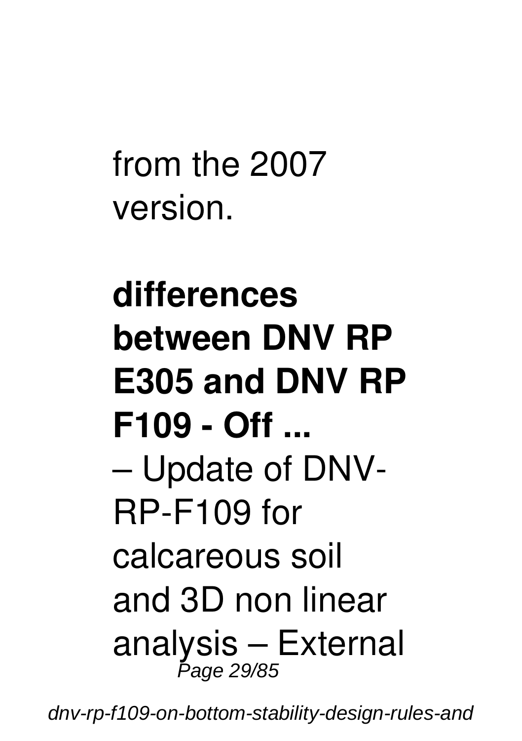from the 2007 version.

**differences between DNV RP E305 and DNV RP F109 - Off ...**

– Update of DNV-RP-F109 for calcareous soil and 3D non linear analysis – External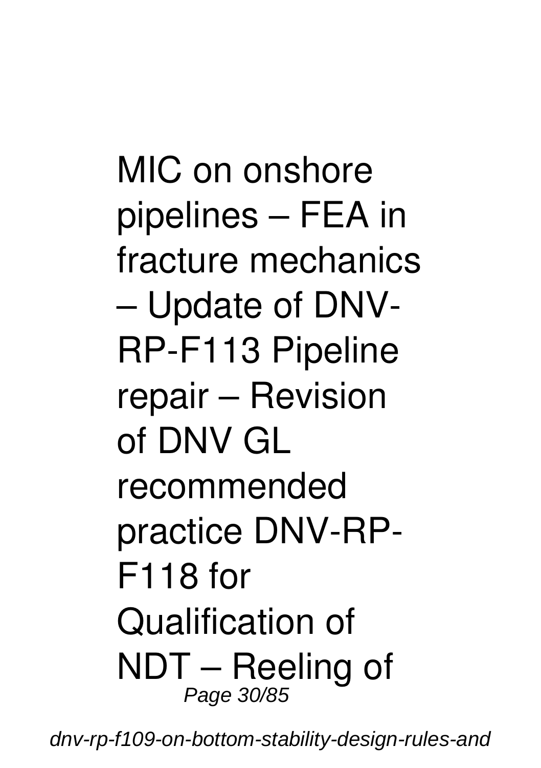MIC on onshore pipelines – FEA in fracture mechanics – Update of DNV-RP-F113 Pipeline repair – Revision of DNV GL recommended practice DNV-RP-F118 for Qualification of NDT – Reeling of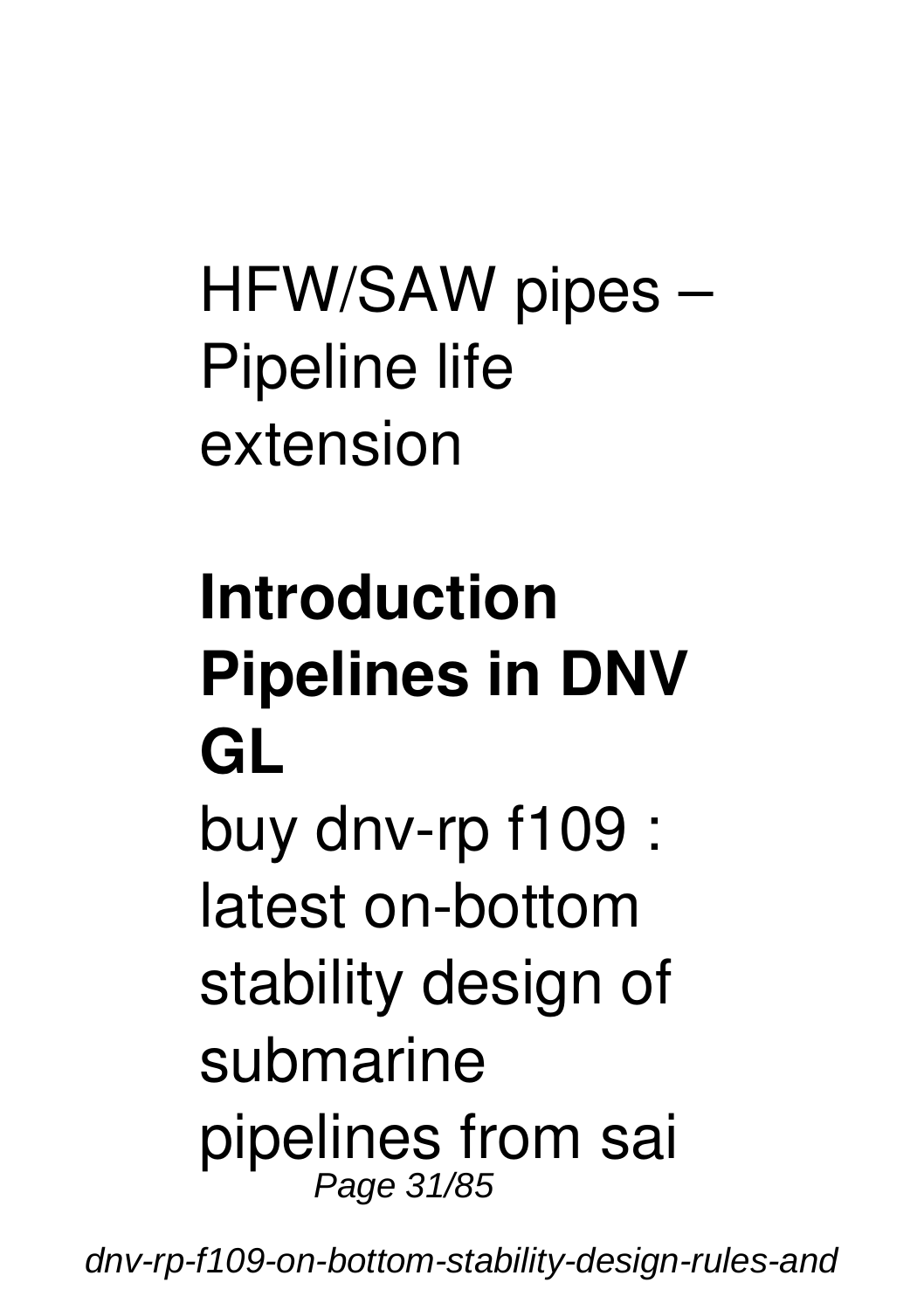HFW/SAW pipes – Pipeline life extension

## Introduction Pipelines in DNV GL

buy dnv-rp f109 : latest on-bottom stability design of submarine pipelines from sai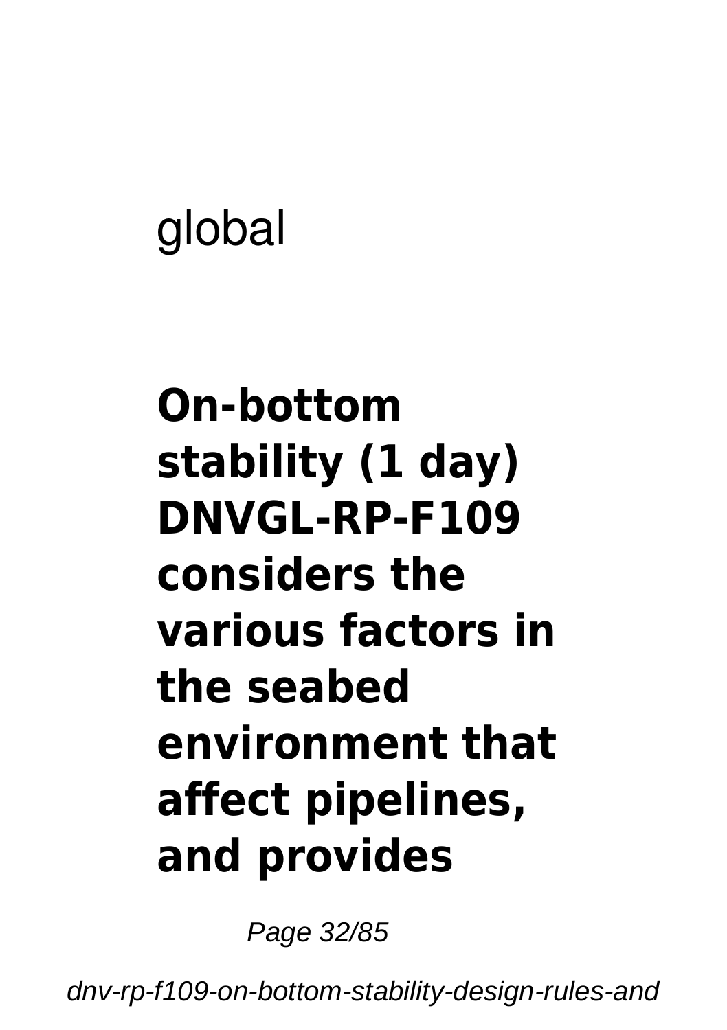global

**On-bottom stability (1 day) DNVGL-RP-F109 considers the various factors in the seabed environment that affect pipelines, and provides**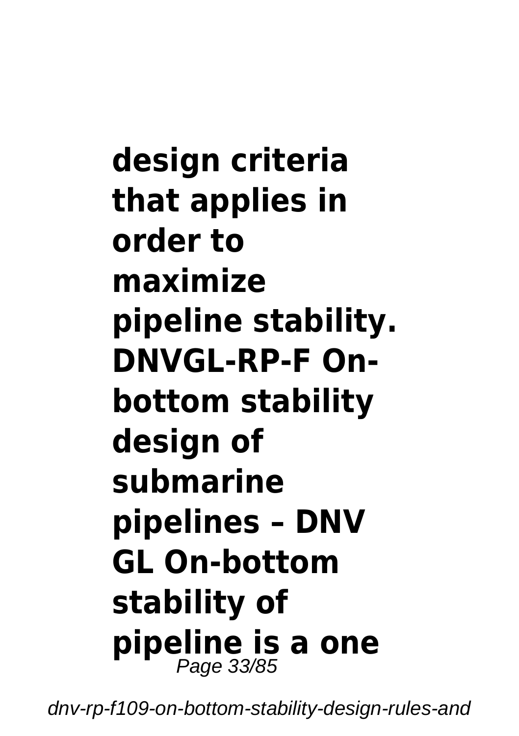**design criteria that applies in order to maximize pipeline stability. DNVGL-RP-F On-bottom stability design of submarine pipelines – DNV GL On-bottom stability of pipeline is a one**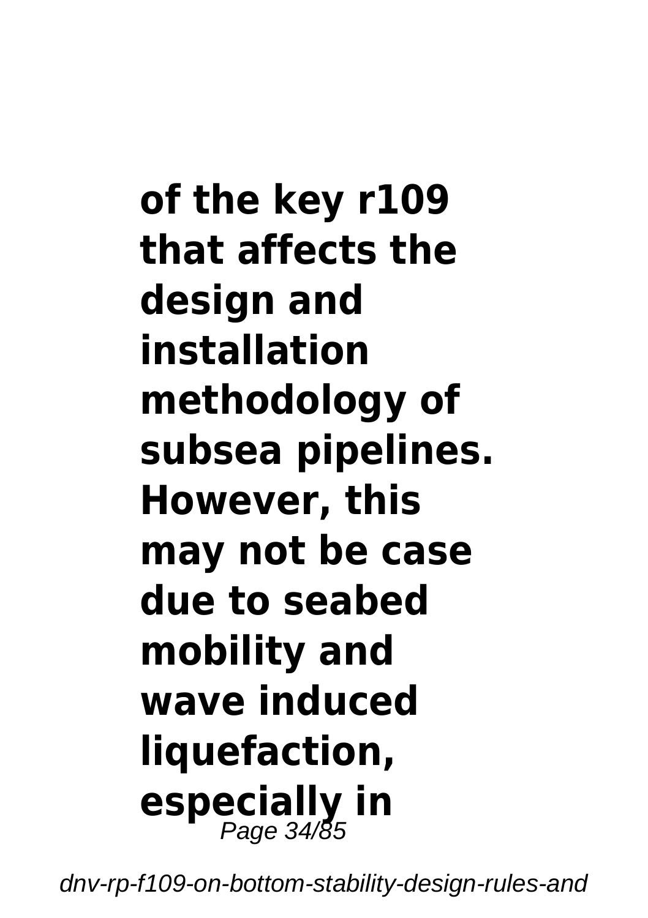**of the key r109 that affects the design and installation methodology of subsea pipelines. However, this may not be case due to seabed mobility and wave induced liquefaction, especially in**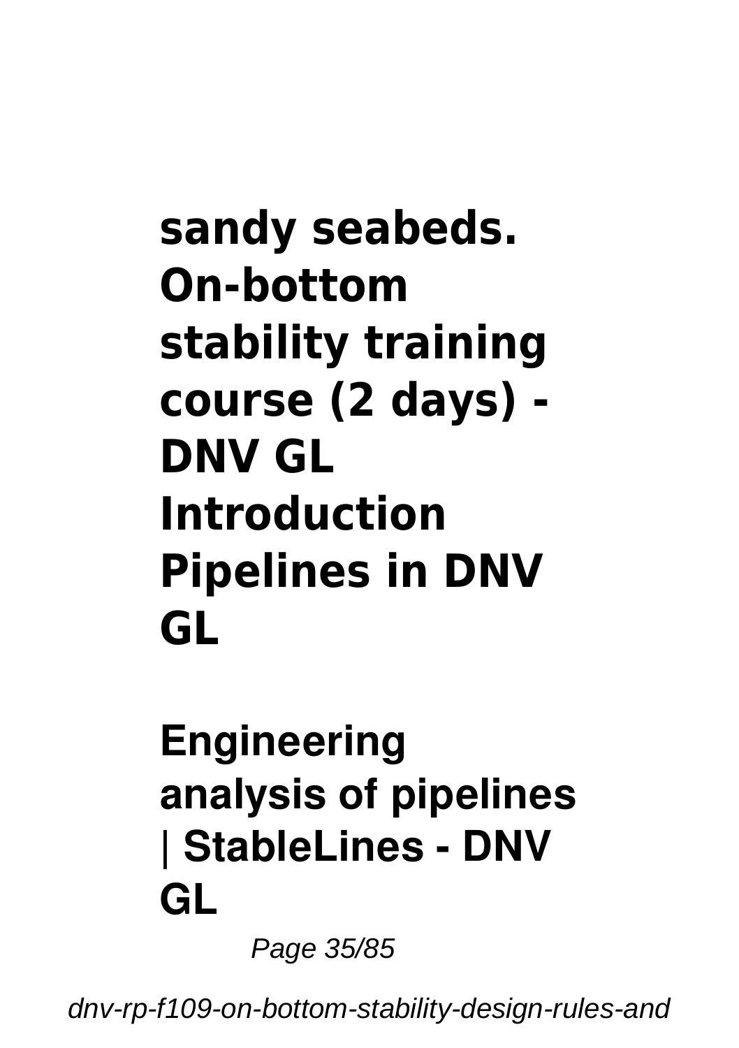**sandy seabeds. On-bottom stability training course (2 days) - DNV GL Introduction Pipelines in DNV GL**

**Engineering analysis of pipelines | StableLines - DNV GL**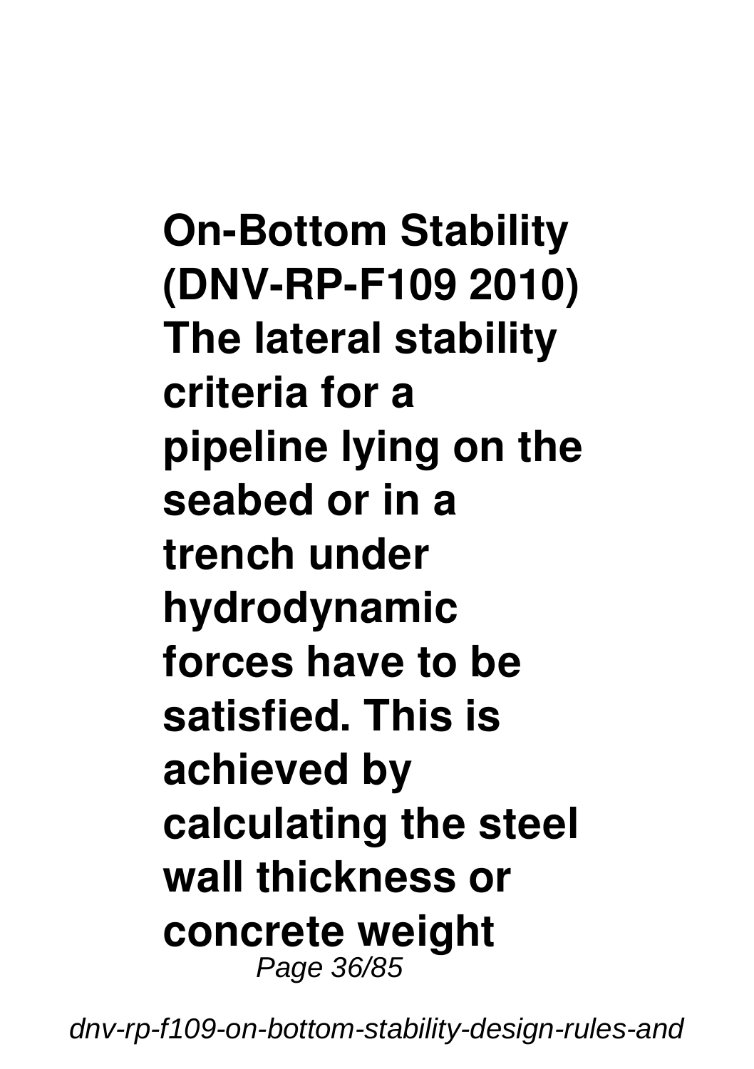**On-Bottom Stability (DNV-RP-F109 2010) The lateral stability criteria for a pipeline lying on the seabed or in a trench under hydrodynamic forces have to be satisfied. This is achieved by calculating the steel wall thickness or concrete weight**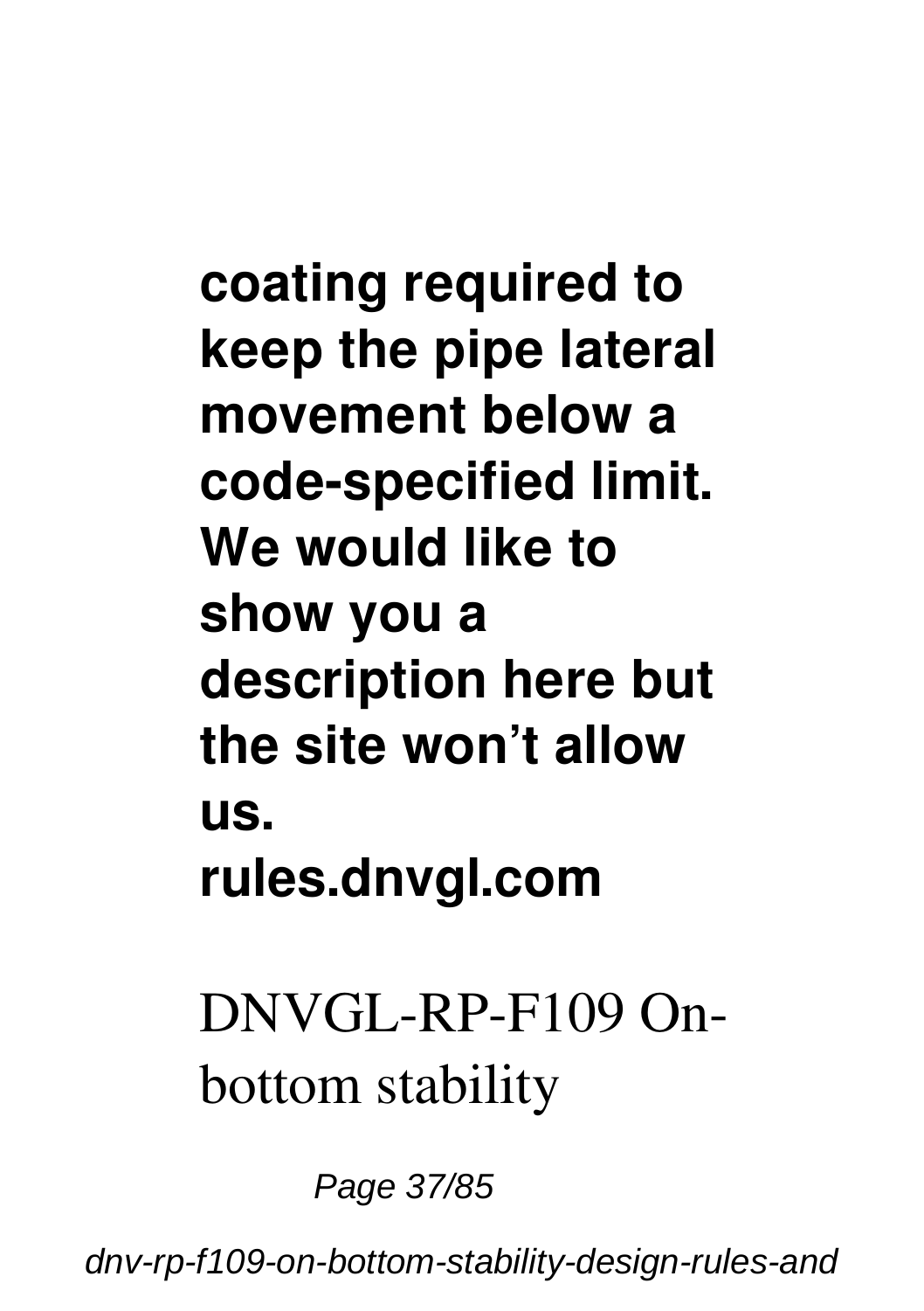**coating required to keep the pipe lateral movement below a code-specified limit. We would like to show you a description here but the site won't allow us.**
**rules.dnvgl.com**

DNVGL-RP-F109 On-bottom stability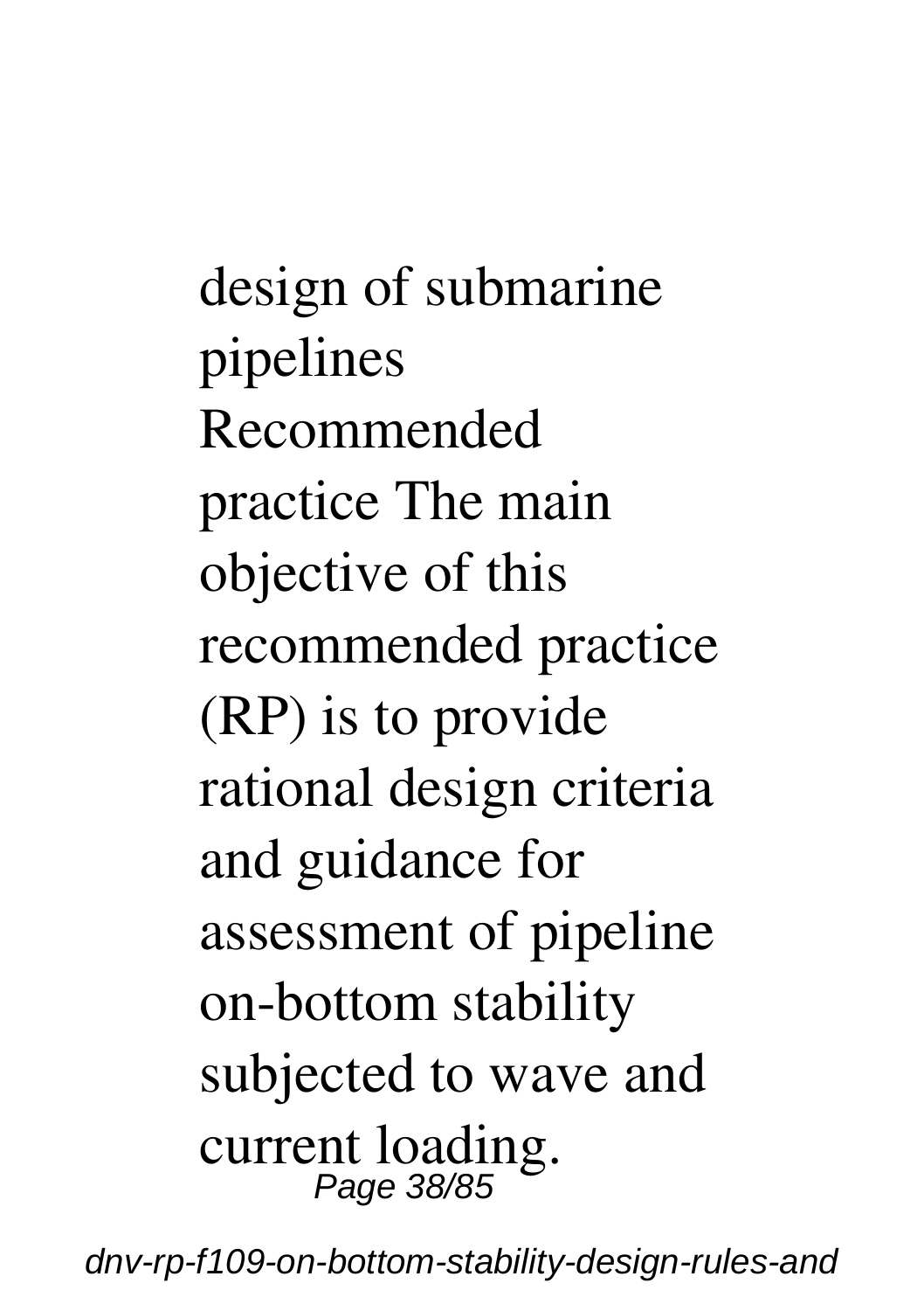design of submarine pipelines Recommended practice The main objective of this recommended practice (RP) is to provide rational design criteria and guidance for assessment of pipeline on-bottom stability subjected to wave and current loading.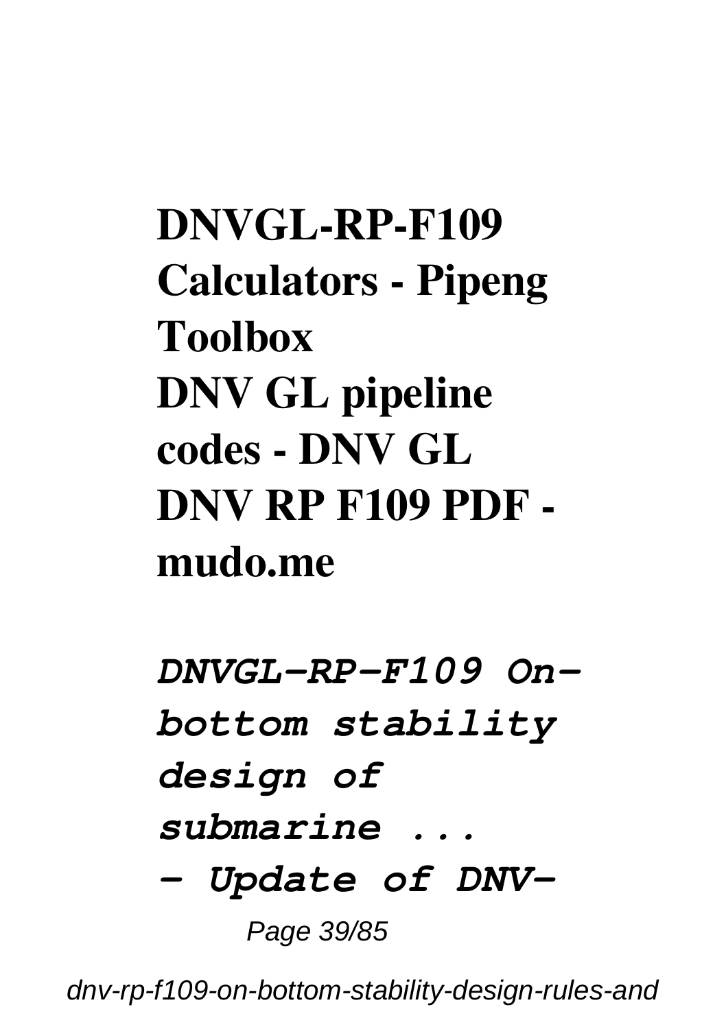**DNVGL-RP-F109 Calculators - Pipeng Toolbox**
**DNV GL pipeline codes - DNV GL**
**DNV RP F109 PDF - mudo.me**

***DNVGL-RP-F109 On-bottom stability design of submarine ...***
***- Update of DNV-***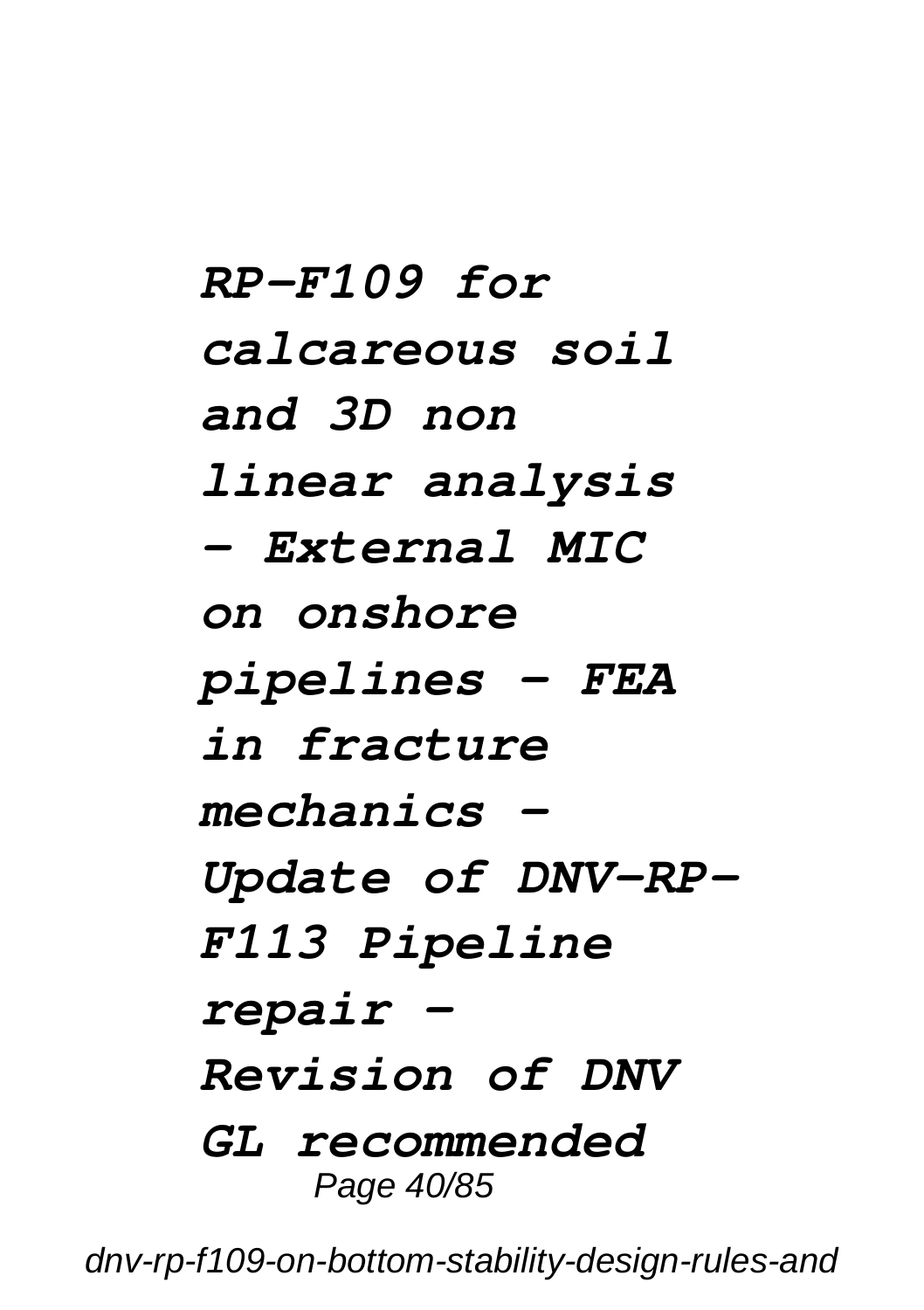*RP-F109 for calcareous soil and 3D non linear analysis - External MIC on onshore pipelines - FEA in fracture mechanics - Update of DNV-RP-F113 Pipeline repair - Revision of DNV GL recommended*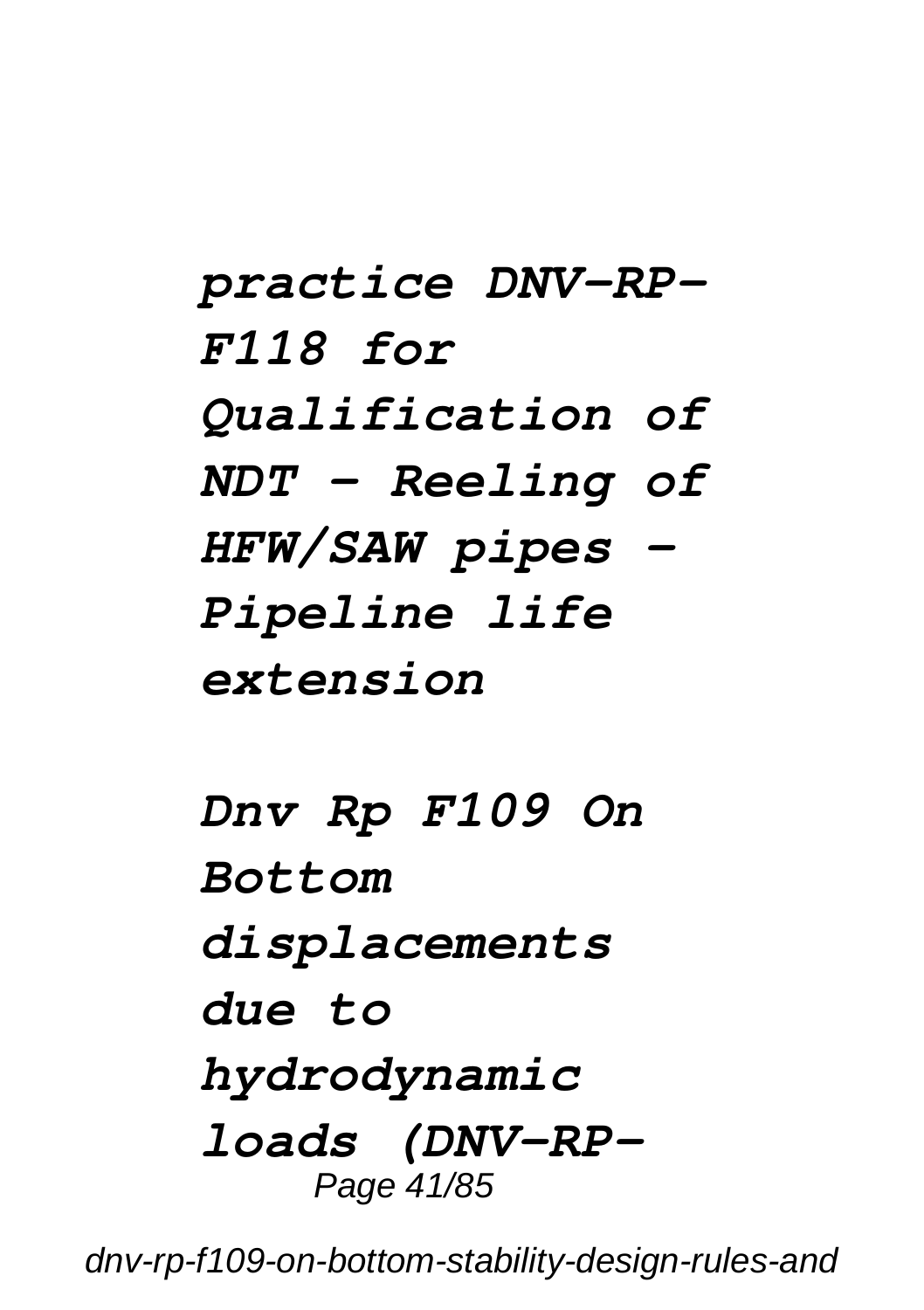***practice DNV-RP-F118 for Qualification of NDT - Reeling of HFW/SAW pipes - Pipeline life extension***

***Dnv Rp F109 On Bottom displacements due to hydrodynamic loads (DNV-RP-***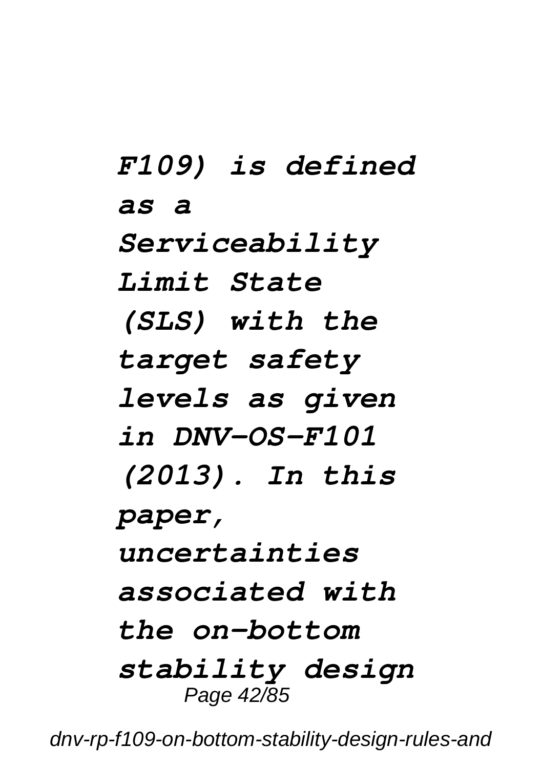*F109) is defined as a Serviceability Limit State (SLS) with the target safety levels as given in DNV-OS-F101 (2013). In this paper, uncertainties associated with the on-bottom stability design*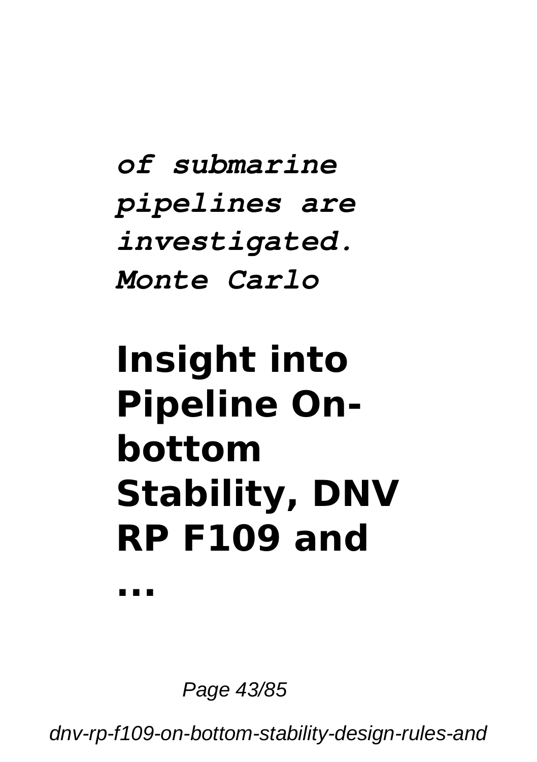***of submarine pipelines are investigated. Monte Carlo***

# Insight into Pipeline On-bottom Stability, DNV RP F109 and ...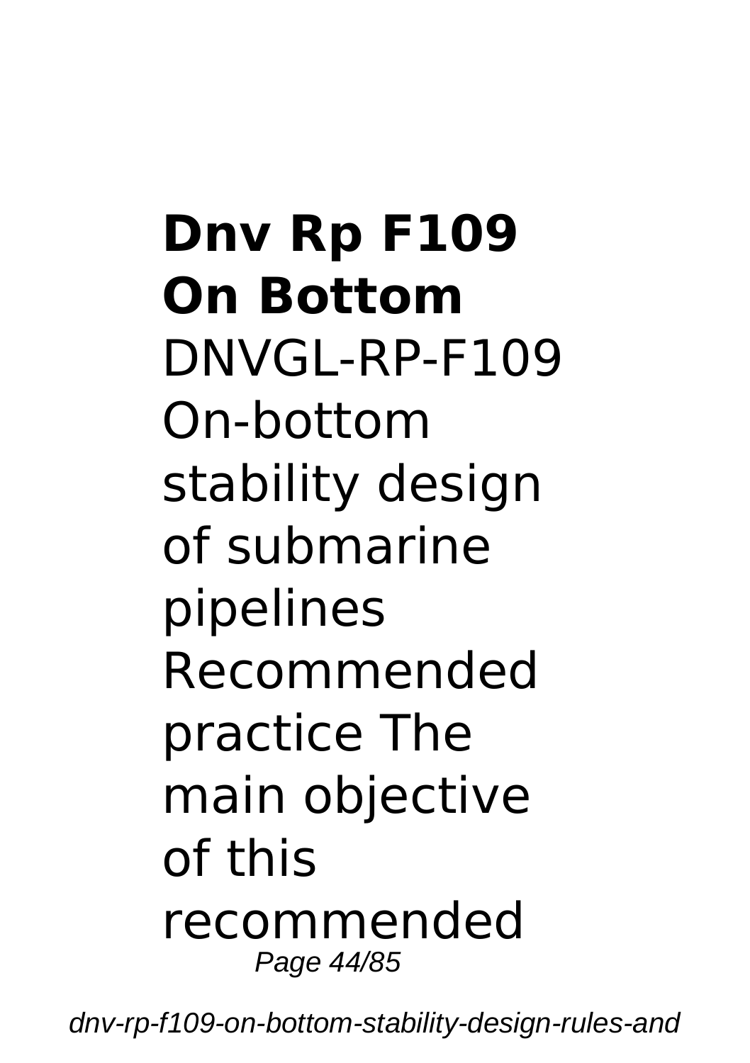**Dnv Rp F109 On Bottom**

DNVGL-RP-F109 On-bottom stability design of submarine pipelines Recommended practice The main objective of this recommended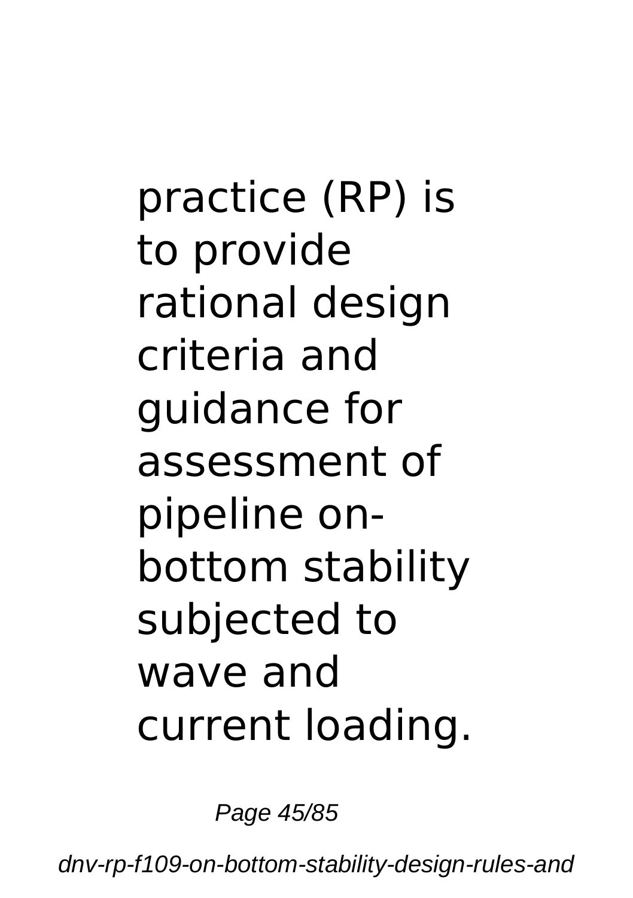practice (RP) is to provide rational design criteria and guidance for assessment of pipeline on-bottom stability subjected to wave and current loading.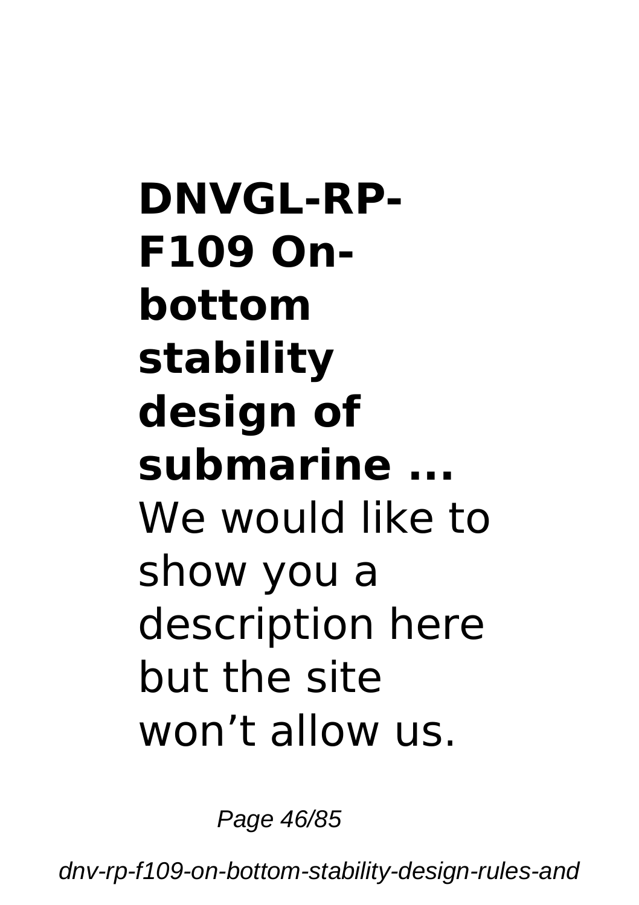**DNVGL-RP-F109 On-bottom stability design of submarine ...**

We would like to show you a description here but the site won’t allow us.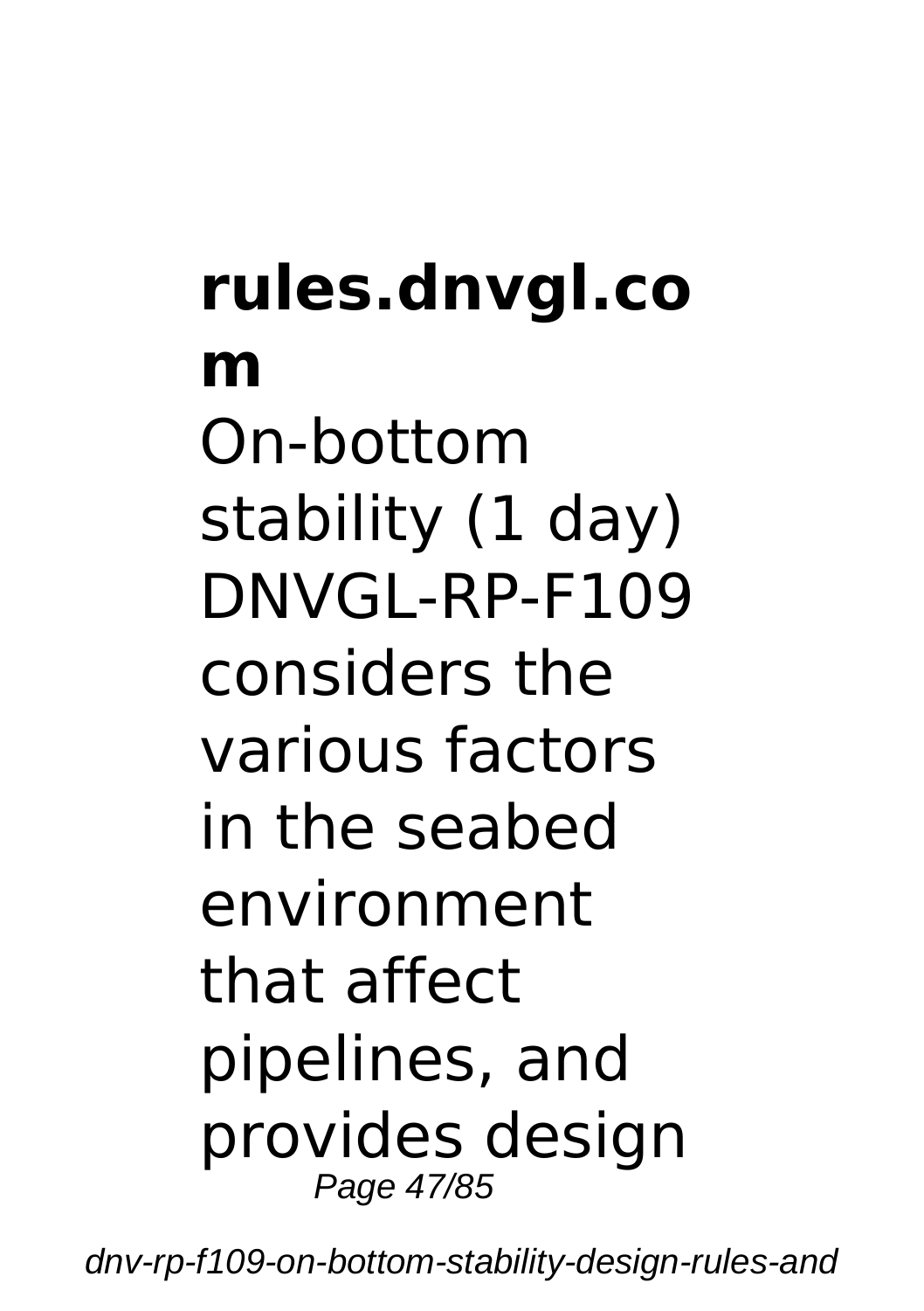**rules.dnvgl.com**

On-bottom stability (1 day) DNVGL-RP-F109 considers the various factors in the seabed environment that affect pipelines, and provides design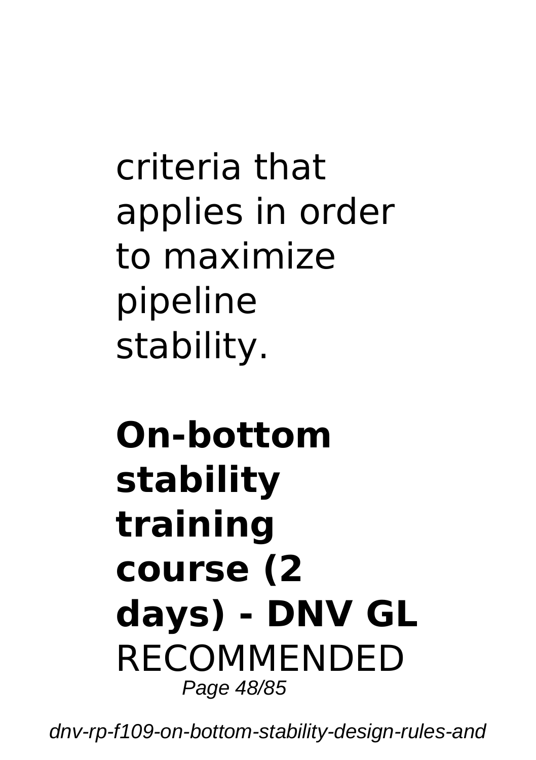criteria that applies in order to maximize pipeline stability.

**On-bottom stability training course (2 days) - DNV GL**

RECOMMENDED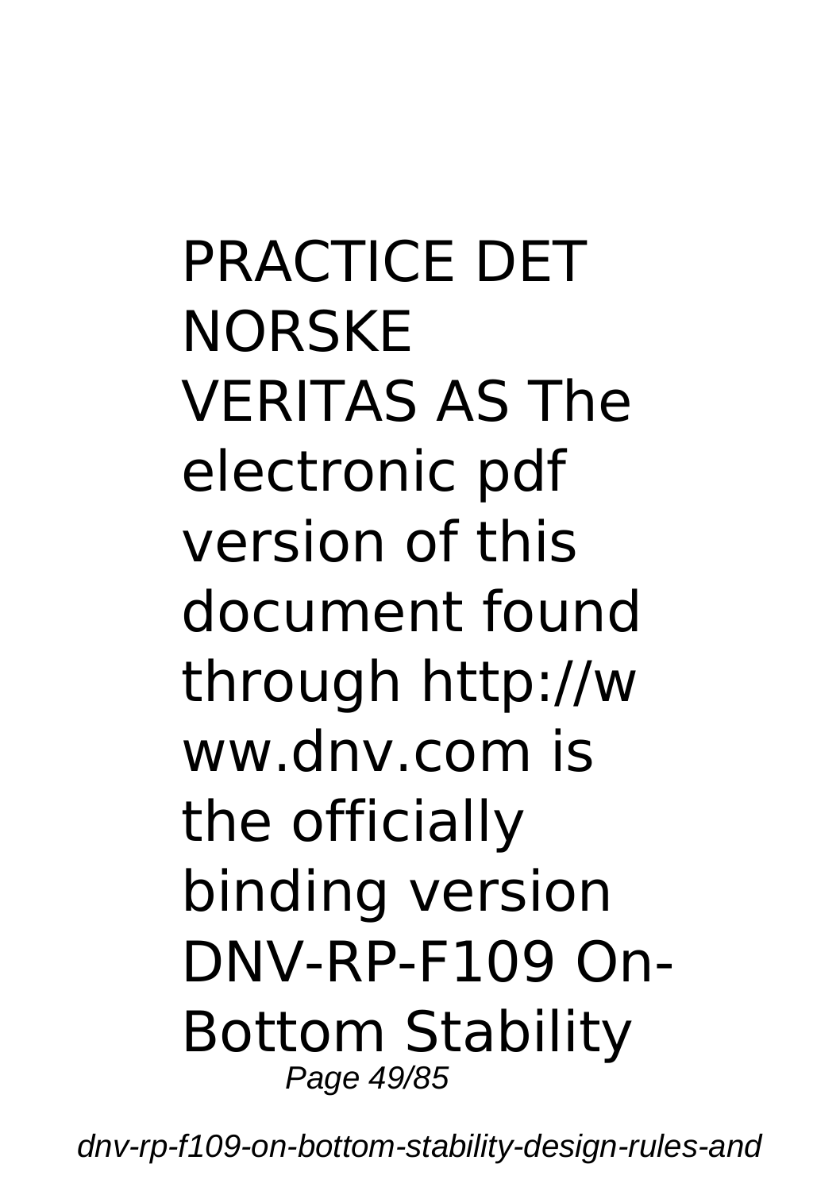PRACTICE DET NORSKE VERITAS AS The electronic pdf version of this document found through http://www.dnv.com is the officially binding version DNV-RP-F109 On-Bottom Stability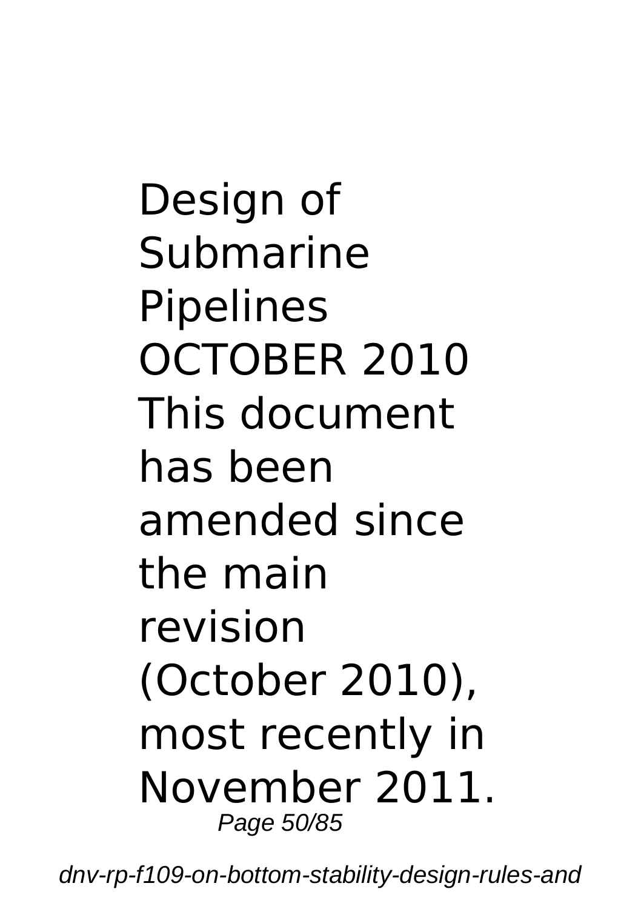Design of Submarine Pipelines OCTOBER 2010 This document has been amended since the main revision (October 2010), most recently in November 2011.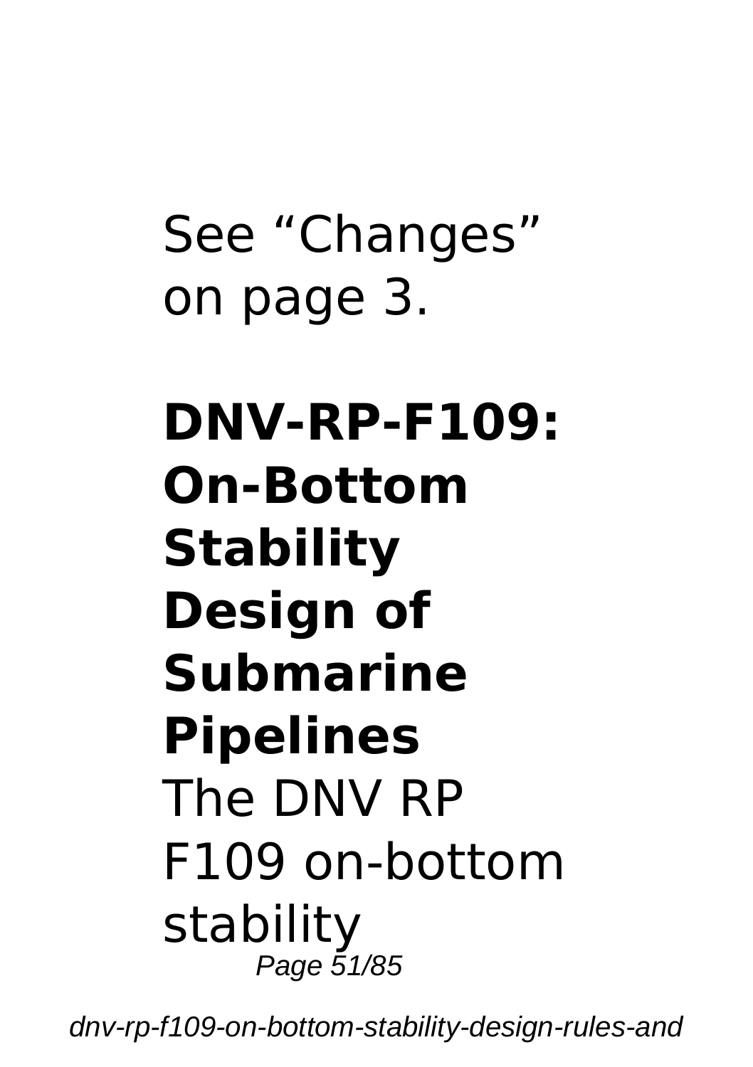See “Changes” on page 3.

**DNV-RP-F109: On-Bottom Stability Design of Submarine Pipelines**

The DNV RP F109 on-bottom stability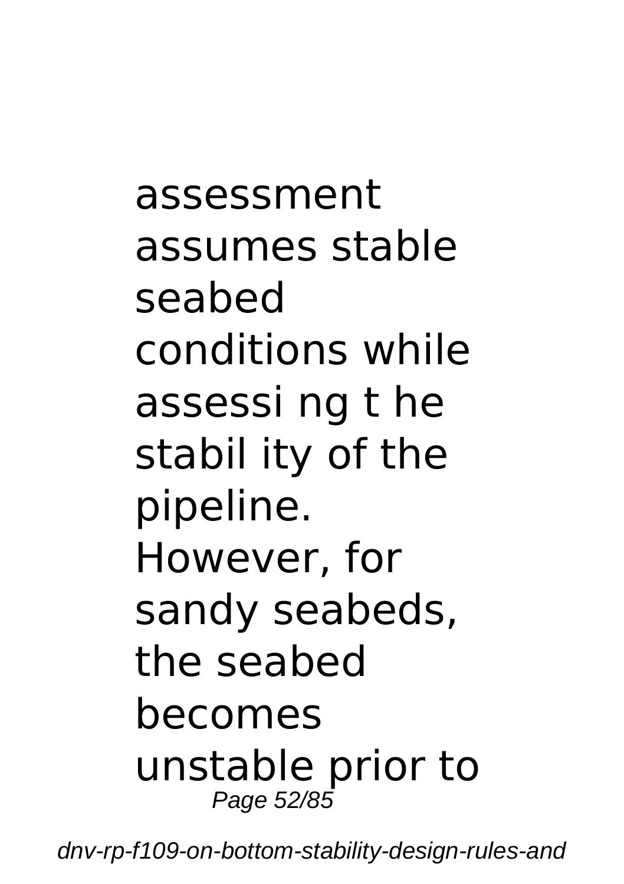assessment assumes stable seabed conditions while assessi ng t he stabil ity of the pipeline. However, for sandy seabeds, the seabed becomes unstable prior to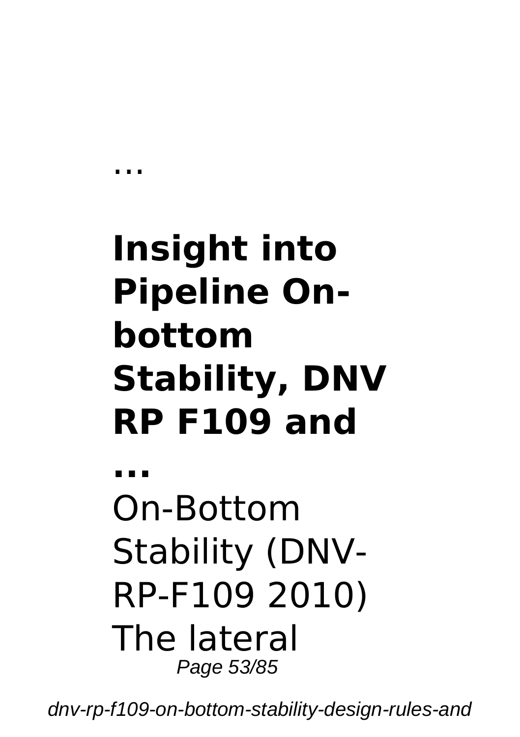...

## Insight into Pipeline On-bottom Stability, DNV RP F109 and ...

On-Bottom Stability (DNV-RP-F109 2010) The lateral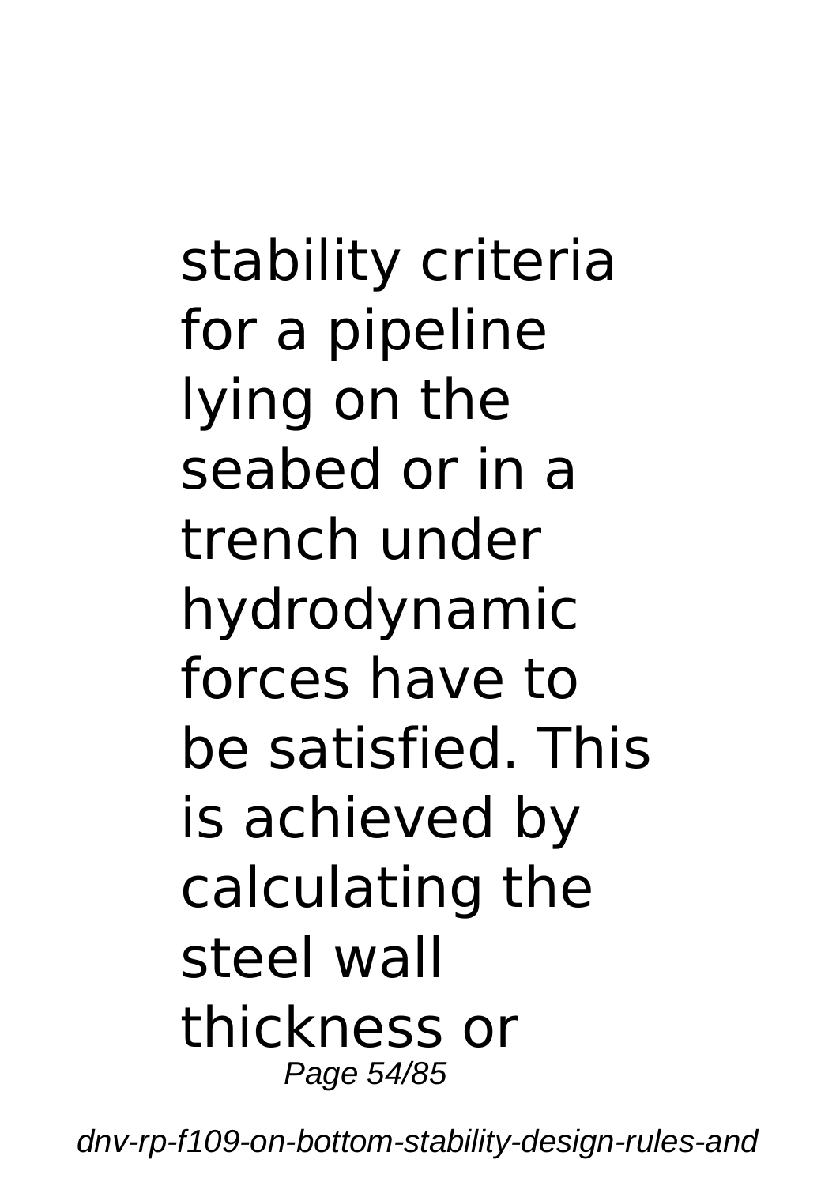stability criteria for a pipeline lying on the seabed or in a trench under hydrodynamic forces have to be satisfied. This is achieved by calculating the steel wall thickness or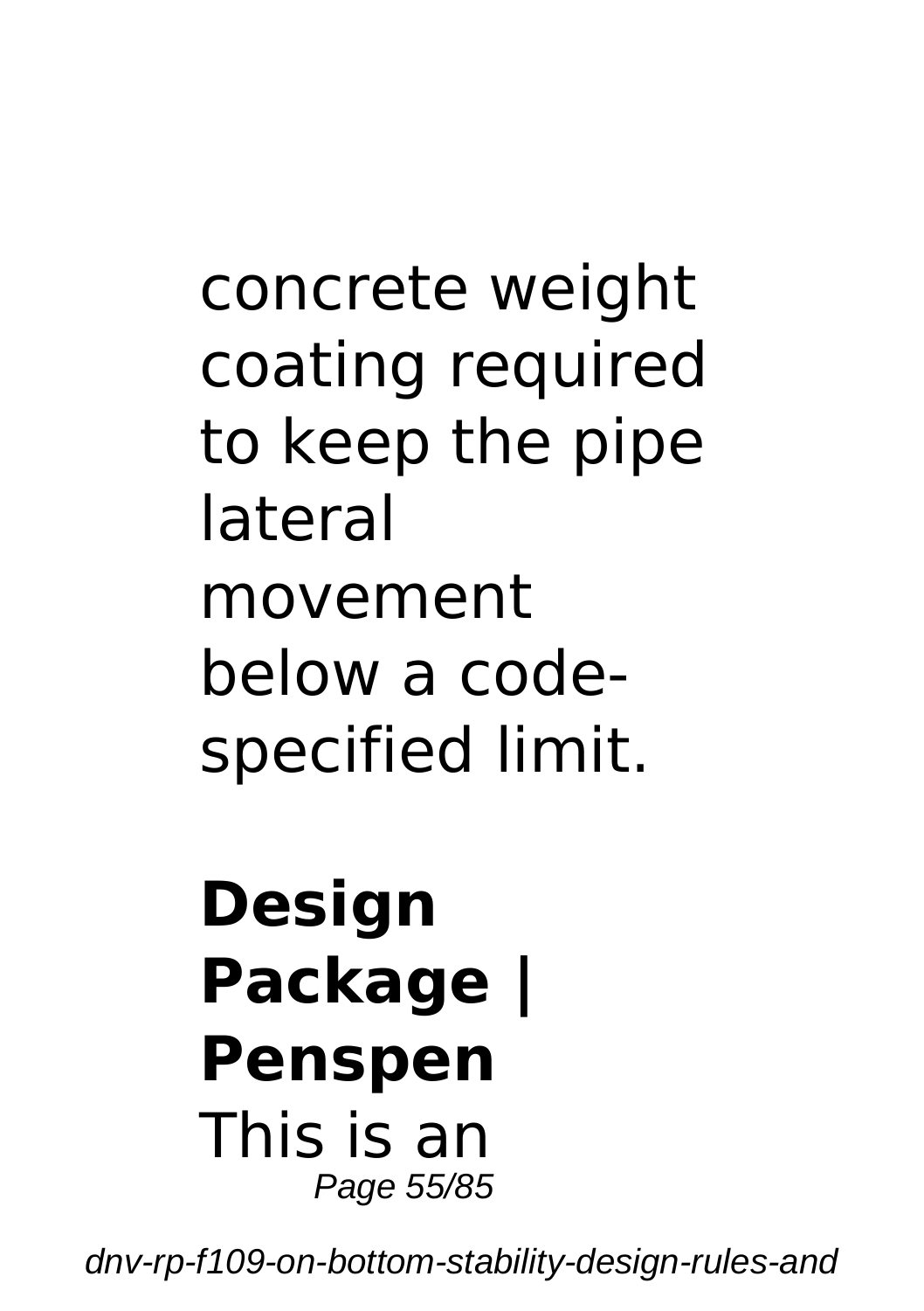concrete weight coating required to keep the pipe lateral movement below a code-specified limit.

**Design Package | Penspen**

This is an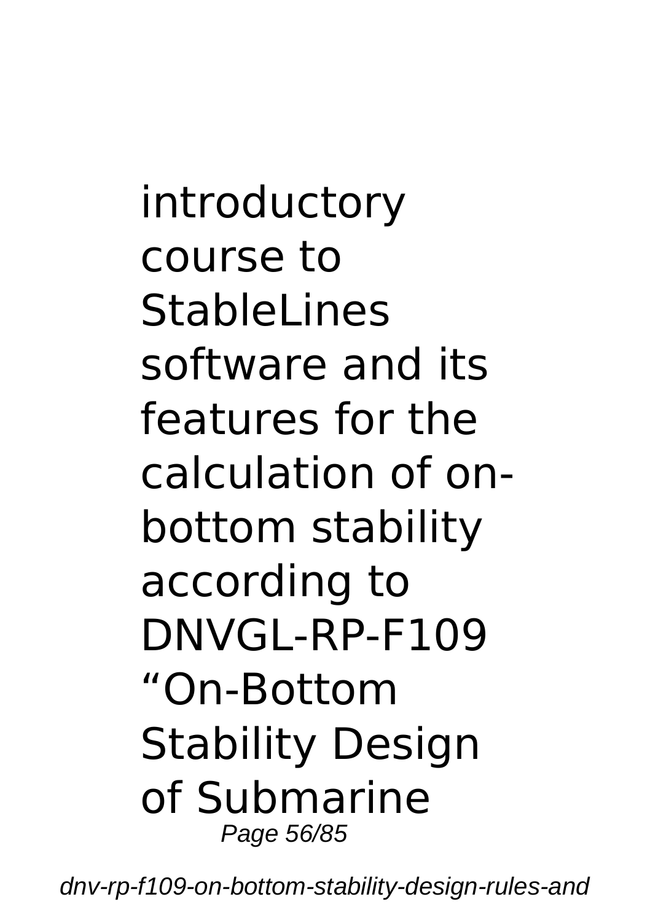introductory course to StableLines software and its features for the calculation of on-bottom stability according to DNVGL-RP-F109 “On-Bottom Stability Design of Submarine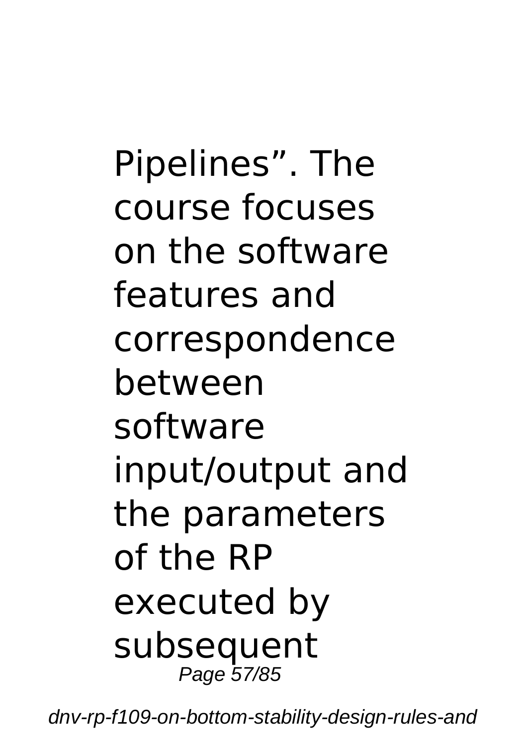Pipelines”. The course focuses on the software features and correspondence between software input/output and the parameters of the RP executed by subsequent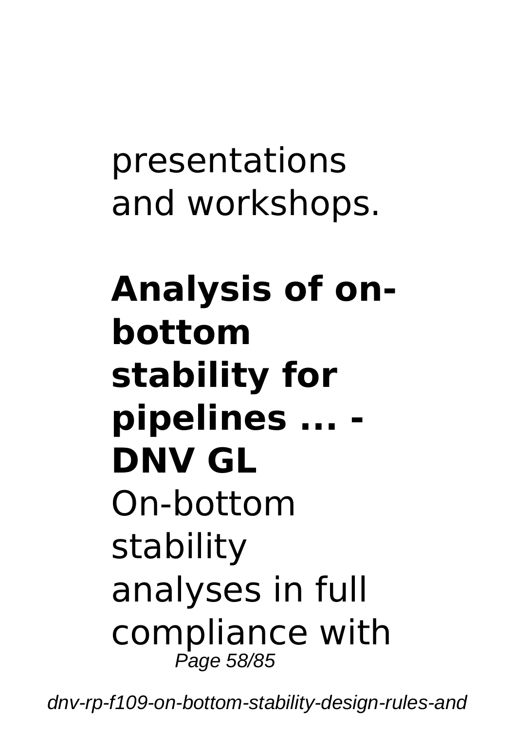presentations and workshops.

## Analysis of on-bottom stability for pipelines ... - DNV GL

On-bottom stability analyses in full compliance with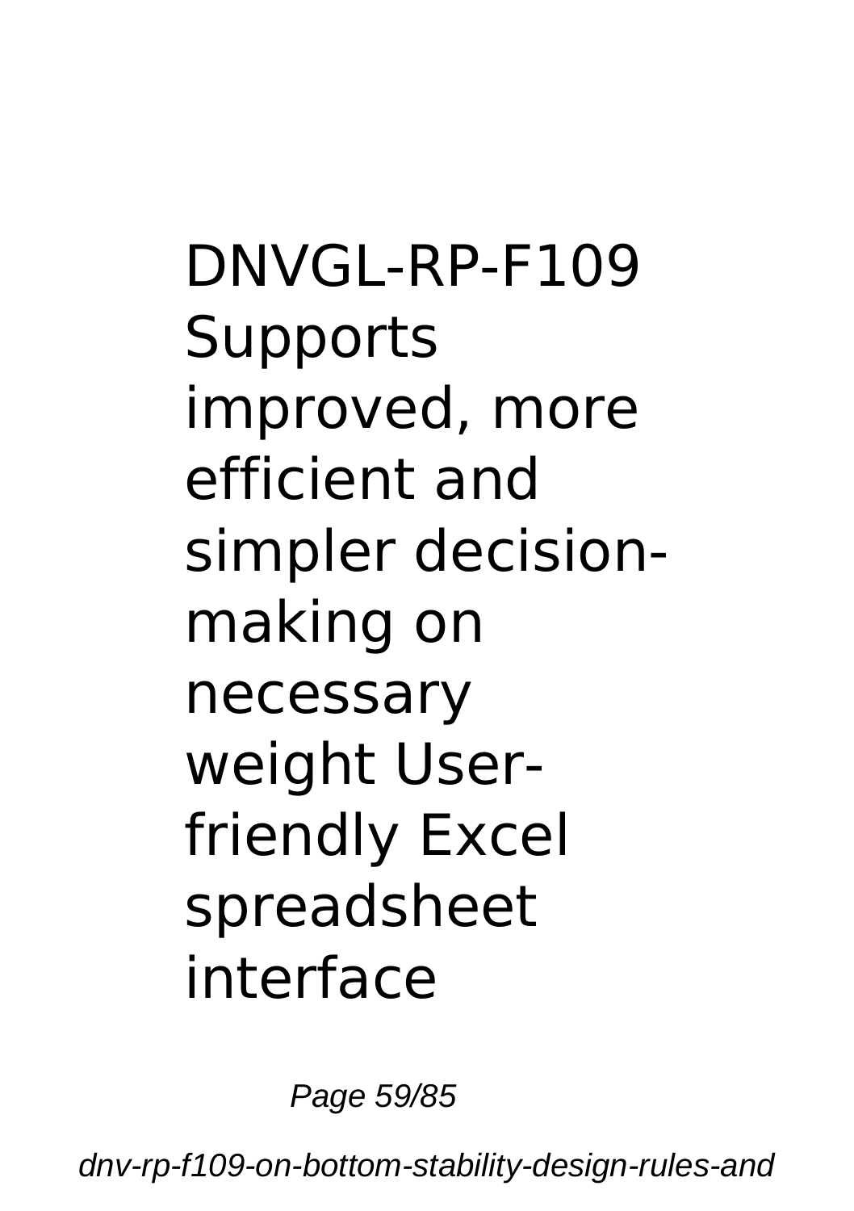DNVGL-RP-F109 Supports improved, more efficient and simpler decision-making on necessary weight User-friendly Excel spreadsheet interface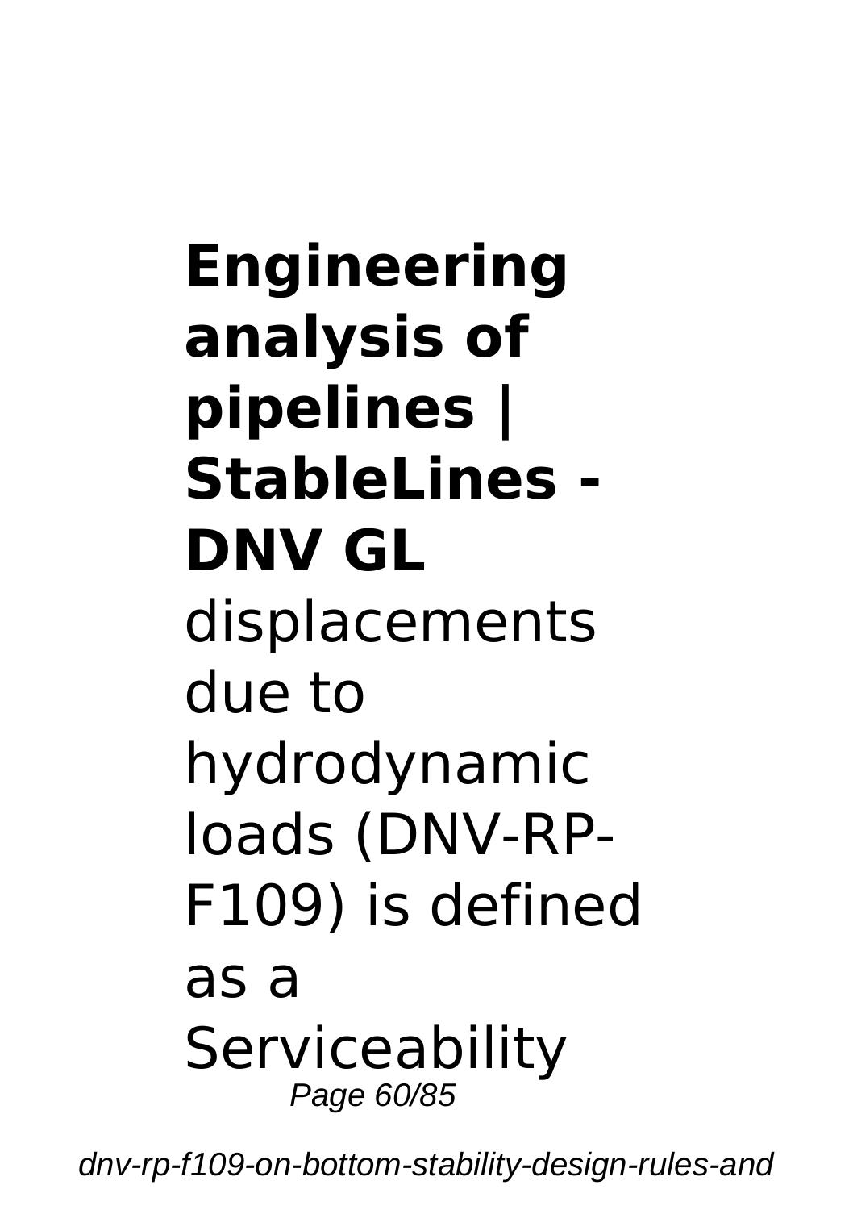**Engineering analysis of pipelines | StableLines - DNV GL**

displacements due to hydrodynamic loads (DNV-RP-F109) is defined as a Serviceability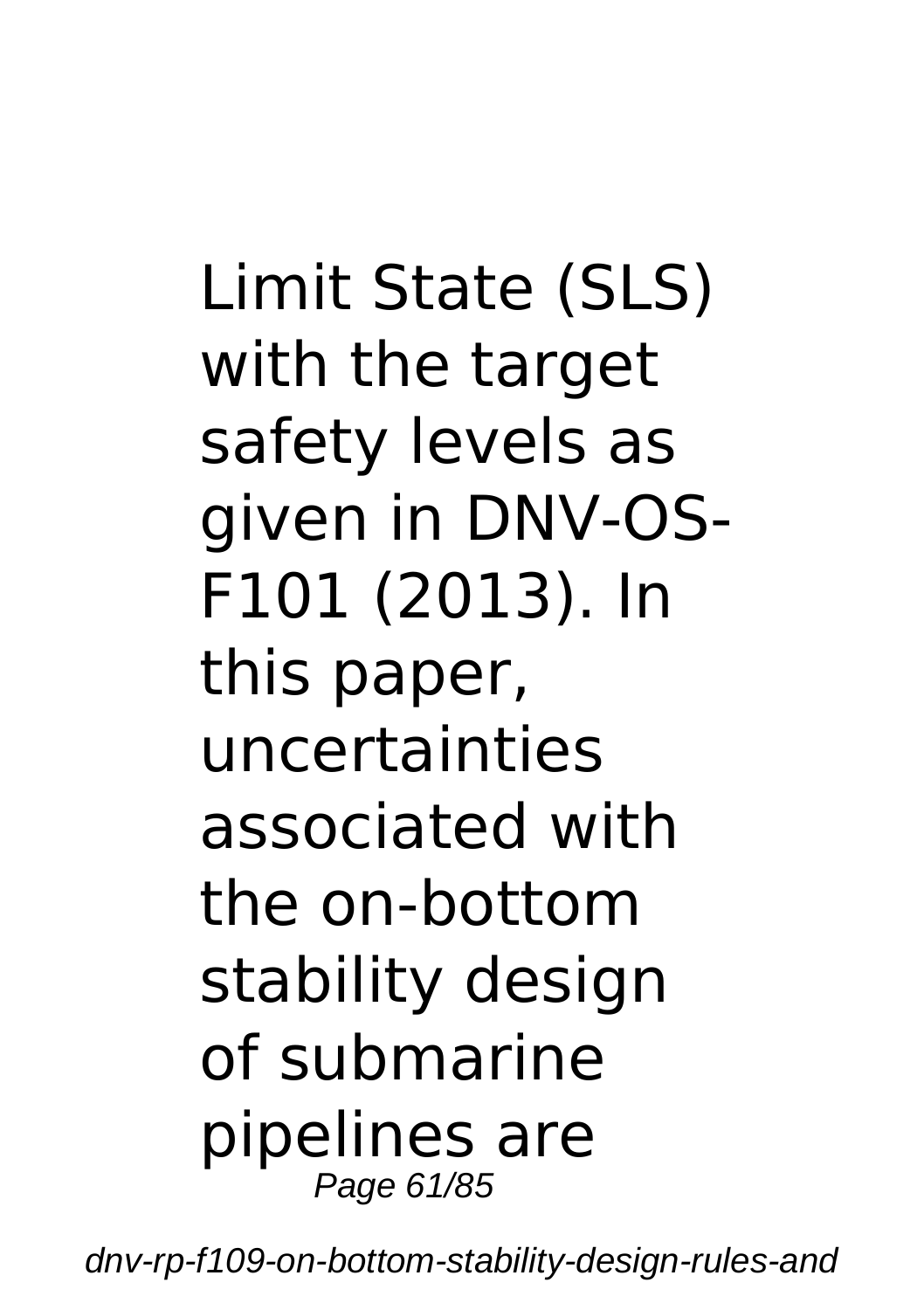Limit State (SLS) with the target safety levels as given in DNV-OS-F101 (2013). In this paper, uncertainties associated with the on-bottom stability design of submarine pipelines are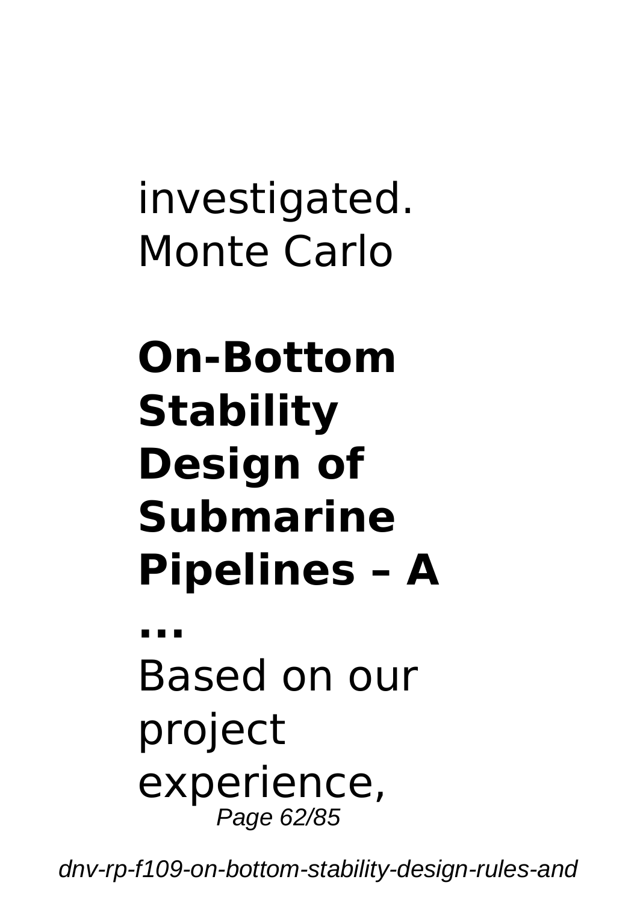investigated. Monte Carlo

**On-Bottom Stability Design of Submarine Pipelines – A ...**

Based on our project experience,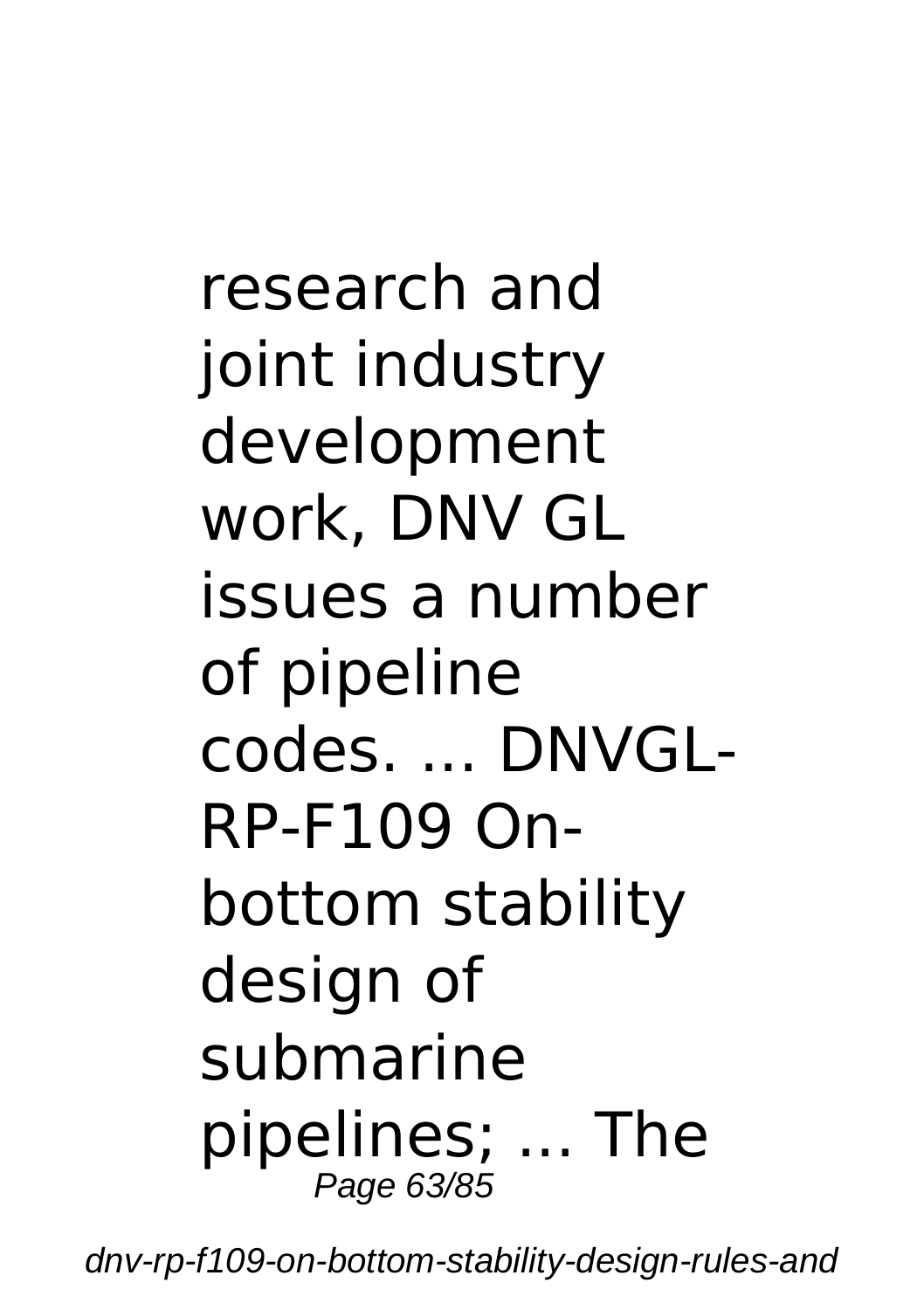research and joint industry development work, DNV GL issues a number of pipeline codes. ... DNVGL-RP-F109 On-bottom stability design of submarine pipelines; ... The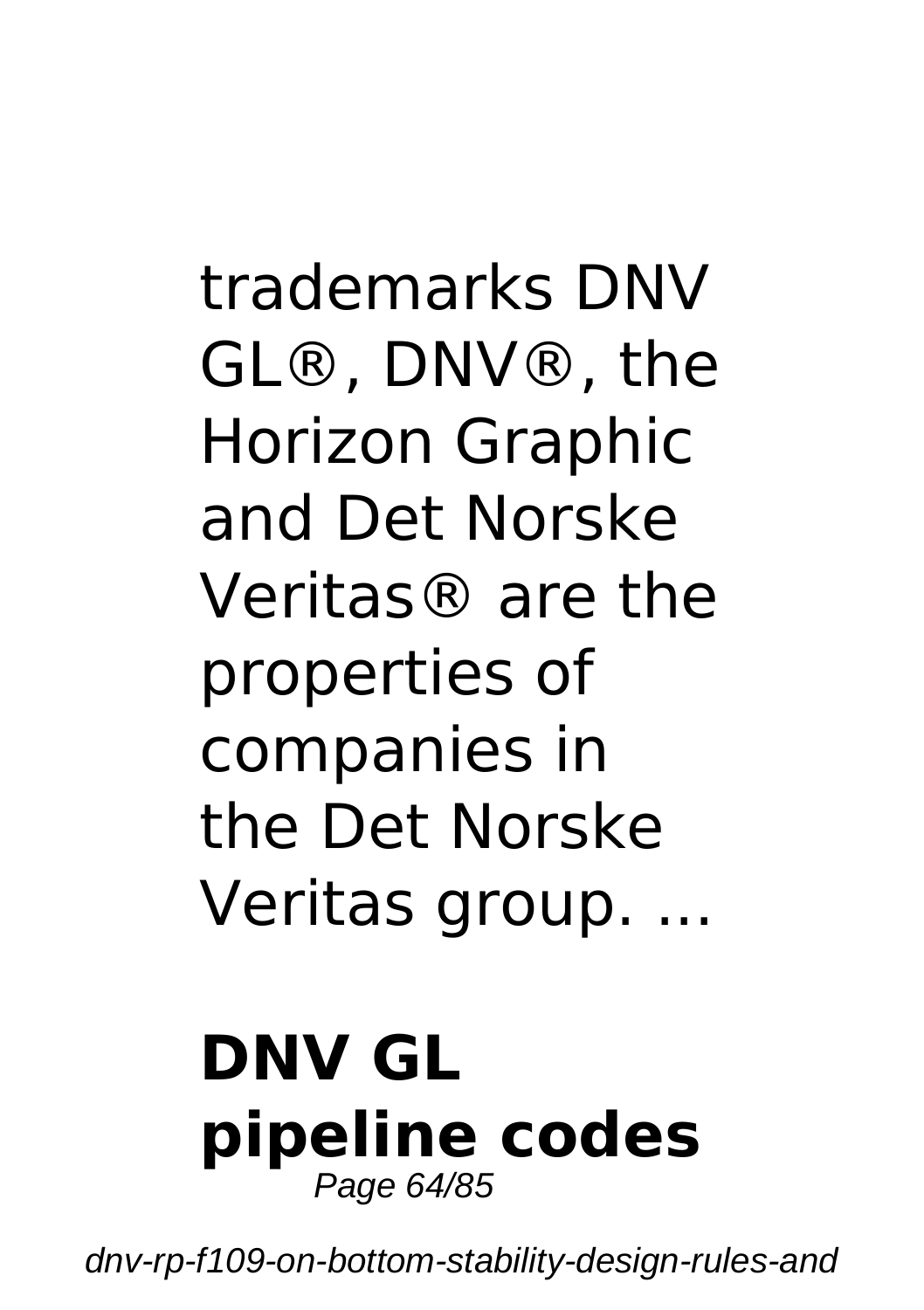trademarks DNV GL®, DNV®, the Horizon Graphic and Det Norske Veritas® are the properties of companies in the Det Norske Veritas group. ...

## DNV GL pipeline codes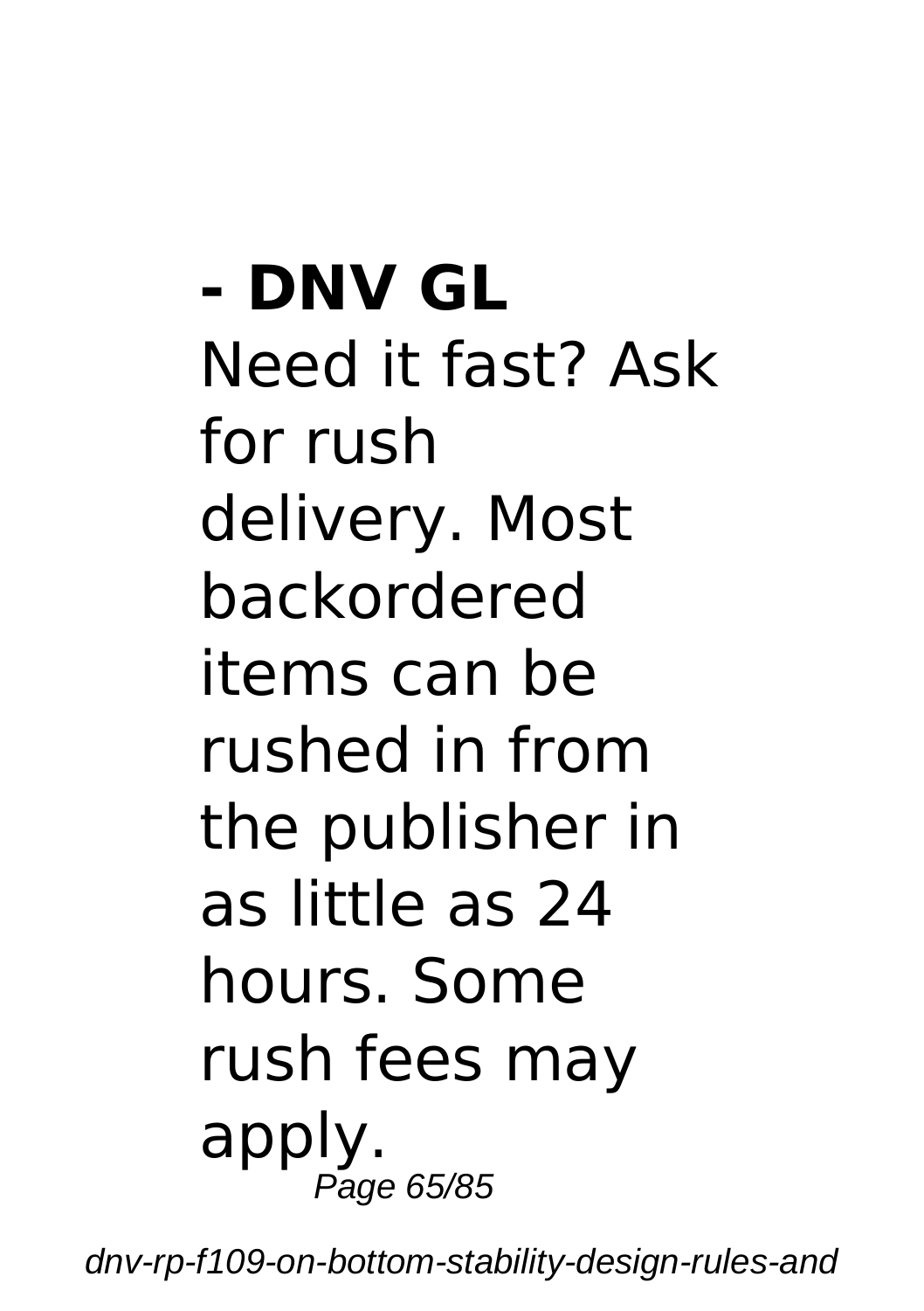**- DNV GL**

Need it fast? Ask for rush delivery. Most backordered items can be rushed in from the publisher in as little as 24 hours. Some rush fees may apply.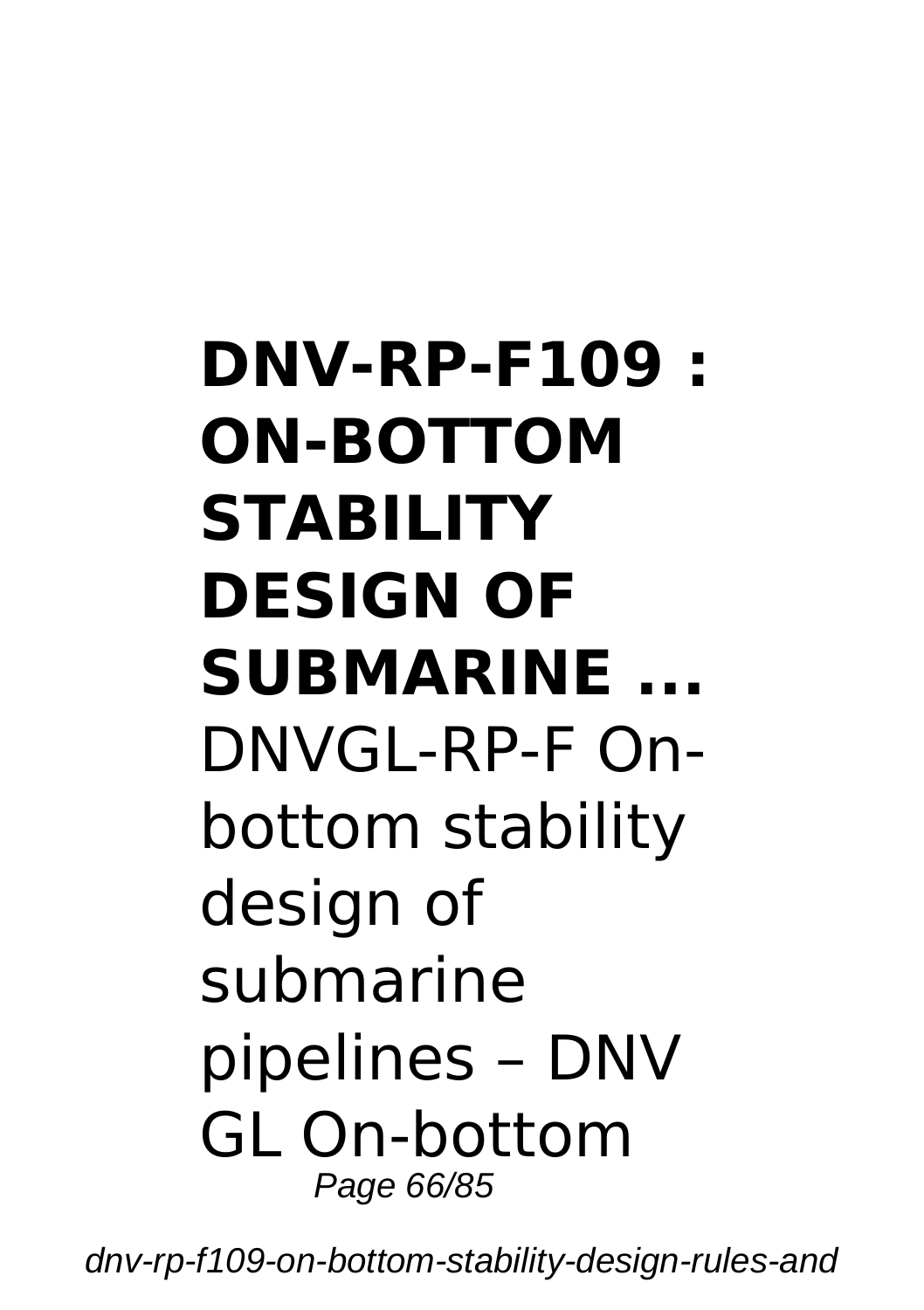**DNV-RP-F109 : ON-BOTTOM STABILITY DESIGN OF SUBMARINE ...**

DNVGL-RP-F On-bottom stability design of submarine pipelines – DNV GL On-bottom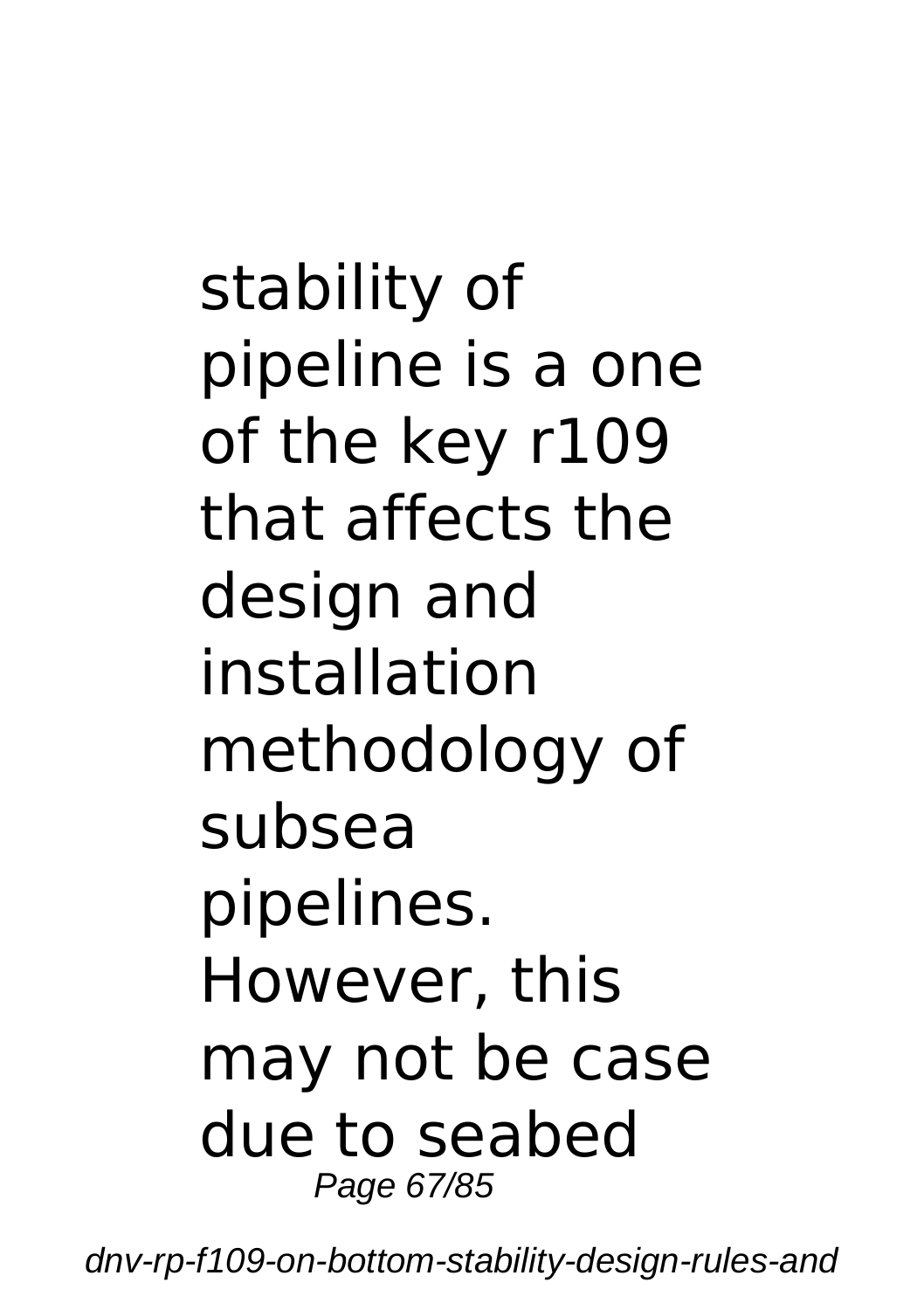stability of pipeline is a one of the key r109 that affects the design and installation methodology of subsea pipelines. However, this may not be case due to seabed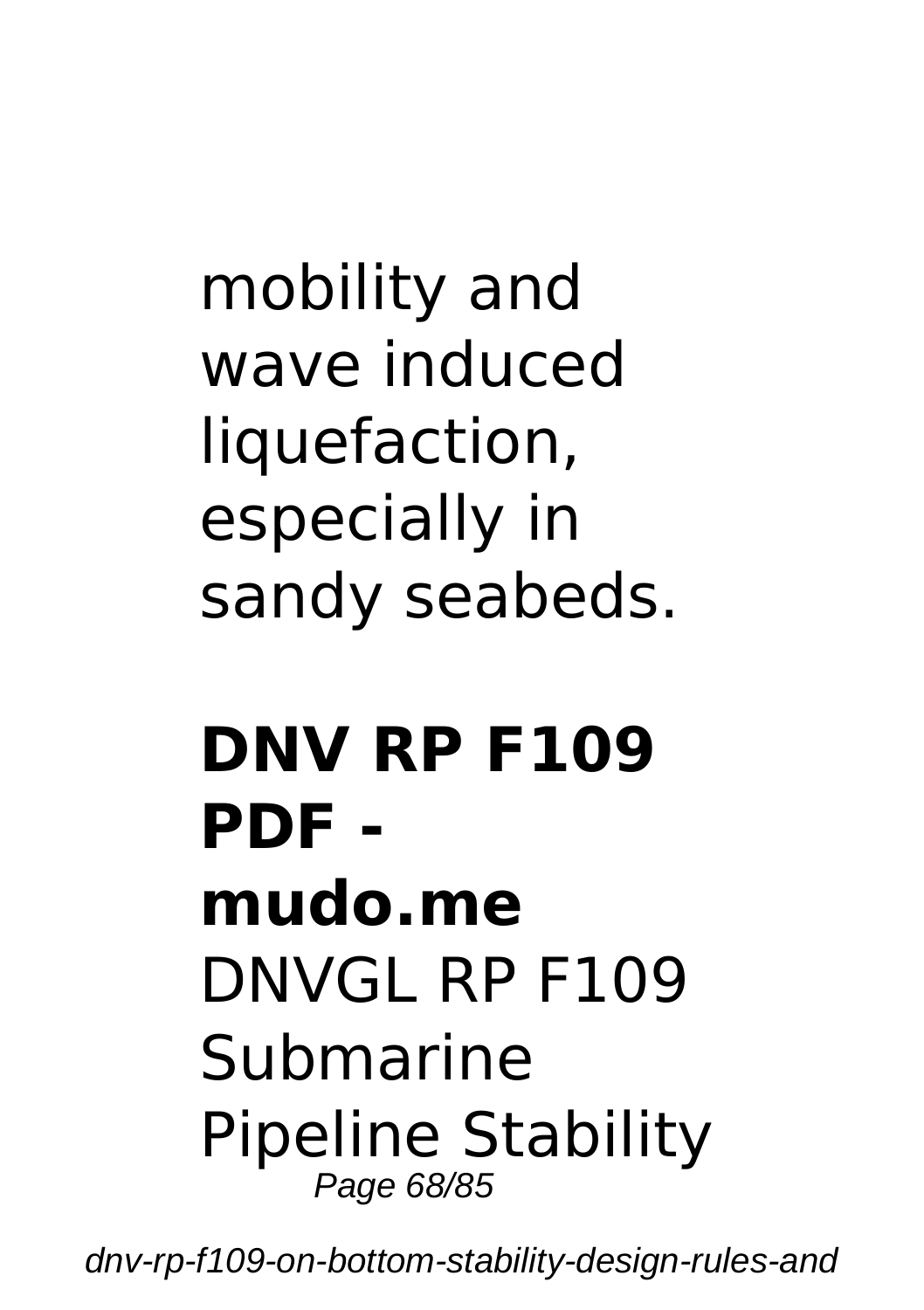mobility and wave induced liquefaction, especially in sandy seabeds.

**DNV RP F109 PDF - mudo.me** DNVGL RP F109 Submarine Pipeline Stability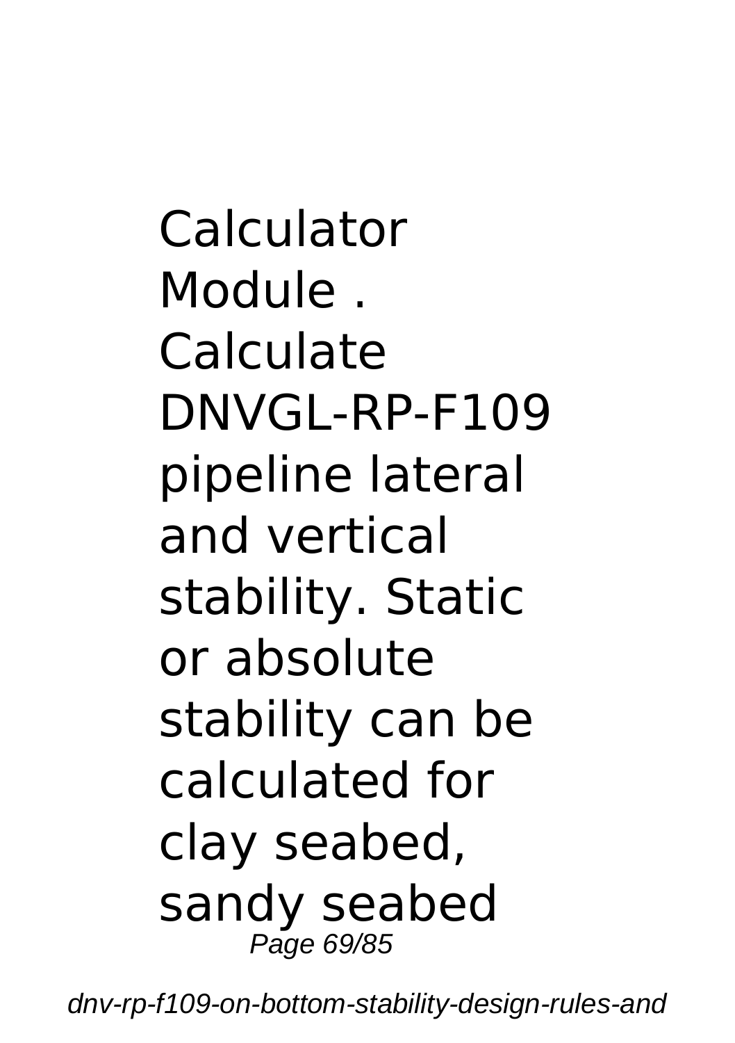Calculator Module . Calculate DNVGL-RP-F109 pipeline lateral and vertical stability. Static or absolute stability can be calculated for clay seabed, sandy seabed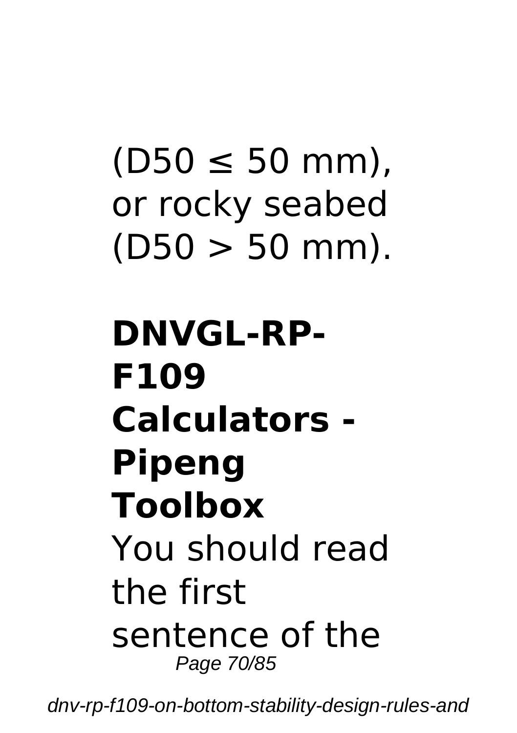(D50 ≤ 50 mm), or rocky seabed (D50 > 50 mm).

## DNVGL-RP-F109 Calculators - Pipeng Toolbox

You should read the first sentence of the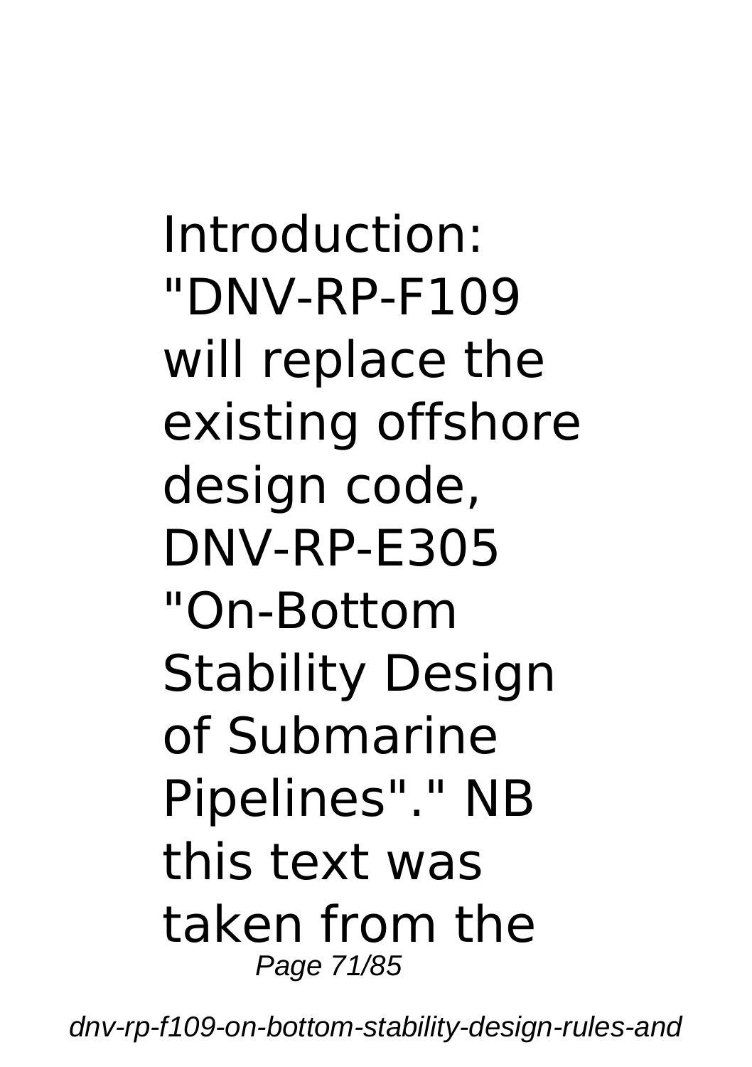Introduction: "DNV-RP-F109 will replace the existing offshore design code, DNV-RP-E305 "On-Bottom Stability Design of Submarine Pipelines"." NB this text was taken from the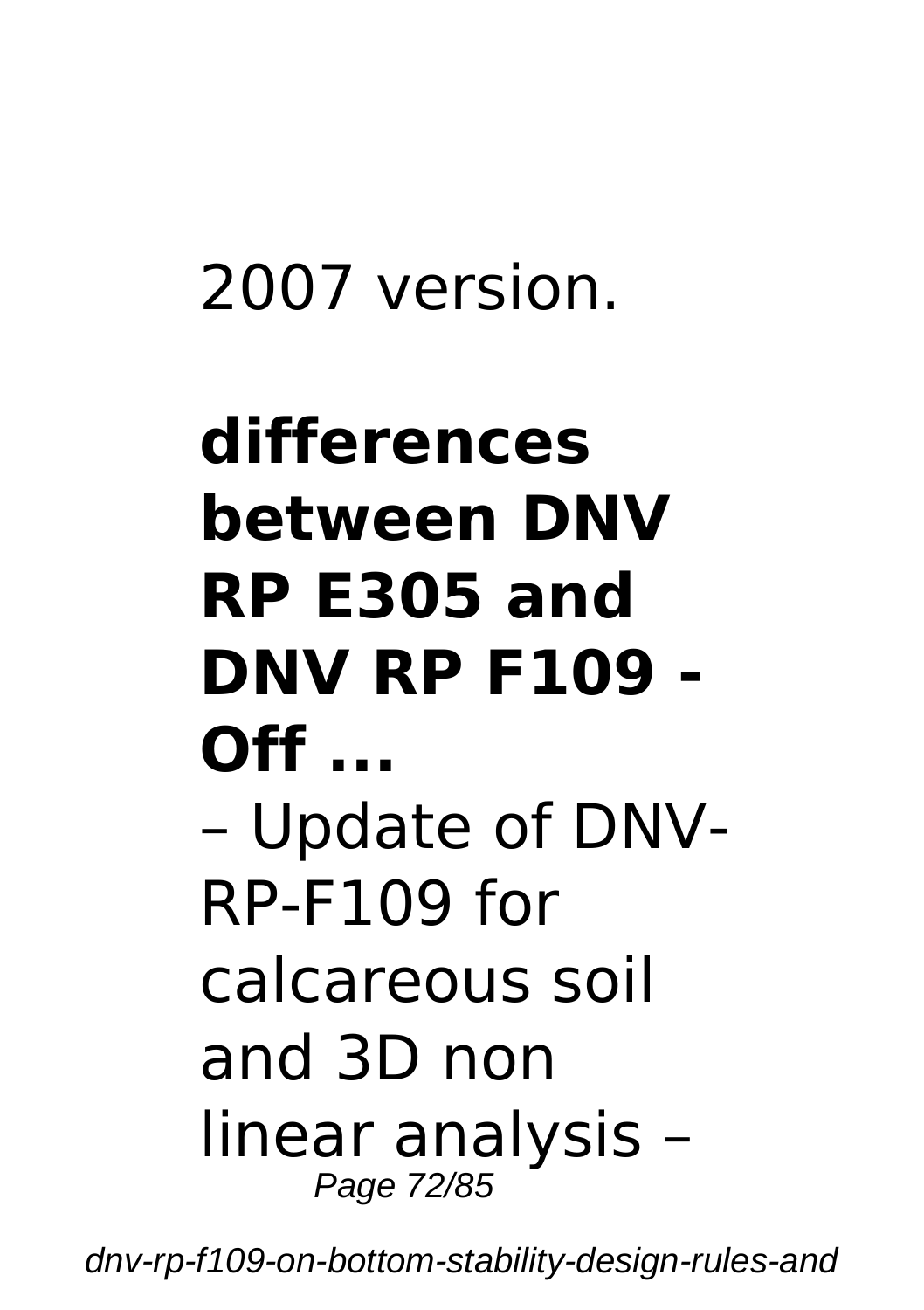2007 version.

**differences between DNV RP E305 and DNV RP F109 - Off ...**

– Update of DNV-RP-F109 for calcareous soil and 3D non linear analysis –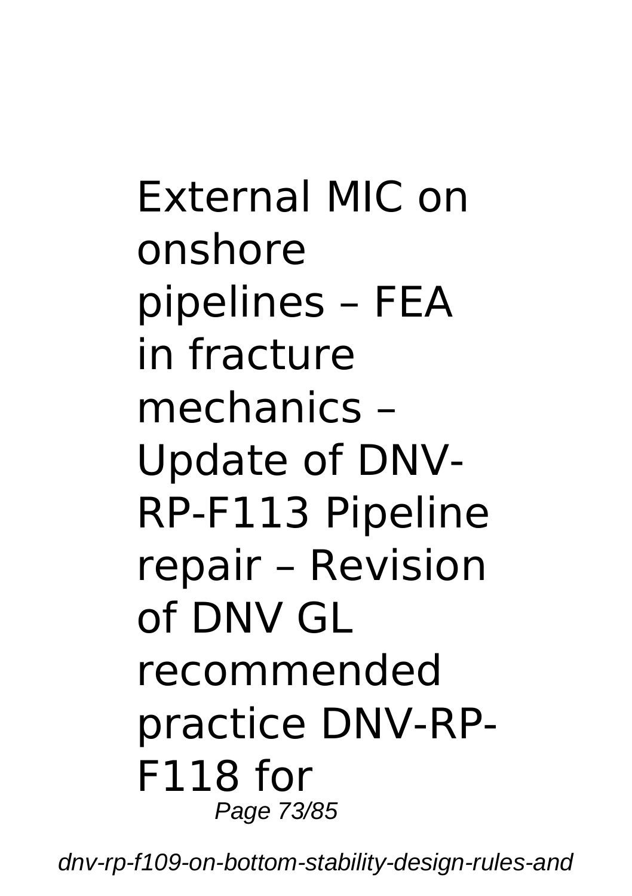External MIC on onshore pipelines – FEA in fracture mechanics – Update of DNV-RP-F113 Pipeline repair – Revision of DNV GL recommended practice DNV-RP-F118 for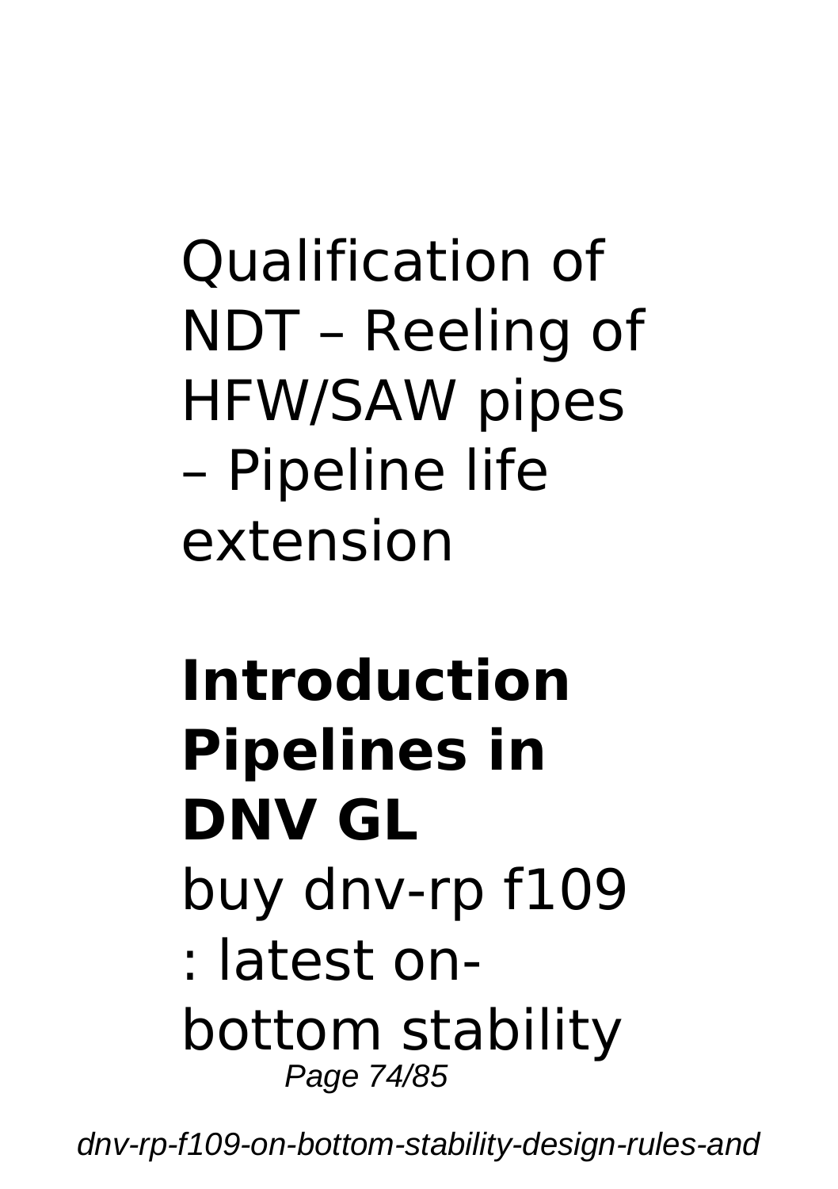Qualification of NDT – Reeling of HFW/SAW pipes – Pipeline life extension

**Introduction Pipelines in DNV GL**

buy dnv-rp f109 : latest on-bottom stability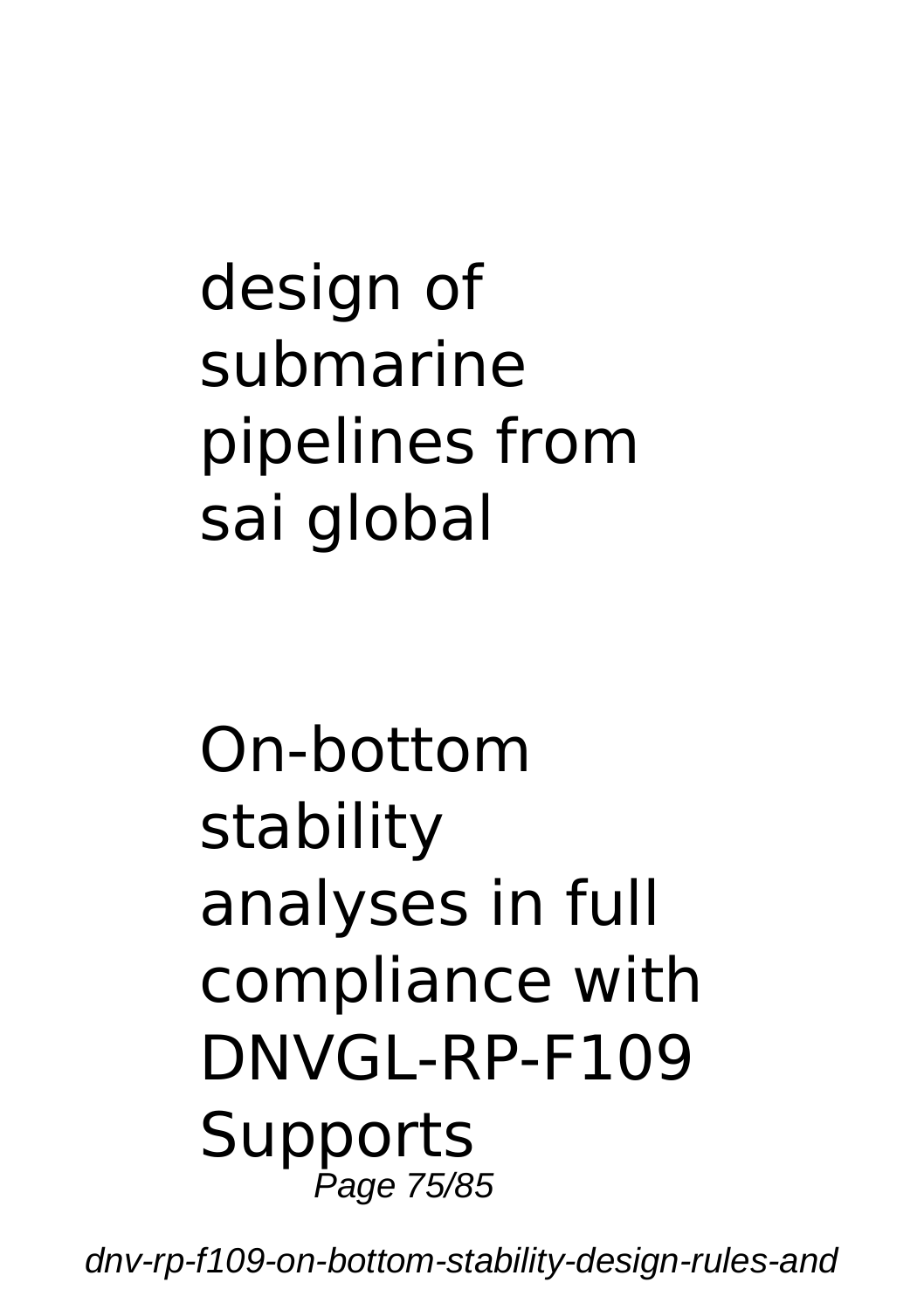design of submarine pipelines from sai global

On-bottom stability analyses in full compliance with DNVGL-RP-F109 Supports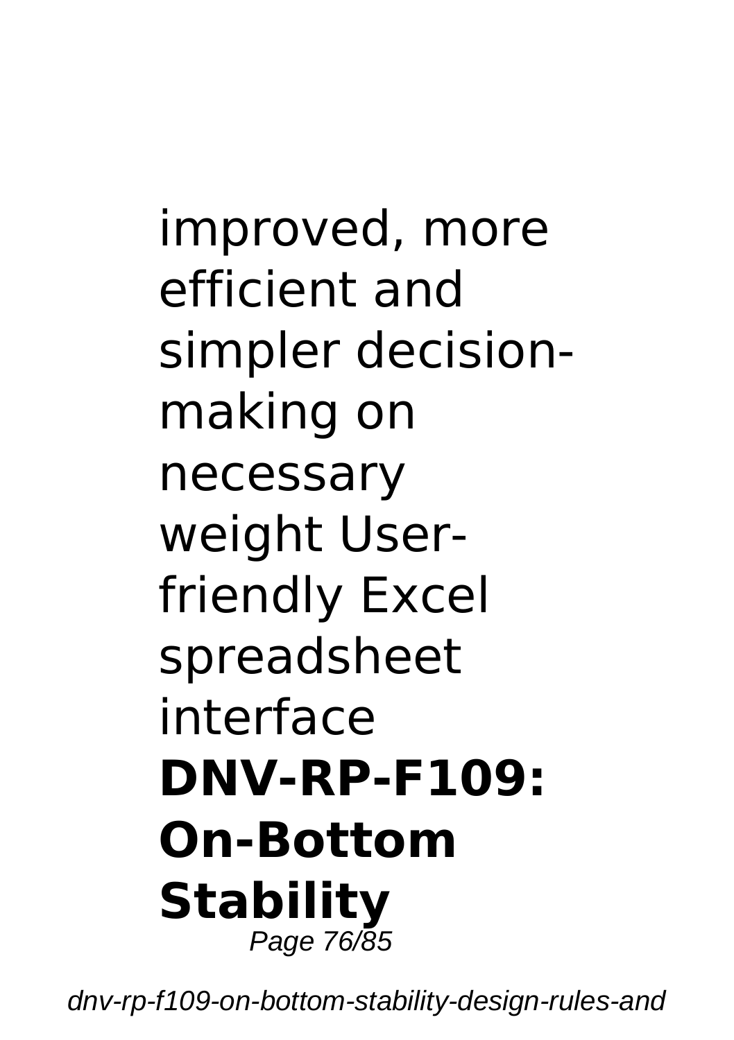improved, more efficient and simpler decision-making on necessary weight User-friendly Excel spreadsheet interface

**DNV-RP-F109: On-Bottom Stability**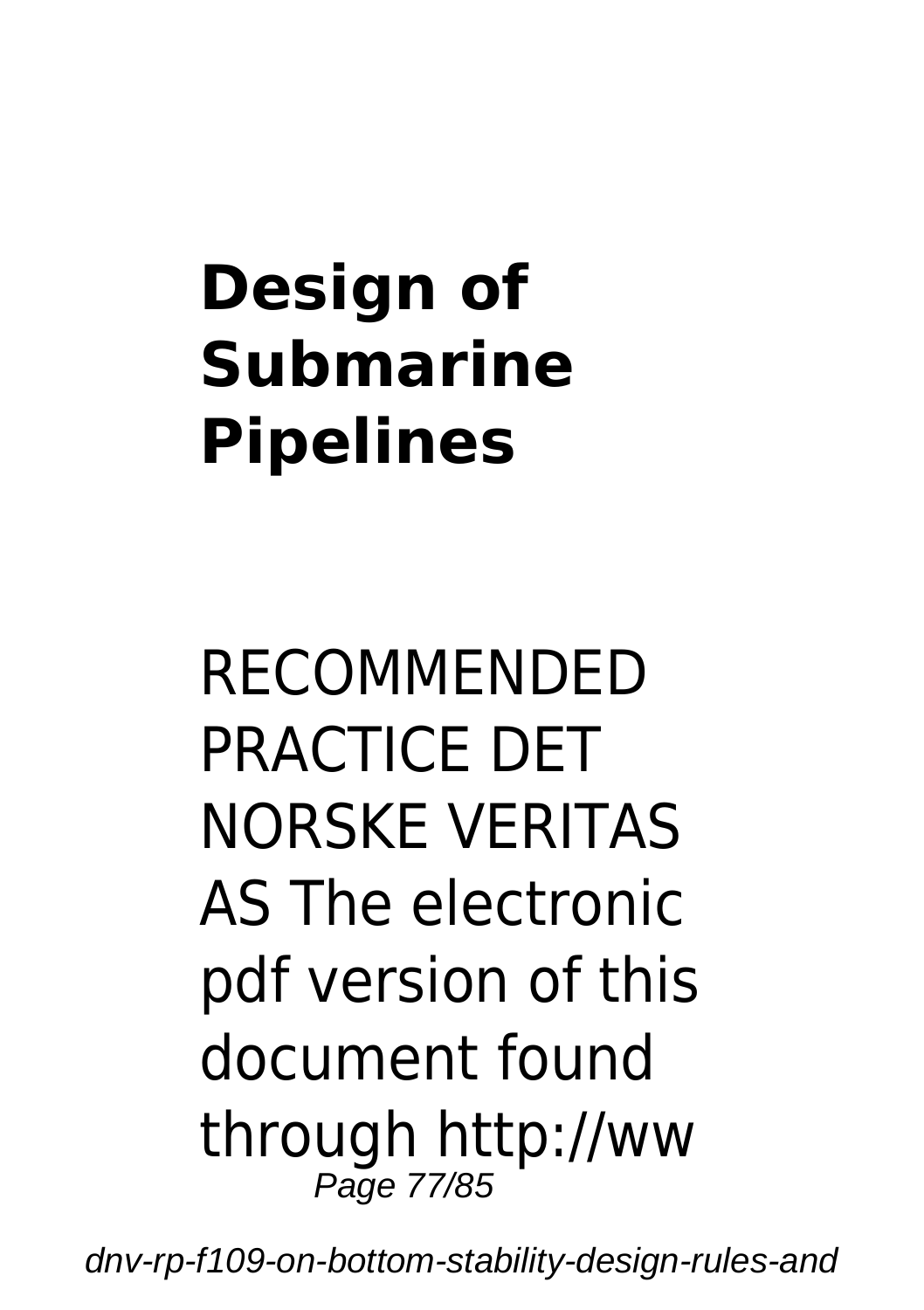## Design of Submarine Pipelines

RECOMMENDED PRACTICE DET NORSKE VERITAS AS The electronic pdf version of this document found through http://ww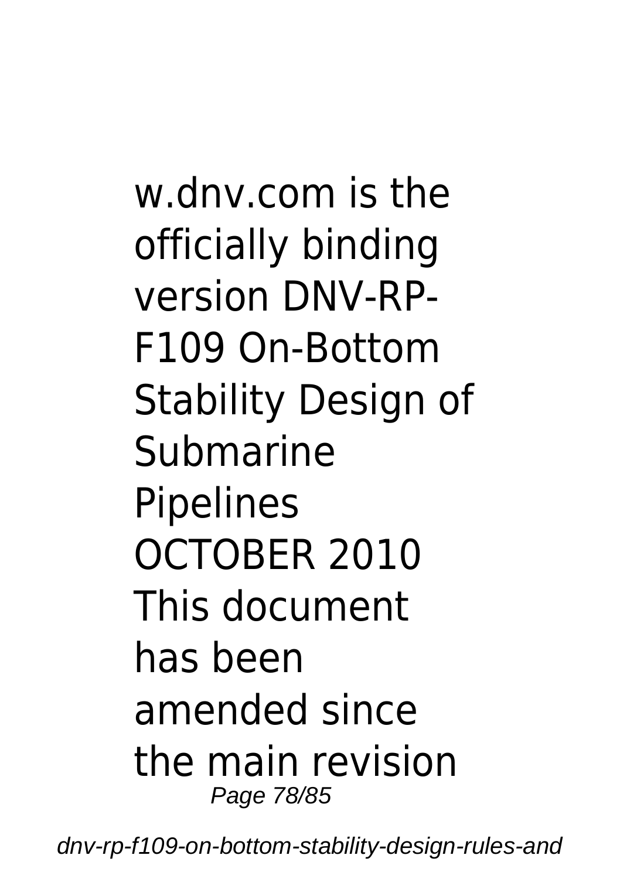w.dnv.com is the officially binding version DNV-RP-F109 On-Bottom Stability Design of Submarine Pipelines OCTOBER 2010 This document has been amended since the main revision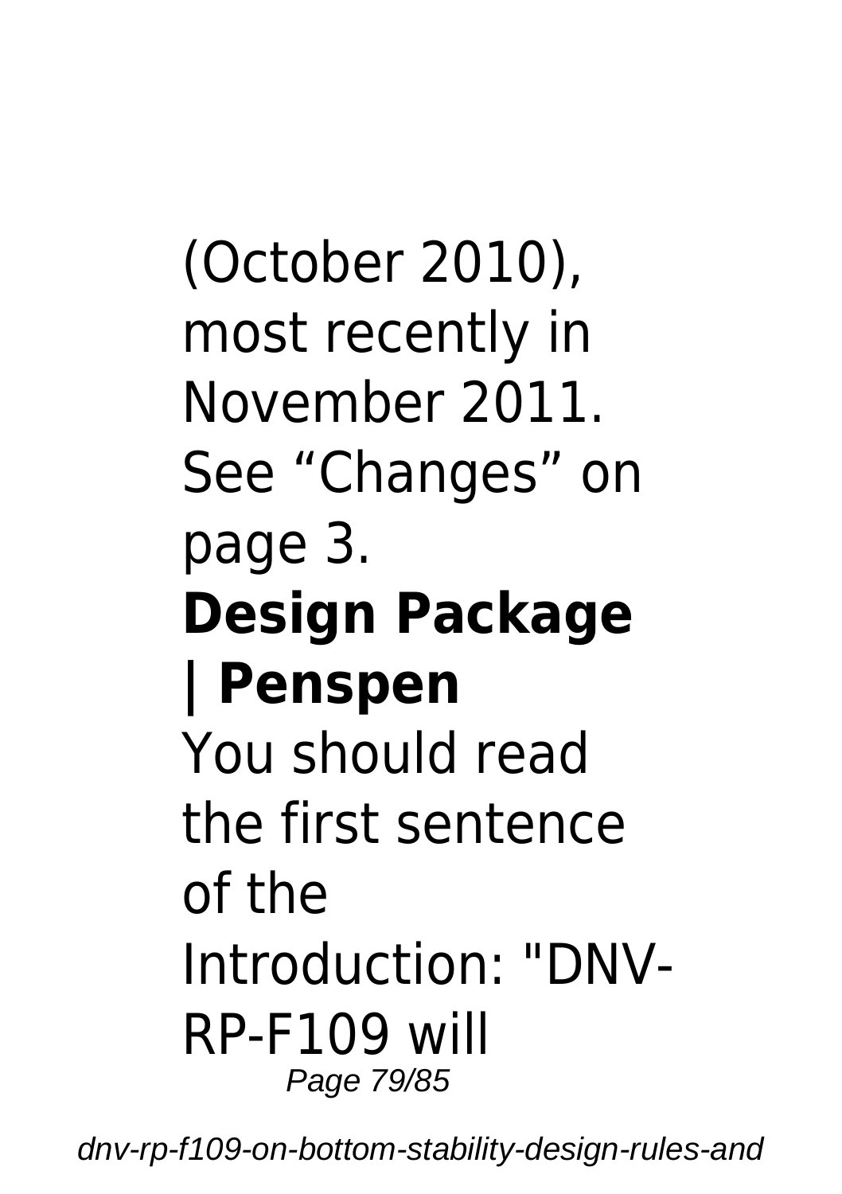(October 2010), most recently in November 2011. See “Changes” on page 3.

**Design Package | Penspen**

You should read the first sentence of the Introduction: "DNV-RP-F109 will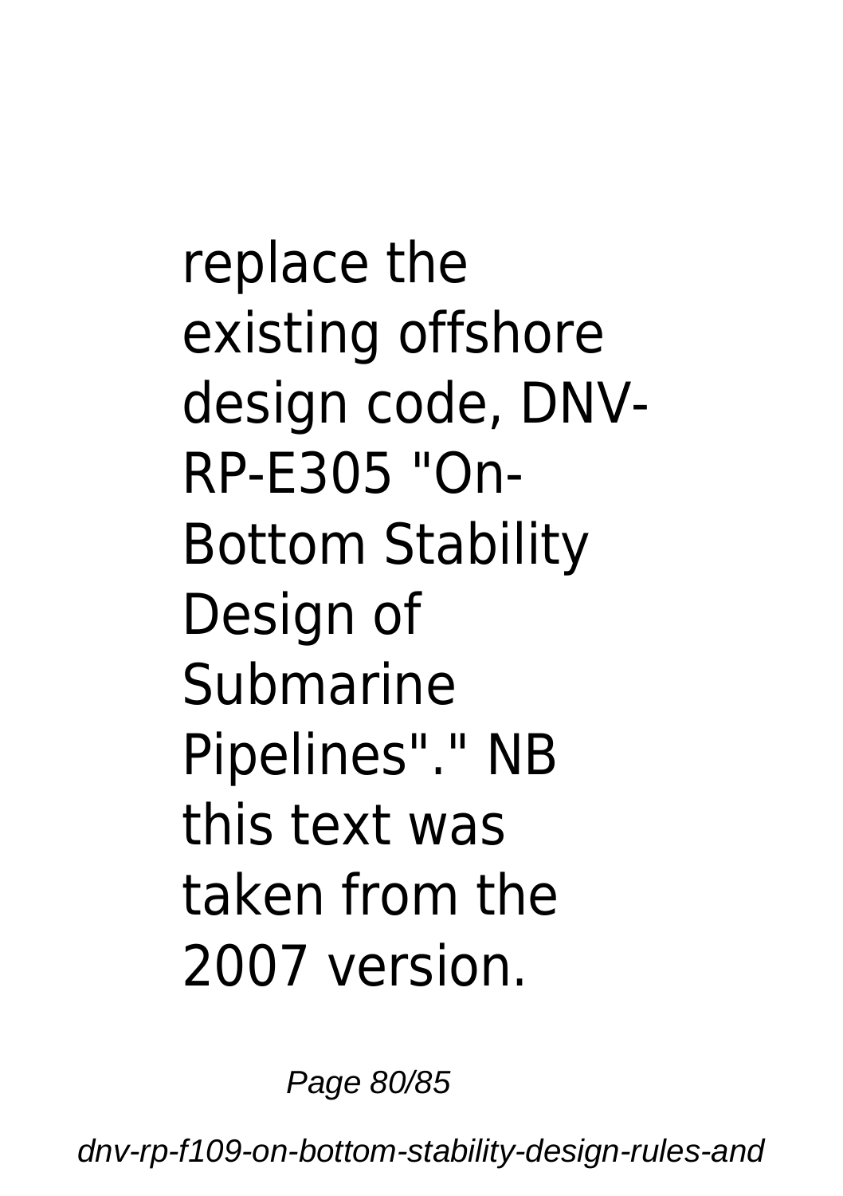replace the existing offshore design code, DNV-RP-E305 "On-Bottom Stability Design of Submarine Pipelines"." NB this text was taken from the 2007 version.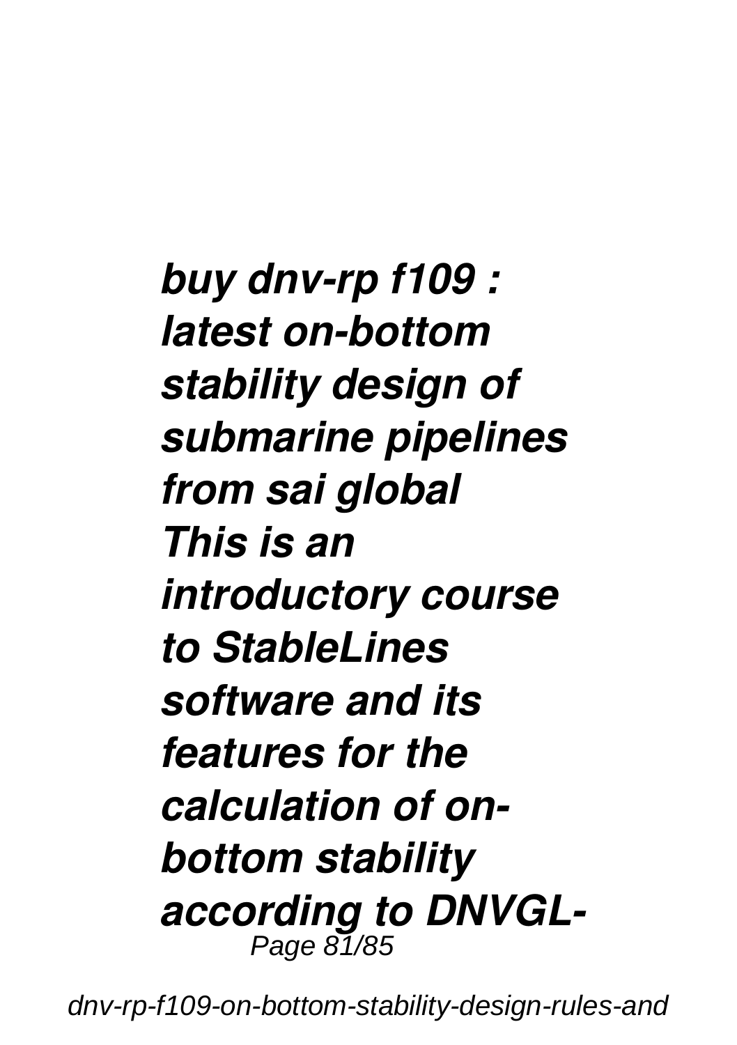***buy dnv-rp f109 : latest on-bottom stability design of submarine pipelines from sai global***
***This is an introductory course to StableLines software and its features for the calculation of on-bottom stability according to DNVGL-***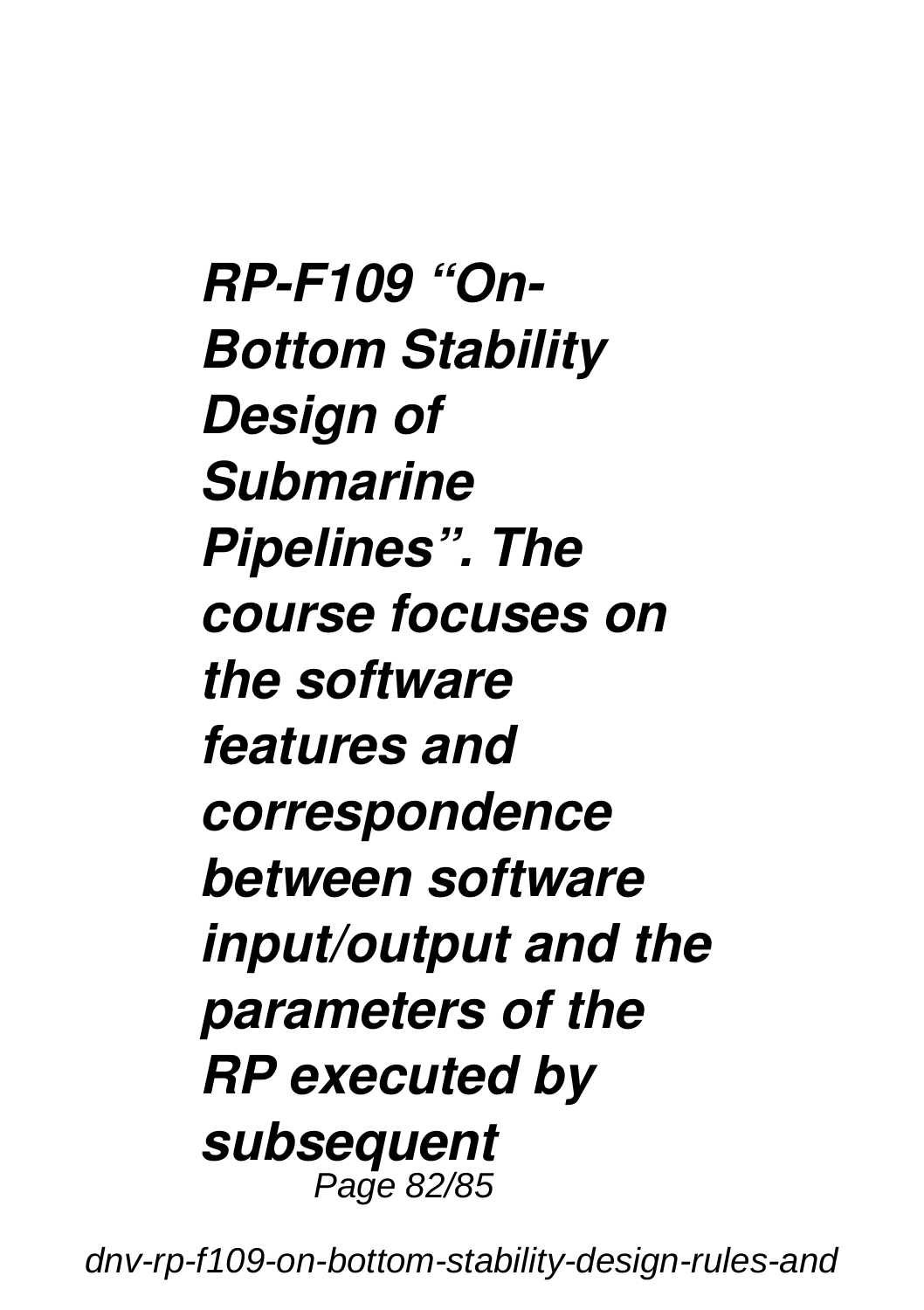***RP-F109 “On-Bottom Stability Design of Submarine Pipelines”. The course focuses on the software features and correspondence between software input/output and the parameters of the RP executed by subsequent***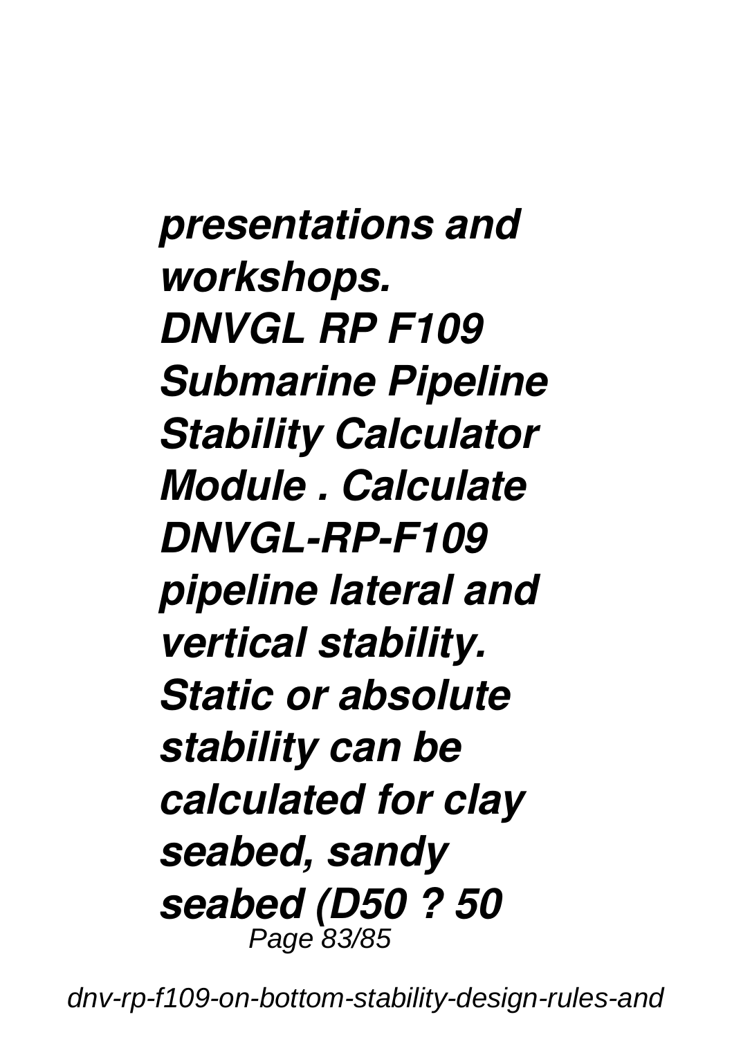*presentations and workshops. DNVGL RP F109 Submarine Pipeline Stability Calculator Module . Calculate DNVGL-RP-F109 pipeline lateral and vertical stability. Static or absolute stability can be calculated for clay seabed, sandy seabed (D50 ? 50*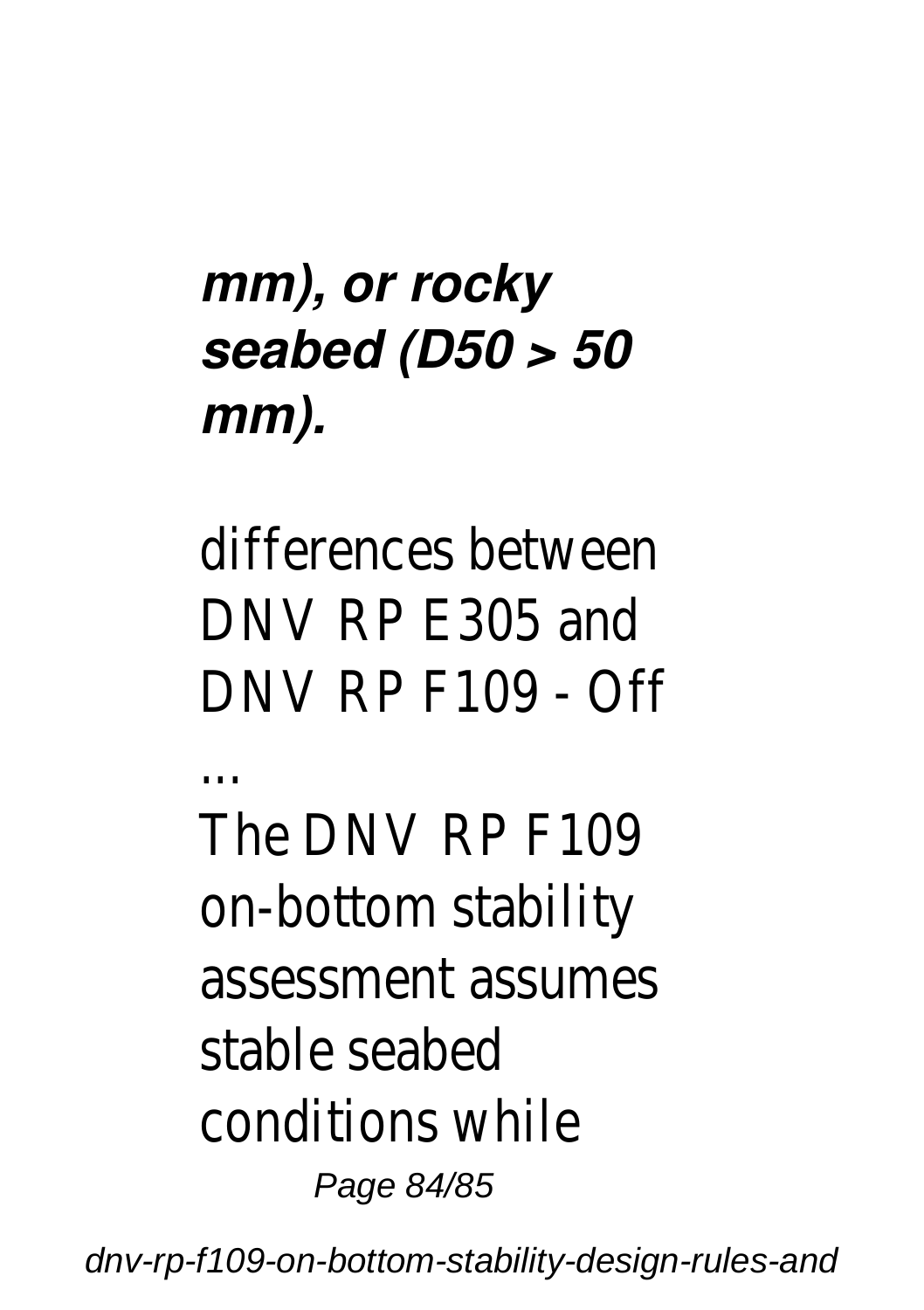***mm), or rocky seabed (D50 > 50 mm).***

differences between DNV RP E305 and DNV RP F109 - Off ...

The DNV RP F109 on-bottom stability assessment assumes stable seabed conditions while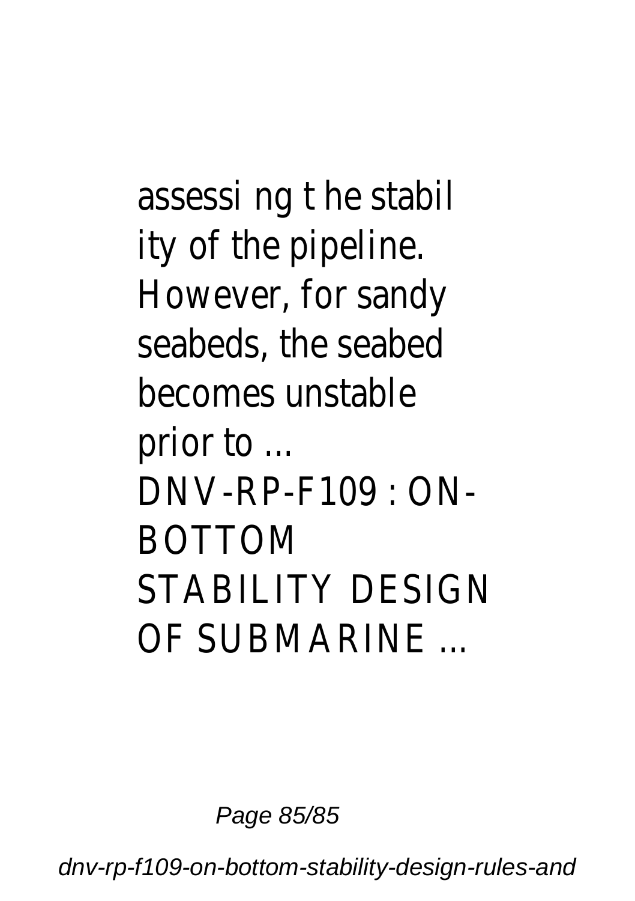assessi ng t he stabil ity of the pipeline. However, for sandy seabeds, the seabed becomes unstable prior to ...

DNV-RP-F109 : ON-BOTTOM STABILITY DESIGN OF SUBMARINE ...